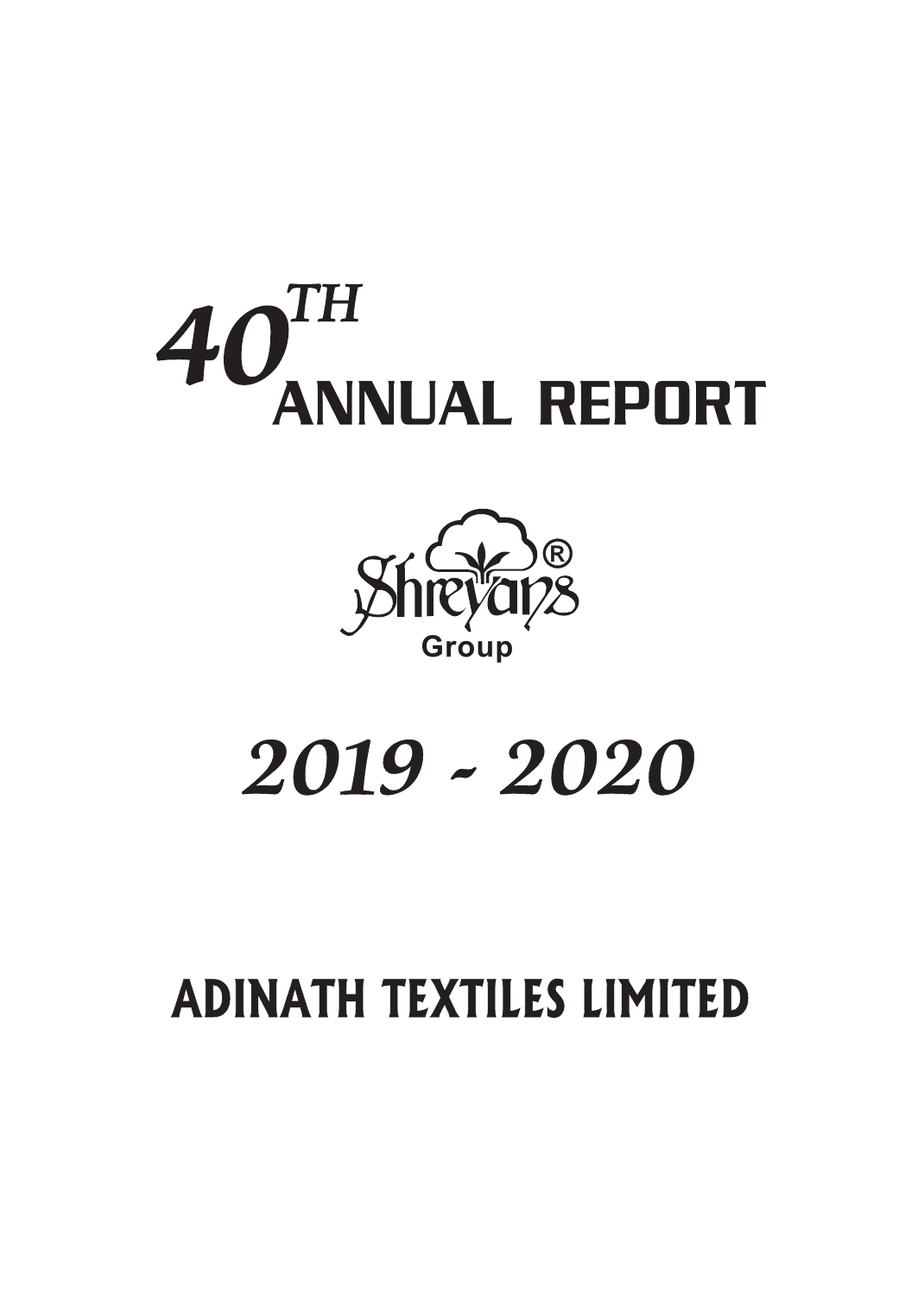# 40[TH] ANNUAL REPORT

Shreyans®
Group

# 2019 - 2020

# ADINATH TEXTILES LIMITED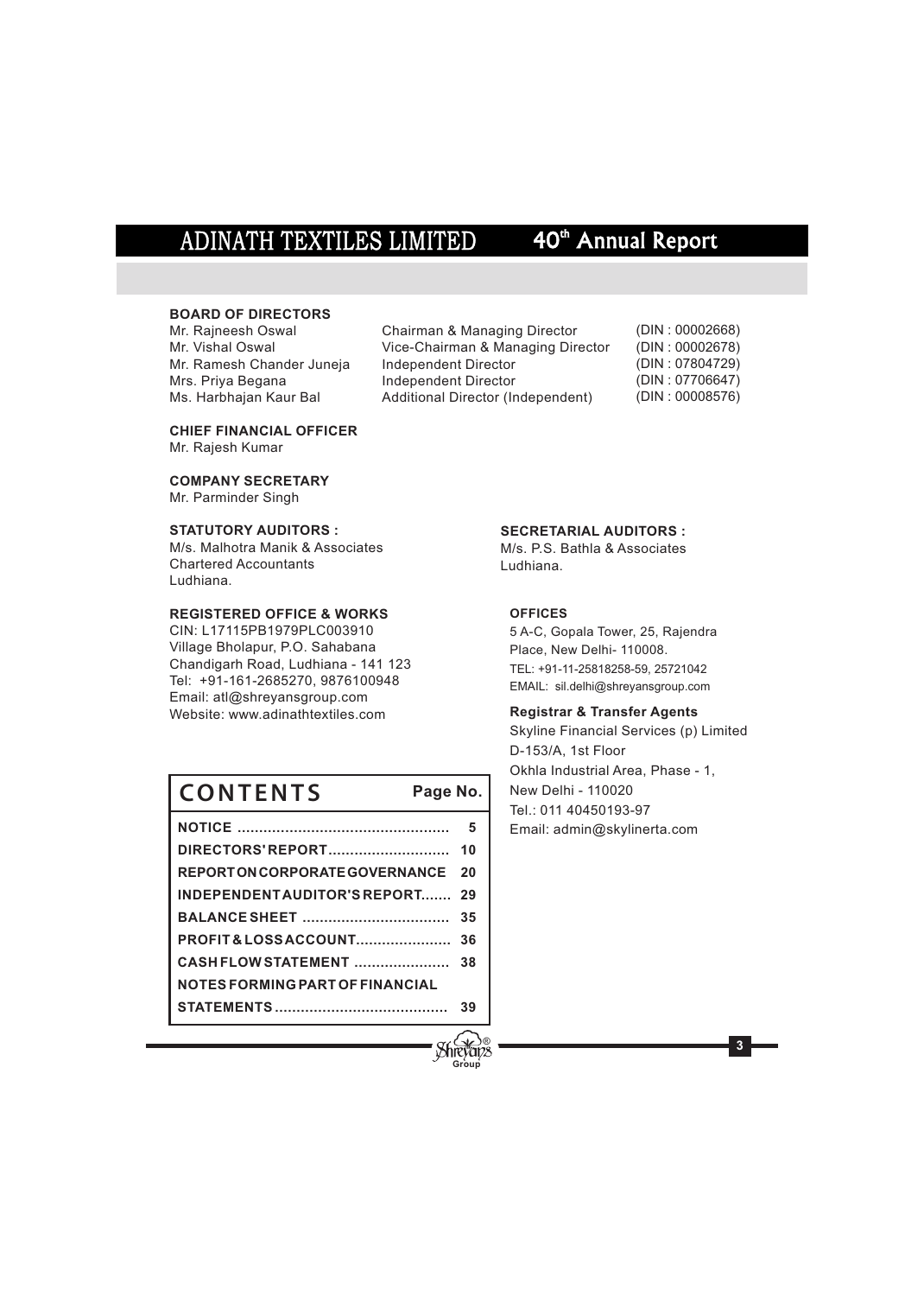# ADINATH TEXTILES LIMITED

## 40th Annual Report

**BOARD OF DIRECTORS**

| | | |
|---|---|---|
| Mr. Rajneesh Oswal | Chairman & Managing Director | (DIN : 00002668) |
| Mr. Vishal Oswal | Vice-Chairman & Managing Director | (DIN : 00002678) |
| Mr. Ramesh Chander Juneja | Independent Director | (DIN : 07804729) |
| Mrs. Priya Begana | Independent Director | (DIN : 07706647) |
| Ms. Harbhajan Kaur Bal | Additional Director (Independent) | (DIN : 00008576) |

**CHIEF FINANCIAL OFFICER**
Mr. Rajesh Kumar

**COMPANY SECRETARY**
Mr. Parminder Singh

**STATUTORY AUDITORS :**
M/s. Malhotra Manik & Associates
Chartered Accountants
Ludhiana.

**SECRETARIAL AUDITORS :**
M/s. P.S. Bathla & Associates
Ludhiana.

**REGISTERED OFFICE & WORKS**
CIN: L17115PB1979PLC003910
Village Bholapur, P.O. Sahabana
Chandigarh Road, Ludhiana - 141 123
Tel: +91-161-2685270, 9876100948
Email: atl@shreyansgroup.com
Website: www.adinathtextiles.com

**OFFICES**
5 A-C, Gopala Tower, 25, Rajendra Place, New Delhi- 110008.
TEL: +91-11-25818258-59, 25721042
EMAIL: sil.delhi@shreyansgroup.com

**Registrar & Transfer Agents**
Skyline Financial Services (p) Limited
D-153/A, 1st Floor
Okhla Industrial Area, Phase - 1,
New Delhi - 110020
Tel.: 011 40450193-97
Email: admin@skylinerta.com

| CONTENTS | Page No. |
|---|---|
| NOTICE | 5 |
| DIRECTORS' REPORT | 10 |
| REPORT ON CORPORATE GOVERNANCE | 20 |
| INDEPENDENT AUDITOR'S REPORT | 29 |
| BALANCE SHEET | 35 |
| PROFIT & LOSS ACCOUNT | 36 |
| CASH FLOW STATEMENT | 38 |
| NOTES FORMING PART OF FINANCIAL STATEMENTS | 39 |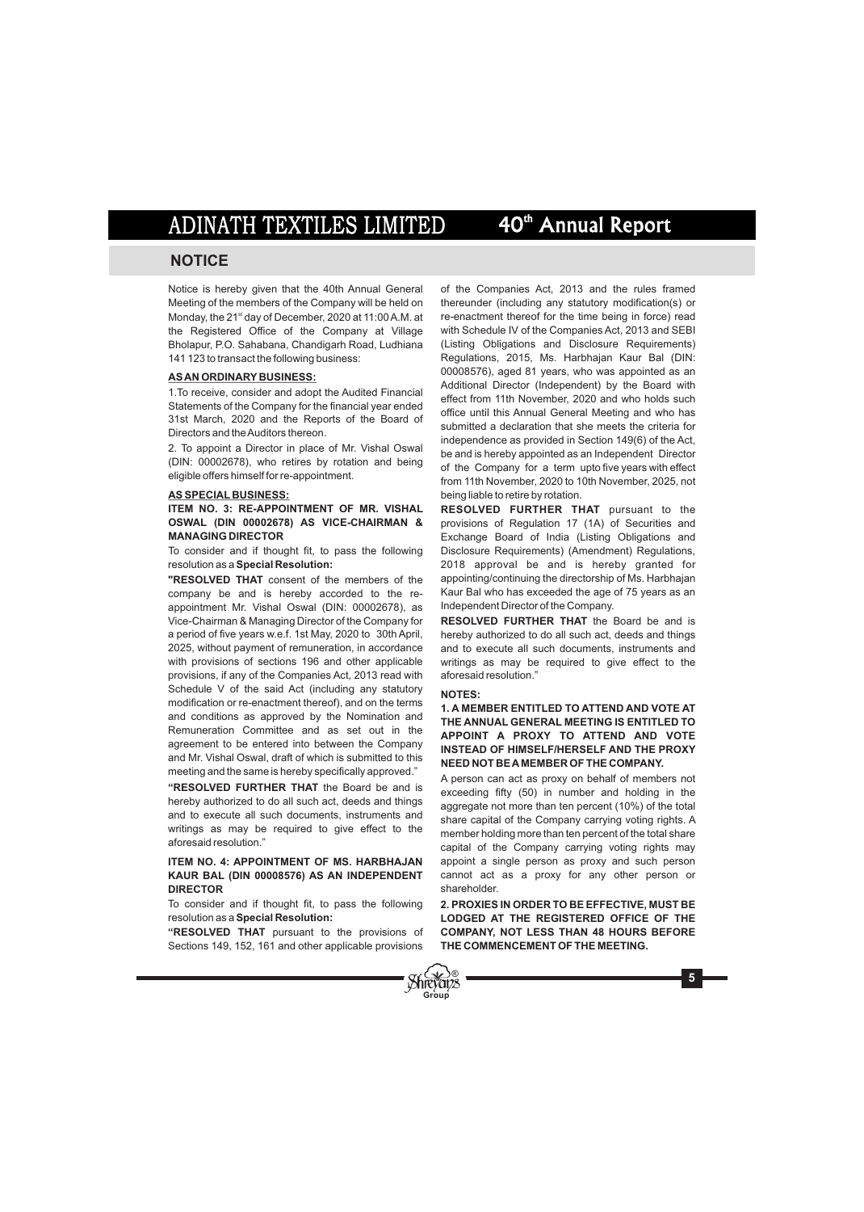## NOTICE

Notice is hereby given that the 40th Annual General Meeting of the members of the Company will be held on Monday, the 21st day of December, 2020 at 11:00 A.M. at the Registered Office of the Company at Village Bholapur, P.O. Sahabana, Chandigarh Road, Ludhiana 141 123 to transact the following business:

**AS AN ORDINARY BUSINESS:**

1.To receive, consider and adopt the Audited Financial Statements of the Company for the financial year ended 31st March, 2020 and the Reports of the Board of Directors and the Auditors thereon.

2. To appoint a Director in place of Mr. Vishal Oswal (DIN: 00002678), who retires by rotation and being eligible offers himself for re-appointment.

**AS SPECIAL BUSINESS:**

**ITEM NO. 3: RE-APPOINTMENT OF MR. VISHAL OSWAL (DIN 00002678) AS VICE-CHAIRMAN & MANAGING DIRECTOR**

To consider and if thought fit, to pass the following resolution as a **Special Resolution:**

**"RESOLVED THAT** consent of the members of the company be and is hereby accorded to the re-appointment Mr. Vishal Oswal (DIN: 00002678), as Vice-Chairman & Managing Director of the Company for a period of five years w.e.f. 1st May, 2020 to 30th April, 2025, without payment of remuneration, in accordance with provisions of sections 196 and other applicable provisions, if any of the Companies Act, 2013 read with Schedule V of the said Act (including any statutory modification or re-enactment thereof), and on the terms and conditions as approved by the Nomination and Remuneration Committee and as set out in the agreement to be entered into between the Company and Mr. Vishal Oswal, draft of which is submitted to this meeting and the same is hereby specifically approved."

**"RESOLVED FURTHER THAT** the Board be and is hereby authorized to do all such act, deeds and things and to execute all such documents, instruments and writings as may be required to give effect to the aforesaid resolution."

**ITEM NO. 4: APPOINTMENT OF MS. HARBHAJAN KAUR BAL (DIN 00008576) AS AN INDEPENDENT DIRECTOR**

To consider and if thought fit, to pass the following resolution as a **Special Resolution:**

**"RESOLVED THAT** pursuant to the provisions of Sections 149, 152, 161 and other applicable provisions of the Companies Act, 2013 and the rules framed thereunder (including any statutory modification(s) or re-enactment thereof for the time being in force) read with Schedule IV of the Companies Act, 2013 and SEBI (Listing Obligations and Disclosure Requirements) Regulations, 2015, Ms. Harbhajan Kaur Bal (DIN: 00008576), aged 81 years, who was appointed as an Additional Director (Independent) by the Board with effect from 11th November, 2020 and who holds such office until this Annual General Meeting and who has submitted a declaration that she meets the criteria for independence as provided in Section 149(6) of the Act, be and is hereby appointed as an Independent Director of the Company for a term upto five years with effect from 11th November, 2020 to 10th November, 2025, not being liable to retire by rotation.

**RESOLVED FURTHER THAT** pursuant to the provisions of Regulation 17 (1A) of Securities and Exchange Board of India (Listing Obligations and Disclosure Requirements) (Amendment) Regulations, 2018 approval be and is hereby granted for appointing/continuing the directorship of Ms. Harbhajan Kaur Bal who has exceeded the age of 75 years as an Independent Director of the Company.

**RESOLVED FURTHER THAT** the Board be and is hereby authorized to do all such act, deeds and things and to execute all such documents, instruments and writings as may be required to give effect to the aforesaid resolution."

**NOTES:**

**1. A MEMBER ENTITLED TO ATTEND AND VOTE AT THE ANNUAL GENERAL MEETING IS ENTITLED TO APPOINT A PROXY TO ATTEND AND VOTE INSTEAD OF HIMSELF/HERSELF AND THE PROXY NEED NOT BE A MEMBER OF THE COMPANY.**

A person can act as proxy on behalf of members not exceeding fifty (50) in number and holding in the aggregate not more than ten percent (10%) of the total share capital of the Company carrying voting rights. A member holding more than ten percent of the total share capital of the Company carrying voting rights may appoint a single person as proxy and such person cannot act as a proxy for any other person or shareholder.

**2. PROXIES IN ORDER TO BE EFFECTIVE, MUST BE LODGED AT THE REGISTERED OFFICE OF THE COMPANY, NOT LESS THAN 48 HOURS BEFORE THE COMMENCEMENT OF THE MEETING.**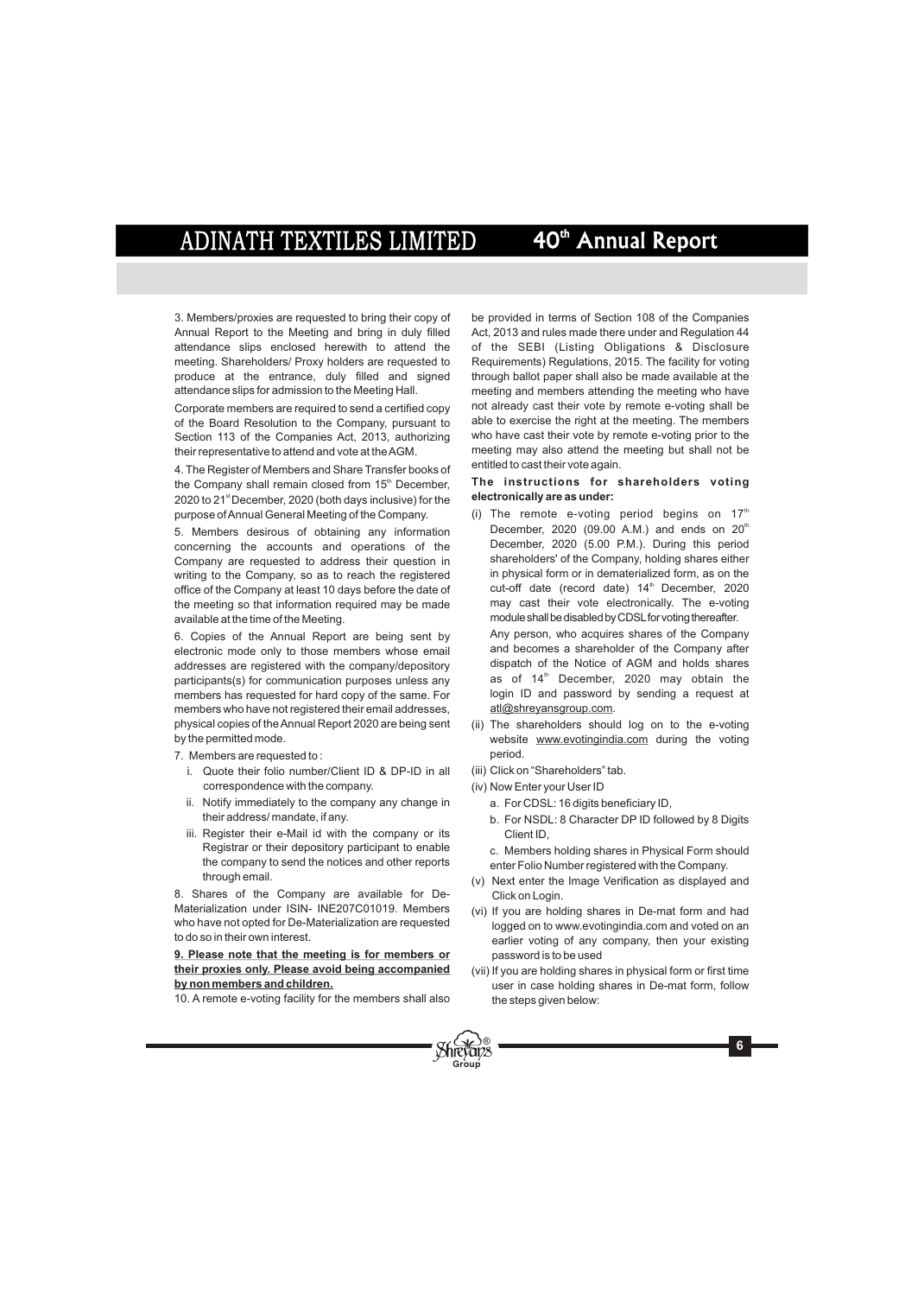3. Members/proxies are requested to bring their copy of Annual Report to the Meeting and bring in duly filled attendance slips enclosed herewith to attend the meeting. Shareholders/ Proxy holders are requested to produce at the entrance, duly filled and signed attendance slips for admission to the Meeting Hall.

Corporate members are required to send a certified copy of the Board Resolution to the Company, pursuant to Section 113 of the Companies Act, 2013, authorizing their representative to attend and vote at the AGM.

4. The Register of Members and Share Transfer books of the Company shall remain closed from 15th December, 2020 to 21st December, 2020 (both days inclusive) for the purpose of Annual General Meeting of the Company.

5. Members desirous of obtaining any information concerning the accounts and operations of the Company are requested to address their question in writing to the Company, so as to reach the registered office of the Company at least 10 days before the date of the meeting so that information required may be made available at the time of the Meeting.

6. Copies of the Annual Report are being sent by electronic mode only to those members whose email addresses are registered with the company/depository participants(s) for communication purposes unless any members has requested for hard copy of the same. For members who have not registered their email addresses, physical copies of the Annual Report 2020 are being sent by the permitted mode.

7. Members are requested to :

i. Quote their folio number/Client ID & DP-ID in all correspondence with the company.

ii. Notify immediately to the company any change in their address/ mandate, if any.

iii. Register their e-Mail id with the company or its Registrar or their depository participant to enable the company to send the notices and other reports through email.

8. Shares of the Company are available for De-Materialization under ISIN- INE207C01019. Members who have not opted for De-Materialization are requested to do so in their own interest.

**9. Please note that the meeting is for members or their proxies only. Please avoid being accompanied by non members and children.**

10. A remote e-voting facility for the members shall also be provided in terms of Section 108 of the Companies Act, 2013 and rules made there under and Regulation 44 of the SEBI (Listing Obligations & Disclosure Requirements) Regulations, 2015. The facility for voting through ballot paper shall also be made available at the meeting and members attending the meeting who have not already cast their vote by remote e-voting shall be able to exercise the right at the meeting. The members who have cast their vote by remote e-voting prior to the meeting may also attend the meeting but shall not be entitled to cast their vote again.

**The instructions for shareholders voting electronically are as under:**

(i) The remote e-voting period begins on 17th December, 2020 (09.00 A.M.) and ends on 20th December, 2020 (5.00 P.M.). During this period shareholders' of the Company, holding shares either in physical form or in dematerialized form, as on the cut-off date (record date) 14th December, 2020 may cast their vote electronically. The e-voting module shall be disabled by CDSL for voting thereafter.

Any person, who acquires shares of the Company and becomes a shareholder of the Company after dispatch of the Notice of AGM and holds shares as of 14th December, 2020 may obtain the login ID and password by sending a request at atl@shreyansgroup.com.

(ii) The shareholders should log on to the e-voting website www.evotingindia.com during the voting period.

(iii) Click on "Shareholders" tab.

(iv) Now Enter your User ID

a. For CDSL: 16 digits beneficiary ID,

b. For NSDL: 8 Character DP ID followed by 8 Digits Client ID,

c. Members holding shares in Physical Form should enter Folio Number registered with the Company.

(v) Next enter the Image Verification as displayed and Click on Login.

(vi) If you are holding shares in De-mat form and had logged on to www.evotingindia.com and voted on an earlier voting of any company, then your existing password is to be used

(vii) If you are holding shares in physical form or first time user in case holding shares in De-mat form, follow the steps given below: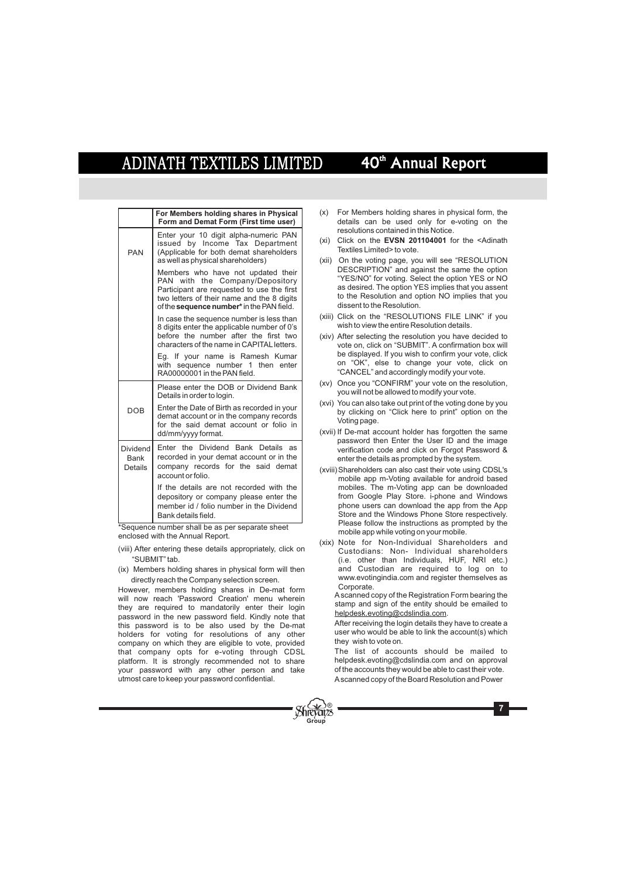| | For Members holding shares in Physical Form and Demat Form (First time user) |
|---|---|
| PAN | Enter your 10 digit alpha-numeric PAN issued by Income Tax Department (Applicable for both demat shareholders as well as physical shareholders)<br>Members who have not updated their PAN with the Company/Depository Participant are requested to use the first two letters of their name and the 8 digits of the **sequence number*** in the PAN field.<br>In case the sequence number is less than 8 digits enter the applicable number of 0's before the number after the first two characters of the name in CAPITAL letters.<br>Eg. If your name is Ramesh Kumar with sequence number 1 then enter RA00000001 in the PAN field. |
| DOB | Please enter the DOB or Dividend Bank Details in order to login.<br>Enter the Date of Birth as recorded in your demat account or in the company records for the said demat account or folio in dd/mm/yyyy format. |
| Dividend Bank Details | Enter the Dividend Bank Details as recorded in your demat account or in the company records for the said demat account or folio.<br>If the details are not recorded with the depository or company please enter the member id / folio number in the Dividend Bank details field. |

*Sequence number shall be as per separate sheet enclosed with the Annual Report.

(viii) After entering these details appropriately, click on "SUBMIT" tab.

(ix) Members holding shares in physical form will then directly reach the Company selection screen.

However, members holding shares in De-mat form will now reach 'Password Creation' menu wherein they are required to mandatorily enter their login password in the new password field. Kindly note that this password is to be also used by the De-mat holders for voting for resolutions of any other company on which they are eligible to vote, provided that company opts for e-voting through CDSL platform. It is strongly recommended not to share your password with any other person and take utmost care to keep your password confidential.

(x) For Members holding shares in physical form, the details can be used only for e-voting on the resolutions contained in this Notice.

(xi) Click on the **EVSN 201104001** for the <Adinath Textiles Limited> to vote.

(xii) On the voting page, you will see "RESOLUTION DESCRIPTION" and against the same the option "YES/NO" for voting. Select the option YES or NO as desired. The option YES implies that you assent to the Resolution and option NO implies that you dissent to the Resolution.

(xiii) Click on the "RESOLUTIONS FILE LINK" if you wish to view the entire Resolution details.

(xiv) After selecting the resolution you have decided to vote on, click on "SUBMIT". A confirmation box will be displayed. If you wish to confirm your vote, click on "OK", else to change your vote, click on "CANCEL" and accordingly modify your vote.

(xv) Once you "CONFIRM" your vote on the resolution, you will not be allowed to modify your vote.

(xvi) You can also take out print of the voting done by you by clicking on "Click here to print" option on the Voting page.

(xvii) If De-mat account holder has forgotten the same password then Enter the User ID and the image verification code and click on Forgot Password & enter the details as prompted by the system.

(xviii) Shareholders can also cast their vote using CDSL's mobile app m-Voting available for android based mobiles. The m-Voting app can be downloaded from Google Play Store. i-phone and Windows phone users can download the app from the App Store and the Windows Phone Store respectively. Please follow the instructions as prompted by the mobile app while voting on your mobile.

(xix) Note for Non-Individual Shareholders and Custodians: Non- Individual shareholders (i.e. other than Individuals, HUF, NRI etc.) and Custodian are required to log on to www.evotingindia.com and register themselves as Corporate.

A scanned copy of the Registration Form bearing the stamp and sign of the entity should be emailed to helpdesk.evoting@cdslindia.com.

After receiving the login details they have to create a user who would be able to link the account(s) which they wish to vote on.

The list of accounts should be mailed to helpdesk.evoting@cdslindia.com and on approval of the accounts they would be able to cast their vote.

A scanned copy of the Board Resolution and Power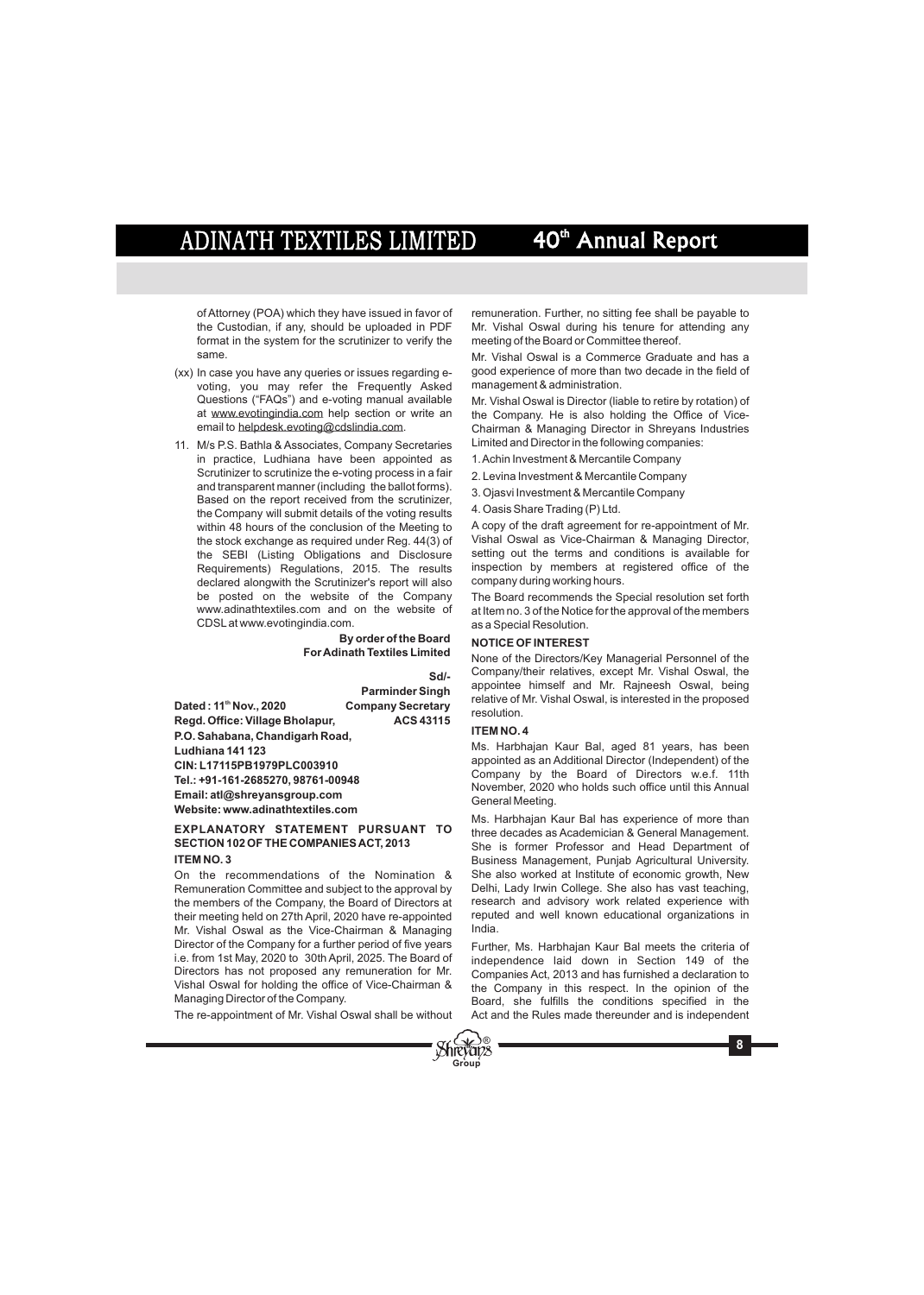of Attorney (POA) which they have issued in favor of the Custodian, if any, should be uploaded in PDF format in the system for the scrutinizer to verify the same.

(xx) In case you have any queries or issues regarding e-voting, you may refer the Frequently Asked Questions ("FAQs") and e-voting manual available at www.evotingindia.com help section or write an email to helpdesk.evoting@cdslindia.com.

11. M/s P.S. Bathla & Associates, Company Secretaries in practice, Ludhiana have been appointed as Scrutinizer to scrutinize the e-voting process in a fair and transparent manner (including the ballot forms). Based on the report received from the scrutinizer, the Company will submit details of the voting results within 48 hours of the conclusion of the Meeting to the stock exchange as required under Reg. 44(3) of the SEBI (Listing Obligations and Disclosure Requirements) Regulations, 2015. The results declared alongwith the Scrutinizer's report will also be posted on the website of the Company www.adinathtextiles.com and on the website of CDSL at www.evotingindia.com.

**By order of the Board**
**For Adinath Textiles Limited**

**Sd/-**
**Parminder Singh**
**Company Secretary**
**ACS 43115**

**Dated : 11th Nov., 2020**
**Regd. Office: Village Bholapur,**
**P.O. Sahabana, Chandigarh Road,**
**Ludhiana 141 123**
**CIN: L17115PB1979PLC003910**
**Tel.: +91-161-2685270, 98761-00948**
**Email: atl@shreyansgroup.com**
**Website: www.adinathtextiles.com**

## EXPLANATORY STATEMENT PURSUANT TO SECTION 102 OF THE COMPANIES ACT, 2013

### ITEM NO. 3

On the recommendations of the Nomination & Remuneration Committee and subject to the approval by the members of the Company, the Board of Directors at their meeting held on 27th April, 2020 have re-appointed Mr. Vishal Oswal as the Vice-Chairman & Managing Director of the Company for a further period of five years i.e. from 1st May, 2020 to 30th April, 2025. The Board of Directors has not proposed any remuneration for Mr. Vishal Oswal for holding the office of Vice-Chairman & Managing Director of the Company.

The re-appointment of Mr. Vishal Oswal shall be without remuneration. Further, no sitting fee shall be payable to Mr. Vishal Oswal during his tenure for attending any meeting of the Board or Committee thereof.

Mr. Vishal Oswal is a Commerce Graduate and has a good experience of more than two decade in the field of management & administration.

Mr. Vishal Oswal is Director (liable to retire by rotation) of the Company. He is also holding the Office of Vice-Chairman & Managing Director in Shreyans Industries Limited and Director in the following companies:

1. Achin Investment & Mercantile Company
2. Levina Investment & Mercantile Company
3. Ojasvi Investment & Mercantile Company
4. Oasis Share Trading (P) Ltd.

A copy of the draft agreement for re-appointment of Mr. Vishal Oswal as Vice-Chairman & Managing Director, setting out the terms and conditions is available for inspection by members at registered office of the company during working hours.

The Board recommends the Special resolution set forth at Item no. 3 of the Notice for the approval of the members as a Special Resolution.

### NOTICE OF INTEREST

None of the Directors/Key Managerial Personnel of the Company/their relatives, except Mr. Vishal Oswal, the appointee himself and Mr. Rajneesh Oswal, being relative of Mr. Vishal Oswal, is interested in the proposed resolution.

### ITEM NO. 4

Ms. Harbhajan Kaur Bal, aged 81 years, has been appointed as an Additional Director (Independent) of the Company by the Board of Directors w.e.f. 11th November, 2020 who holds such office until this Annual General Meeting.

Ms. Harbhajan Kaur Bal has experience of more than three decades as Academician & General Management. She is former Professor and Head Department of Business Management, Punjab Agricultural University. She also worked at Institute of economic growth, New Delhi, Lady Irwin College. She also has vast teaching, research and advisory work related experience with reputed and well known educational organizations in India.

Further, Ms. Harbhajan Kaur Bal meets the criteria of independence laid down in Section 149 of the Companies Act, 2013 and has furnished a declaration to the Company in this respect. In the opinion of the Board, she fulfills the conditions specified in the Act and the Rules made thereunder and is independent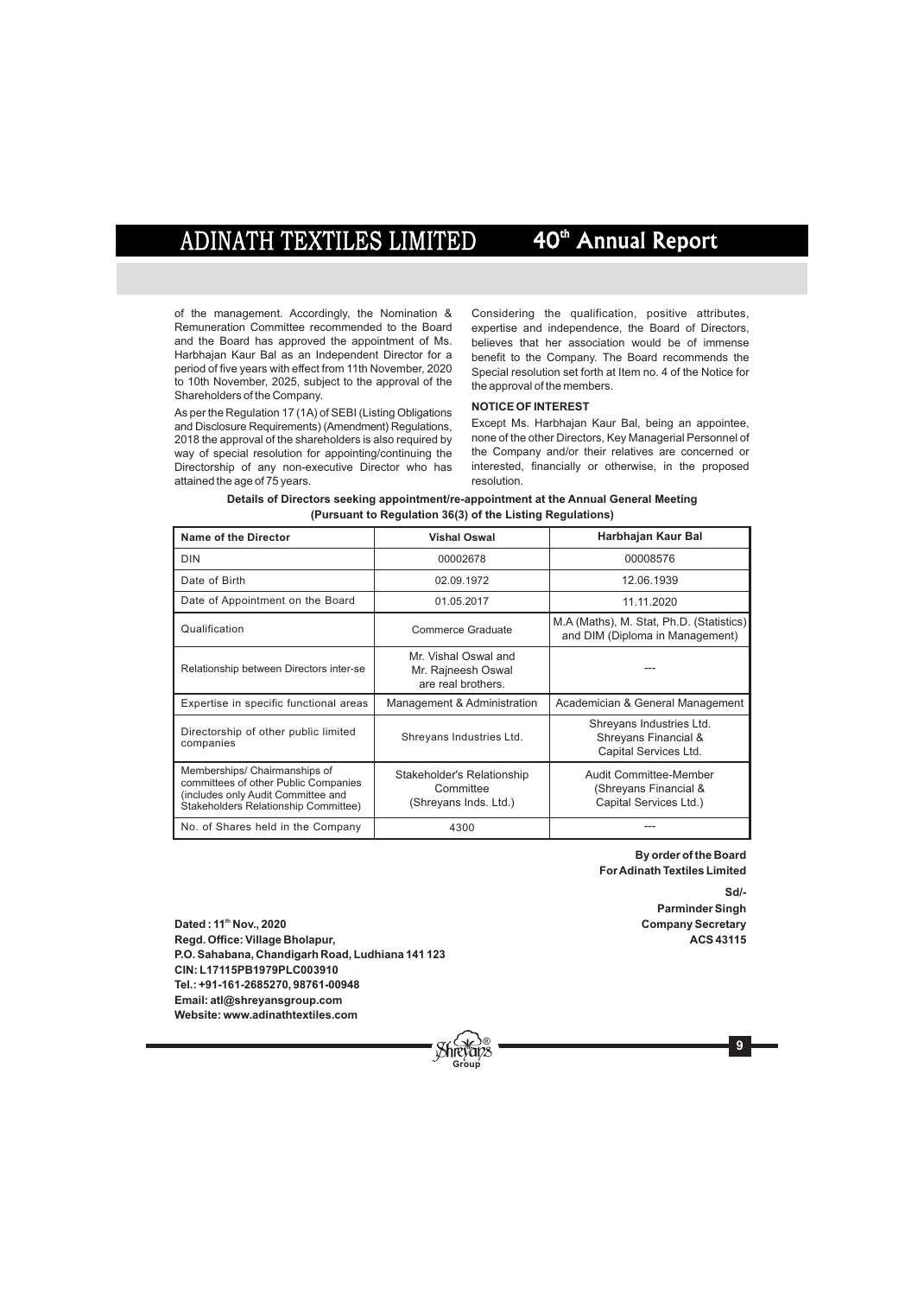of the management. Accordingly, the Nomination & Remuneration Committee recommended to the Board and the Board has approved the appointment of Ms. Harbhajan Kaur Bal as an Independent Director for a period of five years with effect from 11th November, 2020 to 10th November, 2025, subject to the approval of the Shareholders of the Company.

As per the Regulation 17 (1A) of SEBI (Listing Obligations and Disclosure Requirements) (Amendment) Regulations, 2018 the approval of the shareholders is also required by way of special resolution for appointing/continuing the Directorship of any non-executive Director who has attained the age of 75 years.

Considering the qualification, positive attributes, expertise and independence, the Board of Directors, believes that her association would be of immense benefit to the Company. The Board recommends the Special resolution set forth at Item no. 4 of the Notice for the approval of the members.

**NOTICE OF INTEREST**

Except Ms. Harbhajan Kaur Bal, being an appointee, none of the other Directors, Key Managerial Personnel of the Company and/or their relatives are concerned or interested, financially or otherwise, in the proposed resolution.

**Details of Directors seeking appointment/re-appointment at the Annual General Meeting (Pursuant to Regulation 36(3) of the Listing Regulations)**

| Name of the Director | Vishal Oswal | Harbhajan Kaur Bal |
|---|---|---|
| DIN | 00002678 | 00008576 |
| Date of Birth | 02.09.1972 | 12.06.1939 |
| Date of Appointment on the Board | 01.05.2017 | 11.11.2020 |
| Qualification | Commerce Graduate | M.A (Maths), M. Stat, Ph.D. (Statistics) and DIM (Diploma in Management) |
| Relationship between Directors inter-se | Mr. Vishal Oswal and Mr. Rajneesh Oswal are real brothers. | --- |
| Expertise in specific functional areas | Management & Administration | Academician & General Management |
| Directorship of other public limited companies | Shreyans Industries Ltd. | Shreyans Industries Ltd. Shreyans Financial & Capital Services Ltd. |
| Memberships/ Chairmanships of committees of other Public Companies (includes only Audit Committee and Stakeholders Relationship Committee) | Stakeholder's Relationship Committee (Shreyans Inds. Ltd.) | Audit Committee-Member (Shreyans Financial & Capital Services Ltd.) |
| No. of Shares held in the Company | 4300 | --- |

**By order of the Board**
**For Adinath Textiles Limited**

**Sd/-**
**Parminder Singh**
**Company Secretary**
**ACS 43115**

**Dated : 11th Nov., 2020**
**Regd. Office: Village Bholapur,**
**P.O. Sahabana, Chandigarh Road, Ludhiana 141 123**
**CIN: L17115PB1979PLC003910**
**Tel.: +91-161-2685270, 98761-00948**
**Email: atl@shreyansgroup.com**
**Website: www.adinathtextiles.com**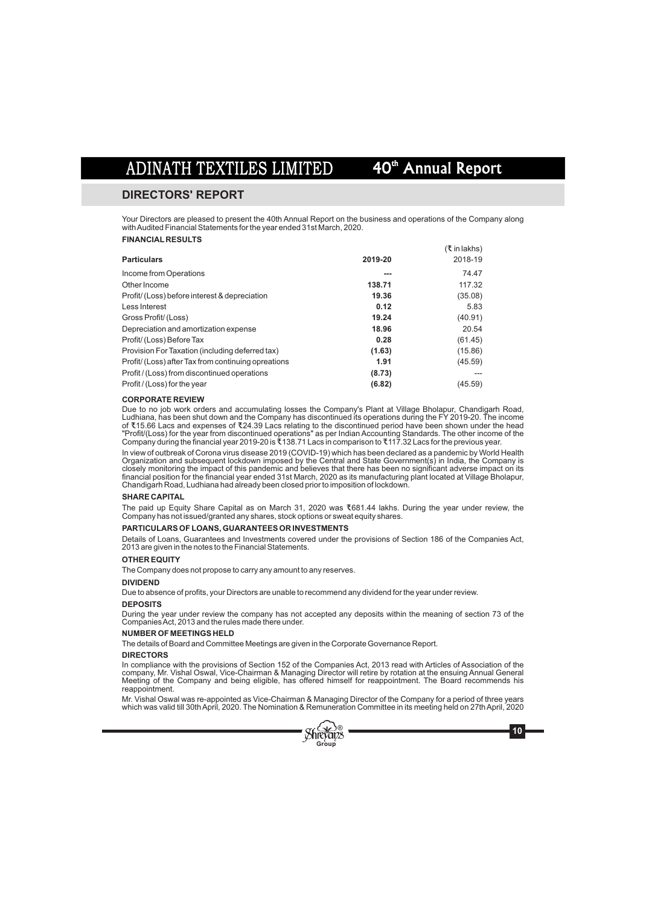## DIRECTORS' REPORT

Your Directors are pleased to present the 40th Annual Report on the business and operations of the Company along with Audited Financial Statements for the year ended 31st March, 2020.

**FINANCIAL RESULTS**

(₹ in lakhs)

| **Particulars** | **2019-20** | 2018-19 |
|---|---|---|
| Income from Operations | **---** | 74.47 |
| Other Income | **138.71** | 117.32 |
| Profit/ (Loss) before interest & depreciation | **19.36** | (35.08) |
| Less Interest | **0.12** | 5.83 |
| Gross Profit/ (Loss) | **19.24** | (40.91) |
| Depreciation and amortization expense | **18.96** | 20.54 |
| Profit/ (Loss) Before Tax | **0.28** | (61.45) |
| Provision For Taxation (including deferred tax) | **(1.63)** | (15.86) |
| Profit/ (Loss) after Tax from continuing opreations | **1.91** | (45.59) |
| Profit / (Loss) from discontinued operations | **(8.73)** | --- |
| Profit / (Loss) for the year | **(6.82)** | (45.59) |

**CORPORATE REVIEW**

Due to no job work orders and accumulating losses the Company's Plant at Village Bholapur, Chandigarh Road, Ludhiana, has been shut down and the Company has discontinued its operations during the FY 2019-20. The income of ₹15.66 Lacs and expenses of ₹24.39 Lacs relating to the discontinued period have been shown under the head "Profit/(Loss) for the year from discontinued operations" as per Indian Accounting Standards. The other income of the Company during the financial year 2019-20 is ₹138.71 Lacs in comparison to ₹117.32 Lacs for the previous year.

In view of outbreak of Corona virus disease 2019 (COVID-19) which has been declared as a pandemic by World Health Organization and subsequent lockdown imposed by the Central and State Government(s) in India, the Company is closely monitoring the impact of this pandemic and believes that there has been no significant adverse impact on its financial position for the financial year ended 31st March, 2020 as its manufacturing plant located at Village Bholapur, Chandigarh Road, Ludhiana had already been closed prior to imposition of lockdown.

**SHARE CAPITAL**

The paid up Equity Share Capital as on March 31, 2020 was ₹681.44 lakhs. During the year under review, the Company has not issued/granted any shares, stock options or sweat equity shares.

**PARTICULARS OF LOANS, GUARANTEES OR INVESTMENTS**

Details of Loans, Guarantees and Investments covered under the provisions of Section 186 of the Companies Act, 2013 are given in the notes to the Financial Statements.

**OTHER EQUITY**

The Company does not propose to carry any amount to any reserves.

**DIVIDEND**

Due to absence of profits, your Directors are unable to recommend any dividend for the year under review.

**DEPOSITS**

During the year under review the company has not accepted any deposits within the meaning of section 73 of the Companies Act, 2013 and the rules made there under.

**NUMBER OF MEETINGS HELD**

The details of Board and Committee Meetings are given in the Corporate Governance Report.

**DIRECTORS**

In compliance with the provisions of Section 152 of the Companies Act, 2013 read with Articles of Association of the company, Mr. Vishal Oswal, Vice-Chairman & Managing Director will retire by rotation at the ensuing Annual General Meeting of the Company and being eligible, has offered himself for reappointment. The Board recommends his reappointment.

Mr. Vishal Oswal was re-appointed as Vice-Chairman & Managing Director of the Company for a period of three years which was valid till 30th April, 2020. The Nomination & Remuneration Committee in its meeting held on 27th April, 2020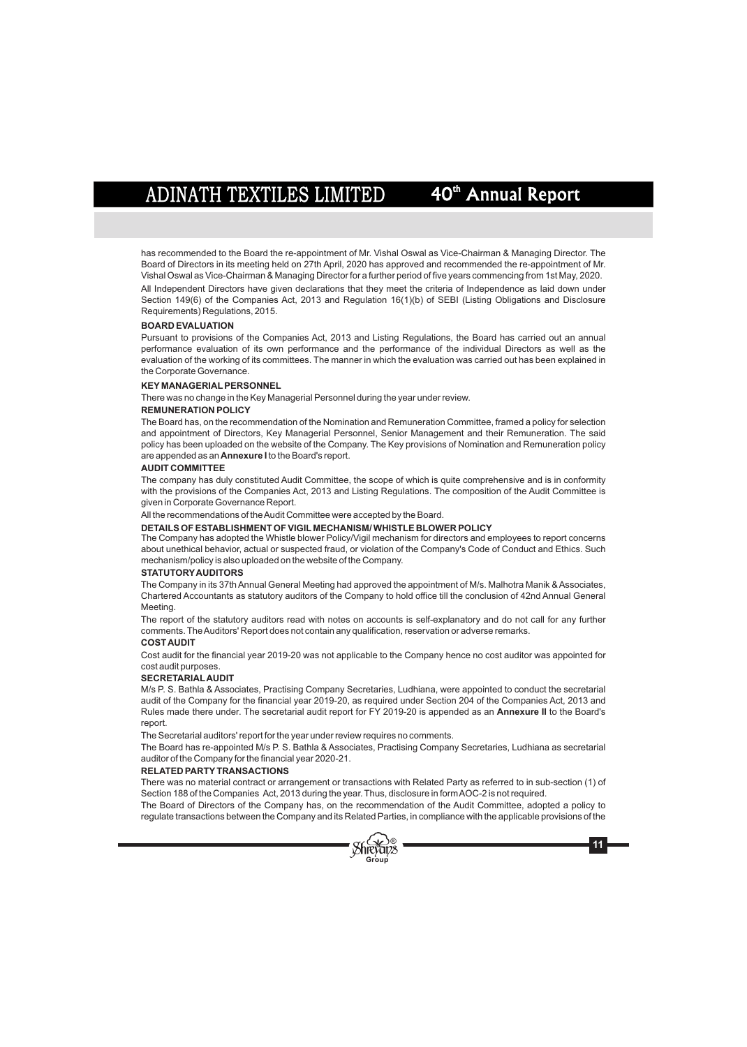has recommended to the Board the re-appointment of Mr. Vishal Oswal as Vice-Chairman & Managing Director. The Board of Directors in its meeting held on 27th April, 2020 has approved and recommended the re-appointment of Mr. Vishal Oswal as Vice-Chairman & Managing Director for a further period of five years commencing from 1st May, 2020.

All Independent Directors have given declarations that they meet the criteria of Independence as laid down under Section 149(6) of the Companies Act, 2013 and Regulation 16(1)(b) of SEBI (Listing Obligations and Disclosure Requirements) Regulations, 2015.

**BOARD EVALUATION**

Pursuant to provisions of the Companies Act, 2013 and Listing Regulations, the Board has carried out an annual performance evaluation of its own performance and the performance of the individual Directors as well as the evaluation of the working of its committees. The manner in which the evaluation was carried out has been explained in the Corporate Governance.

**KEY MANAGERIAL PERSONNEL**

There was no change in the Key Managerial Personnel during the year under review.

**REMUNERATION POLICY**

The Board has, on the recommendation of the Nomination and Remuneration Committee, framed a policy for selection and appointment of Directors, Key Managerial Personnel, Senior Management and their Remuneration. The said policy has been uploaded on the website of the Company. The Key provisions of Nomination and Remuneration policy are appended as an **Annexure I** to the Board's report.

**AUDIT COMMITTEE**

The company has duly constituted Audit Committee, the scope of which is quite comprehensive and is in conformity with the provisions of the Companies Act, 2013 and Listing Regulations. The composition of the Audit Committee is given in Corporate Governance Report.

All the recommendations of the Audit Committee were accepted by the Board.

**DETAILS OF ESTABLISHMENT OF VIGIL MECHANISM/ WHISTLE BLOWER POLICY**

The Company has adopted the Whistle blower Policy/Vigil mechanism for directors and employees to report concerns about unethical behavior, actual or suspected fraud, or violation of the Company's Code of Conduct and Ethics. Such mechanism/policy is also uploaded on the website of the Company.

**STATUTORY AUDITORS**

The Company in its 37th Annual General Meeting had approved the appointment of M/s. Malhotra Manik & Associates, Chartered Accountants as statutory auditors of the Company to hold office till the conclusion of 42nd Annual General Meeting.

The report of the statutory auditors read with notes on accounts is self-explanatory and do not call for any further comments. The Auditors' Report does not contain any qualification, reservation or adverse remarks.

**COST AUDIT**

Cost audit for the financial year 2019-20 was not applicable to the Company hence no cost auditor was appointed for cost audit purposes.

**SECRETARIAL AUDIT**

M/s P. S. Bathla & Associates, Practising Company Secretaries, Ludhiana, were appointed to conduct the secretarial audit of the Company for the financial year 2019-20, as required under Section 204 of the Companies Act, 2013 and Rules made there under. The secretarial audit report for FY 2019-20 is appended as an **Annexure II** to the Board's report.

The Secretarial auditors' report for the year under review requires no comments.

The Board has re-appointed M/s P. S. Bathla & Associates, Practising Company Secretaries, Ludhiana as secretarial auditor of the Company for the financial year 2020-21.

**RELATED PARTY TRANSACTIONS**

There was no material contract or arrangement or transactions with Related Party as referred to in sub-section (1) of Section 188 of the Companies Act, 2013 during the year. Thus, disclosure in form AOC-2 is not required.

The Board of Directors of the Company has, on the recommendation of the Audit Committee, adopted a policy to regulate transactions between the Company and its Related Parties, in compliance with the applicable provisions of the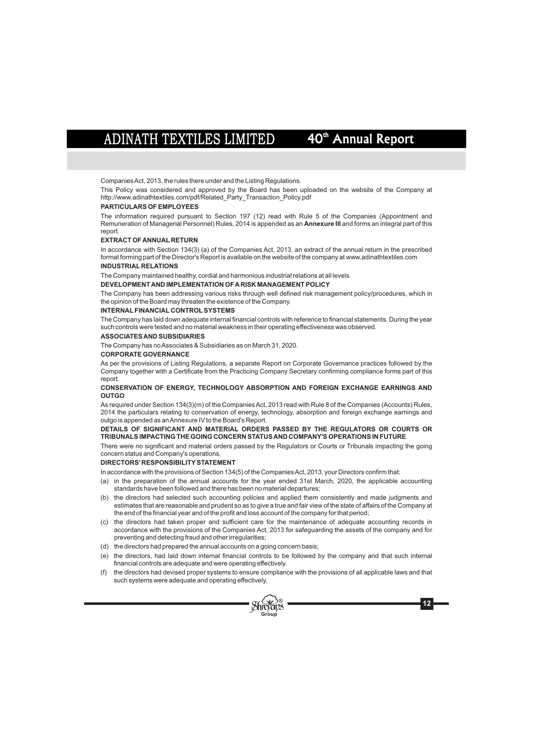Companies Act, 2013, the rules there under and the Listing Regulations.

This Policy was considered and approved by the Board has been uploaded on the website of the Company at http://www.adinathtextiles.com/pdf/Related_Party_Transaction_Policy.pdf

**PARTICULARS OF EMPLOYEES**

The information required pursuant to Section 197 (12) read with Rule 5 of the Companies (Appointment and Remuneration of Managerial Personnel) Rules, 2014 is appended as an **Annexure III** and forms an integral part of this report.

**EXTRACT OF ANNUAL RETURN**

In accordance with Section 134(3) (a) of the Companies Act, 2013, an extract of the annual return in the prescribed format forming part of the Director's Report is available on the website of the company at www.adinathtextiles.com

**INDUSTRIAL RELATIONS**

The Company maintained healthy, cordial and harmonious industrial relations at all levels.

**DEVELOPMENT AND IMPLEMENTATION OF A RISK MANAGEMENT POLICY**

The Company has been addressing various risks through well defined risk management policy/procedures, which in the opinion of the Board may threaten the existence of the Company.

**INTERNAL FINANCIAL CONTROL SYSTEMS**

The Company has laid down adequate internal financial controls with reference to financial statements. During the year such controls were tested and no material weakness in their operating effectiveness was observed.

**ASSOCIATES AND SUBSIDIARIES**

The Company has no Associates & Subsidiaries as on March 31, 2020.

**CORPORATE GOVERNANCE**

As per the provisions of Listing Regulations, a separate Report on Corporate Governance practices followed by the Company together with a Certificate from the Practicing Company Secretary confirming compliance forms part of this report.

**CONSERVATION OF ENERGY, TECHNOLOGY ABSORPTION AND FOREIGN EXCHANGE EARNINGS AND OUTGO**

As required under Section 134(3)(m) of the Companies Act, 2013 read with Rule 8 of the Companies (Accounts) Rules, 2014 the particulars relating to conservation of energy, technology, absorption and foreign exchange earnings and outgo is appended as an Annexure IV to the Board's Report.

**DETAILS OF SIGNIFICANT AND MATERIAL ORDERS PASSED BY THE REGULATORS OR COURTS OR TRIBUNALS IMPACTING THE GOING CONCERN STATUS AND COMPANY'S OPERATIONS IN FUTURE**

There were no significant and material orders passed by the Regulators or Courts or Tribunals impacting the going concern status and Company's operations.

**DIRECTORS' RESPONSIBILITY STATEMENT**

In accordance with the provisions of Section 134(5) of the Companies Act, 2013, your Directors confirm that:

(a) in the preparation of the annual accounts for the year ended 31st March, 2020, the applicable accounting standards have been followed and there has been no material departures;

(b) the directors had selected such accounting policies and applied them consistently and made judgments and estimates that are reasonable and prudent so as to give a true and fair view of the state of affairs of the Company at the end of the financial year and of the profit and loss account of the company for that period;

(c) the directors had taken proper and sufficient care for the maintenance of adequate accounting records in accordance with the provisions of the Companies Act, 2013 for safeguarding the assets of the company and for preventing and detecting fraud and other irregularities;

(d) the directors had prepared the annual accounts on a going concern basis;

(e) the directors, had laid down internal financial controls to be followed by the company and that such internal financial controls are adequate and were operating effectively.

(f) the directors had devised proper systems to ensure compliance with the provisions of all applicable laws and that such systems were adequate and operating effectively.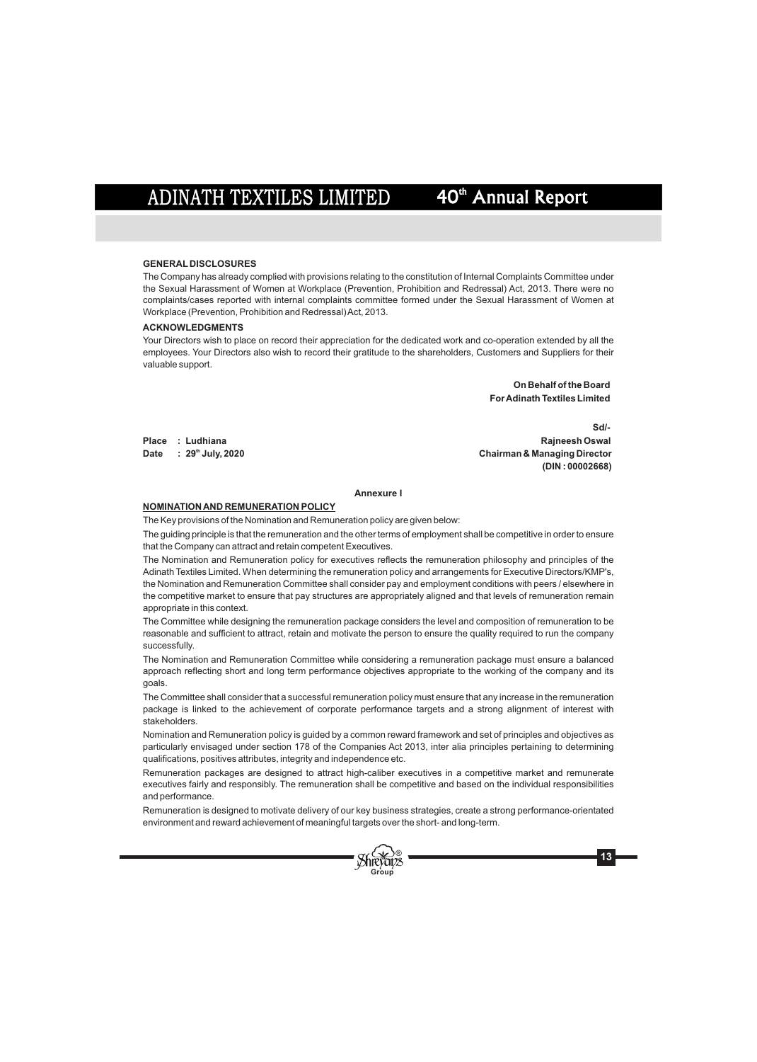### GENERAL DISCLOSURES

The Company has already complied with provisions relating to the constitution of Internal Complaints Committee under the Sexual Harassment of Women at Workplace (Prevention, Prohibition and Redressal) Act, 2013. There were no complaints/cases reported with internal complaints committee formed under the Sexual Harassment of Women at Workplace (Prevention, Prohibition and Redressal) Act, 2013.

### ACKNOWLEDGMENTS

Your Directors wish to place on record their appreciation for the dedicated work and co-operation extended by all the employees. Your Directors also wish to record their gratitude to the shareholders, Customers and Suppliers for their valuable support.

**On Behalf of the Board**
**For Adinath Textiles Limited**

**Sd/-**
**Rajneesh Oswal**
**Chairman & Managing Director**
**(DIN : 00002668)**

**Place : Ludhiana**
**Date : 29th July, 2020**

**Annexure I**

### NOMINATION AND REMUNERATION POLICY

The Key provisions of the Nomination and Remuneration policy are given below:

The guiding principle is that the remuneration and the other terms of employment shall be competitive in order to ensure that the Company can attract and retain competent Executives.

The Nomination and Remuneration policy for executives reflects the remuneration philosophy and principles of the Adinath Textiles Limited. When determining the remuneration policy and arrangements for Executive Directors/KMP's, the Nomination and Remuneration Committee shall consider pay and employment conditions with peers / elsewhere in the competitive market to ensure that pay structures are appropriately aligned and that levels of remuneration remain appropriate in this context.

The Committee while designing the remuneration package considers the level and composition of remuneration to be reasonable and sufficient to attract, retain and motivate the person to ensure the quality required to run the company successfully.

The Nomination and Remuneration Committee while considering a remuneration package must ensure a balanced approach reflecting short and long term performance objectives appropriate to the working of the company and its goals.

The Committee shall consider that a successful remuneration policy must ensure that any increase in the remuneration package is linked to the achievement of corporate performance targets and a strong alignment of interest with stakeholders.

Nomination and Remuneration policy is guided by a common reward framework and set of principles and objectives as particularly envisaged under section 178 of the Companies Act 2013, inter alia principles pertaining to determining qualifications, positives attributes, integrity and independence etc.

Remuneration packages are designed to attract high-caliber executives in a competitive market and remunerate executives fairly and responsibly. The remuneration shall be competitive and based on the individual responsibilities and performance.

Remuneration is designed to motivate delivery of our key business strategies, create a strong performance-orientated environment and reward achievement of meaningful targets over the short- and long-term.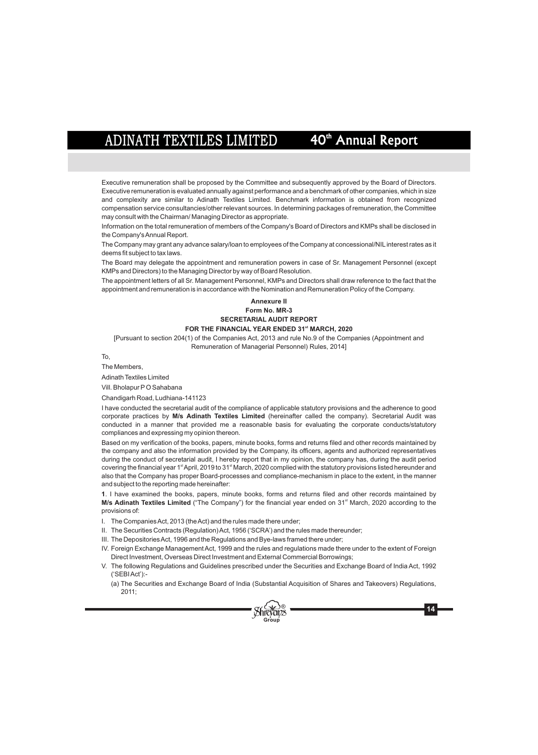Executive remuneration shall be proposed by the Committee and subsequently approved by the Board of Directors. Executive remuneration is evaluated annually against performance and a benchmark of other companies, which in size and complexity are similar to Adinath Textiles Limited. Benchmark information is obtained from recognized compensation service consultancies/other relevant sources. In determining packages of remuneration, the Committee may consult with the Chairman/ Managing Director as appropriate.

Information on the total remuneration of members of the Company's Board of Directors and KMPs shall be disclosed in the Company's Annual Report.

The Company may grant any advance salary/loan to employees of the Company at concessional/NIL interest rates as it deems fit subject to tax laws.

The Board may delegate the appointment and remuneration powers in case of Sr. Management Personnel (except KMPs and Directors) to the Managing Director by way of Board Resolution.

The appointment letters of all Sr. Management Personnel, KMPs and Directors shall draw reference to the fact that the appointment and remuneration is in accordance with the Nomination and Remuneration Policy of the Company.

**Annexure II**

**Form No. MR-3**

**SECRETARIAL AUDIT REPORT**

**FOR THE FINANCIAL YEAR ENDED 31st MARCH, 2020**

[Pursuant to section 204(1) of the Companies Act, 2013 and rule No.9 of the Companies (Appointment and Remuneration of Managerial Personnel) Rules, 2014]

To,

The Members,

Adinath Textiles Limited

Vill. Bholapur P O Sahabana

Chandigarh Road, Ludhiana-141123

I have conducted the secretarial audit of the compliance of applicable statutory provisions and the adherence to good corporate practices by **M/s Adinath Textiles Limited** (hereinafter called the company). Secretarial Audit was conducted in a manner that provided me a reasonable basis for evaluating the corporate conducts/statutory compliances and expressing my opinion thereon.

Based on my verification of the books, papers, minute books, forms and returns filed and other records maintained by the company and also the information provided by the Company, its officers, agents and authorized representatives during the conduct of secretarial audit, I hereby report that in my opinion, the company has, during the audit period covering the financial year 1st April, 2019 to 31st March, 2020 complied with the statutory provisions listed hereunder and also that the Company has proper Board-processes and compliance-mechanism in place to the extent, in the manner and subject to the reporting made hereinafter:

**1**. I have examined the books, papers, minute books, forms and returns filed and other records maintained by **M/s Adinath Textiles Limited** ("The Company") for the financial year ended on 31st March, 2020 according to the provisions of:

I. The Companies Act, 2013 (the Act) and the rules made there under;

II. The Securities Contracts (Regulation) Act, 1956 ('SCRA') and the rules made thereunder;

III. The Depositories Act, 1996 and the Regulations and Bye-laws framed there under;

IV. Foreign Exchange Management Act, 1999 and the rules and regulations made there under to the extent of Foreign Direct Investment, Overseas Direct Investment and External Commercial Borrowings;

V. The following Regulations and Guidelines prescribed under the Securities and Exchange Board of India Act, 1992 ('SEBI Act'):-

(a) The Securities and Exchange Board of India (Substantial Acquisition of Shares and Takeovers) Regulations, 2011;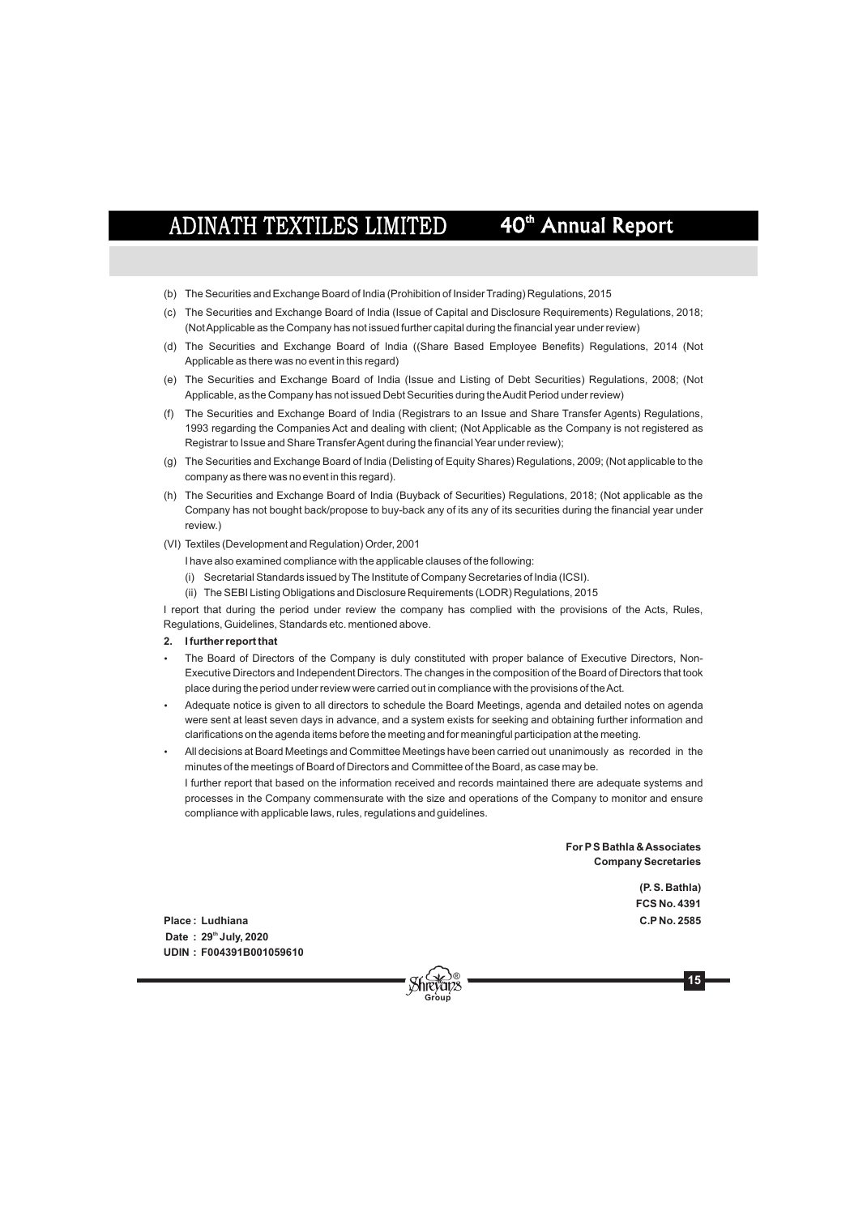(b) The Securities and Exchange Board of India (Prohibition of Insider Trading) Regulations, 2015

(c) The Securities and Exchange Board of India (Issue of Capital and Disclosure Requirements) Regulations, 2018; (Not Applicable as the Company has not issued further capital during the financial year under review)

(d) The Securities and Exchange Board of India ((Share Based Employee Benefits) Regulations, 2014 (Not Applicable as there was no event in this regard)

(e) The Securities and Exchange Board of India (Issue and Listing of Debt Securities) Regulations, 2008; (Not Applicable, as the Company has not issued Debt Securities during the Audit Period under review)

(f) The Securities and Exchange Board of India (Registrars to an Issue and Share Transfer Agents) Regulations, 1993 regarding the Companies Act and dealing with client; (Not Applicable as the Company is not registered as Registrar to Issue and Share Transfer Agent during the financial Year under review);

(g) The Securities and Exchange Board of India (Delisting of Equity Shares) Regulations, 2009; (Not applicable to the company as there was no event in this regard).

(h) The Securities and Exchange Board of India (Buyback of Securities) Regulations, 2018; (Not applicable as the Company has not bought back/propose to buy-back any of its any of its securities during the financial year under review.)

(VI) Textiles (Development and Regulation) Order, 2001

I have also examined compliance with the applicable clauses of the following:

(i) Secretarial Standards issued by The Institute of Company Secretaries of India (ICSI).

(ii) The SEBI Listing Obligations and Disclosure Requirements (LODR) Regulations, 2015

I report that during the period under review the company has complied with the provisions of the Acts, Rules, Regulations, Guidelines, Standards etc. mentioned above.

**2. I further report that**

- The Board of Directors of the Company is duly constituted with proper balance of Executive Directors, Non-Executive Directors and Independent Directors. The changes in the composition of the Board of Directors that took place during the period under review were carried out in compliance with the provisions of the Act.
- Adequate notice is given to all directors to schedule the Board Meetings, agenda and detailed notes on agenda were sent at least seven days in advance, and a system exists for seeking and obtaining further information and clarifications on the agenda items before the meeting and for meaningful participation at the meeting.
- All decisions at Board Meetings and Committee Meetings have been carried out unanimously as recorded in the minutes of the meetings of Board of Directors and Committee of the Board, as case may be.

  I further report that based on the information received and records maintained there are adequate systems and processes in the Company commensurate with the size and operations of the Company to monitor and ensure compliance with applicable laws, rules, regulations and guidelines.

**For P S Bathla & Associates**
**Company Secretaries**

**(P. S. Bathla)**
**FCS No. 4391**
**C.P No. 2585**

**Place : Ludhiana**
**Date : 29th July, 2020**
**UDIN : F004391B001059610**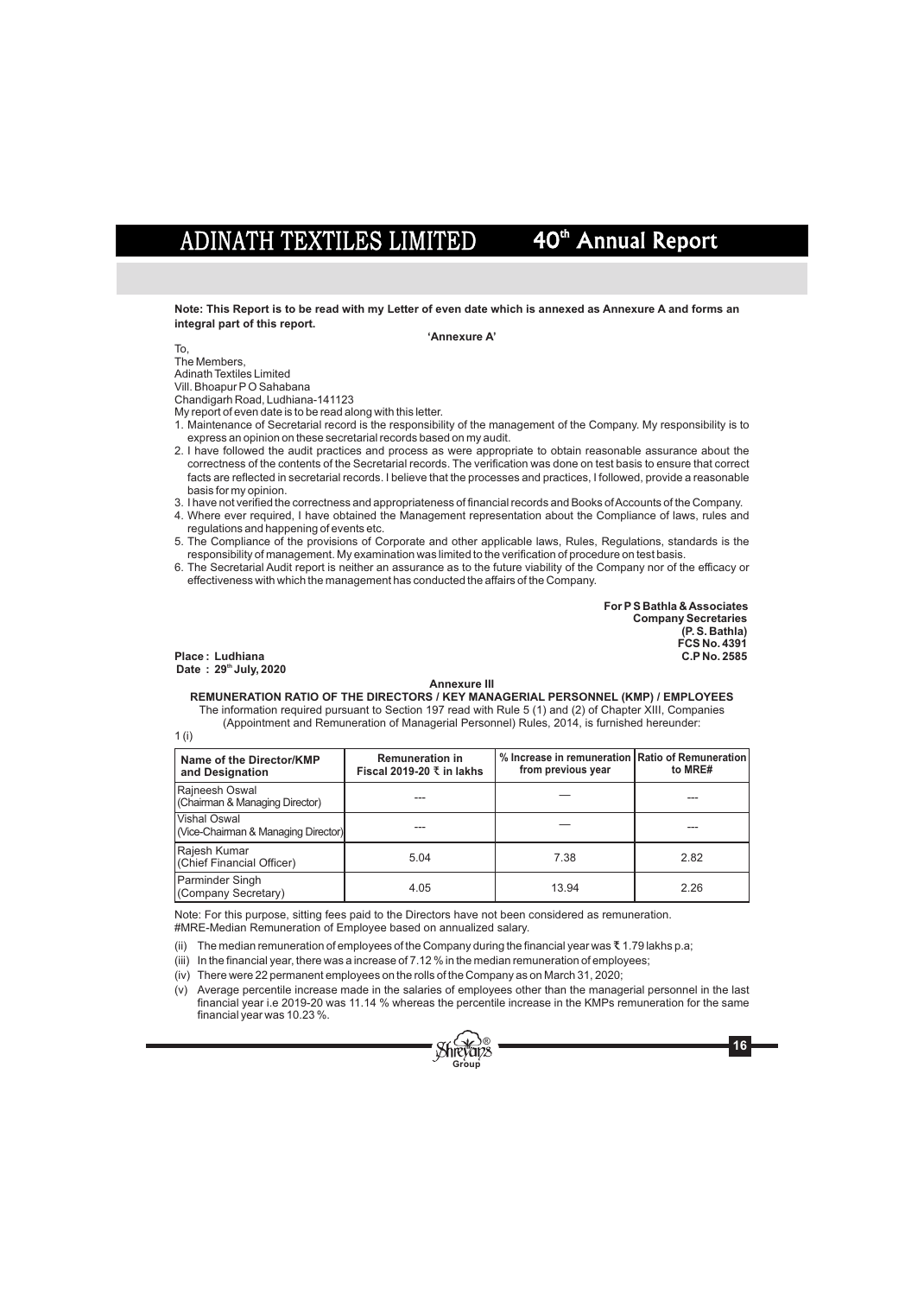**Note: This Report is to be read with my Letter of even date which is annexed as Annexure A and forms an integral part of this report.**

**'Annexure A'**

To,
The Members,
Adinath Textiles Limited
Vill. Bhoapur P O Sahabana
Chandigarh Road, Ludhiana-141123

My report of even date is to be read along with this letter.

1. Maintenance of Secretarial record is the responsibility of the management of the Company. My responsibility is to express an opinion on these secretarial records based on my audit.
2. I have followed the audit practices and process as were appropriate to obtain reasonable assurance about the correctness of the contents of the Secretarial records. The verification was done on test basis to ensure that correct facts are reflected in secretarial records. I believe that the processes and practices, I followed, provide a reasonable basis for my opinion.
3. I have not verified the correctness and appropriateness of financial records and Books of Accounts of the Company.
4. Where ever required, I have obtained the Management representation about the Compliance of laws, rules and regulations and happening of events etc.
5. The Compliance of the provisions of Corporate and other applicable laws, Rules, Regulations, standards is the responsibility of management. My examination was limited to the verification of procedure on test basis.
6. The Secretarial Audit report is neither an assurance as to the future viability of the Company nor of the efficacy or effectiveness with which the management has conducted the affairs of the Company.

**For P S Bathla & Associates**
**Company Secretaries**
**(P. S. Bathla)**
**FCS No. 4391**
**C.P No. 2585**

**Place : Ludhiana**
**Date : 29th July, 2020**

**Annexure III**

**REMUNERATION RATIO OF THE DIRECTORS / KEY MANAGERIAL PERSONNEL (KMP) / EMPLOYEES**

The information required pursuant to Section 197 read with Rule 5 (1) and (2) of Chapter XIII, Companies (Appointment and Remuneration of Managerial Personnel) Rules, 2014, is furnished hereunder:

1 (i)

| Name of the Director/KMP and Designation | Remuneration in Fiscal 2019-20 ₹ in lakhs | % Increase in remuneration from previous year | Ratio of Remuneration to MRE# |
|---|---|---|---|
| Rajneesh Oswal (Chairman & Managing Director) | --- | — | --- |
| Vishal Oswal (Vice-Chairman & Managing Director) | --- | — | --- |
| Rajesh Kumar (Chief Financial Officer) | 5.04 | 7.38 | 2.82 |
| Parminder Singh (Company Secretary) | 4.05 | 13.94 | 2.26 |

Note: For this purpose, sitting fees paid to the Directors have not been considered as remuneration.
#MRE-Median Remuneration of Employee based on annualized salary.

(ii) The median remuneration of employees of the Company during the financial year was ₹ 1.79 lakhs p.a;

(iii) In the financial year, there was a increase of 7.12 % in the median remuneration of employees;

(iv) There were 22 permanent employees on the rolls of the Company as on March 31, 2020;

(v) Average percentile increase made in the salaries of employees other than the managerial personnel in the last financial year i.e 2019-20 was 11.14 % whereas the percentile increase in the KMPs remuneration for the same financial year was 10.23 %.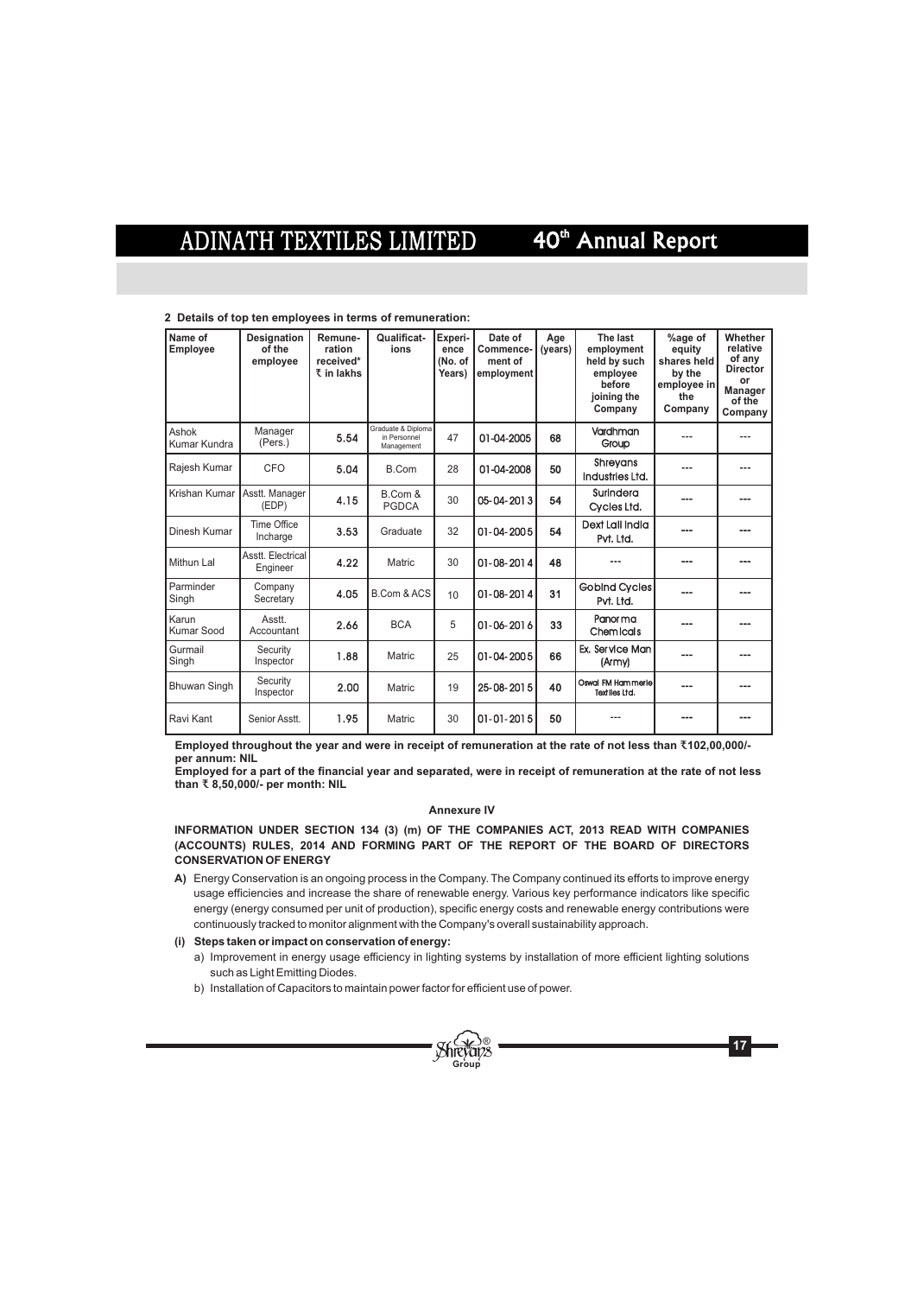**2 Details of top ten employees in terms of remuneration:**

| Name of Employee | Designation of the employee | Remuneration received* ₹ in lakhs | Qualifications | Experience (No. of Years) | Date of Commencement of employment | Age (years) | The last employment held by such employee before joining the Company | %age of equity shares held by the employee in the Company | Whether relative of any Director or Manager of the Company |
|---|---|---|---|---|---|---|---|---|---|
| Ashok Kumar Kundra | Manager (Pers.) | 5.54 | Graduate & Diploma in Personnel Management | 47 | 01-04-2005 | 68 | Vardhman Group | --- | --- |
| Rajesh Kumar | CFO | 5.04 | B.Com | 28 | 01-04-2008 | 50 | Shreyans Industries Ltd. | --- | --- |
| Krishan Kumar | Asstt. Manager (EDP) | 4.15 | B.Com & PGDCA | 30 | 05-04-2013 | 54 | Surindera Cycles Ltd. | --- | --- |
| Dinesh Kumar | Time Office Incharge | 3.53 | Graduate | 32 | 01-04-2005 | 54 | Dext Lall India Pvt. Ltd. | --- | --- |
| Mithun Lal | Asstt. Electrical Engineer | 4.22 | Matric | 30 | 01-08-2014 | 48 | --- | --- | --- |
| Parminder Singh | Company Secretary | 4.05 | B.Com & ACS | 10 | 01-08-2014 | 31 | Gobind Cycles Pvt. Ltd. | --- | --- |
| Karun Kumar Sood | Asstt. Accountant | 2.66 | BCA | 5 | 01-06-2016 | 33 | Panorma Chemicals | --- | --- |
| Gurmail Singh | Security Inspector | 1.88 | Matric | 25 | 01-04-2005 | 66 | Ex. Service Man (Army) | --- | --- |
| Bhuwan Singh | Security Inspector | 2.00 | Matric | 19 | 25-08-2015 | 40 | Oswal FM Hammerle Textiles Ltd. | --- | --- |
| Ravi Kant | Senior Asstt. | 1.95 | Matric | 30 | 01-01-2015 | 50 | --- | --- | --- |

**Employed throughout the year and were in receipt of remuneration at the rate of not less than ₹102,00,000/- per annum: NIL**

**Employed for a part of the financial year and separated, were in receipt of remuneration at the rate of not less than ₹ 8,50,000/- per month: NIL**

**Annexure IV**

**INFORMATION UNDER SECTION 134 (3) (m) OF THE COMPANIES ACT, 2013 READ WITH COMPANIES (ACCOUNTS) RULES, 2014 AND FORMING PART OF THE REPORT OF THE BOARD OF DIRECTORS CONSERVATION OF ENERGY**

**A)** Energy Conservation is an ongoing process in the Company. The Company continued its efforts to improve energy usage efficiencies and increase the share of renewable energy. Various key performance indicators like specific energy (energy consumed per unit of production), specific energy costs and renewable energy contributions were continuously tracked to monitor alignment with the Company's overall sustainability approach.

**(i) Steps taken or impact on conservation of energy:**

a) Improvement in energy usage efficiency in lighting systems by installation of more efficient lighting solutions such as Light Emitting Diodes.

b) Installation of Capacitors to maintain power factor for efficient use of power.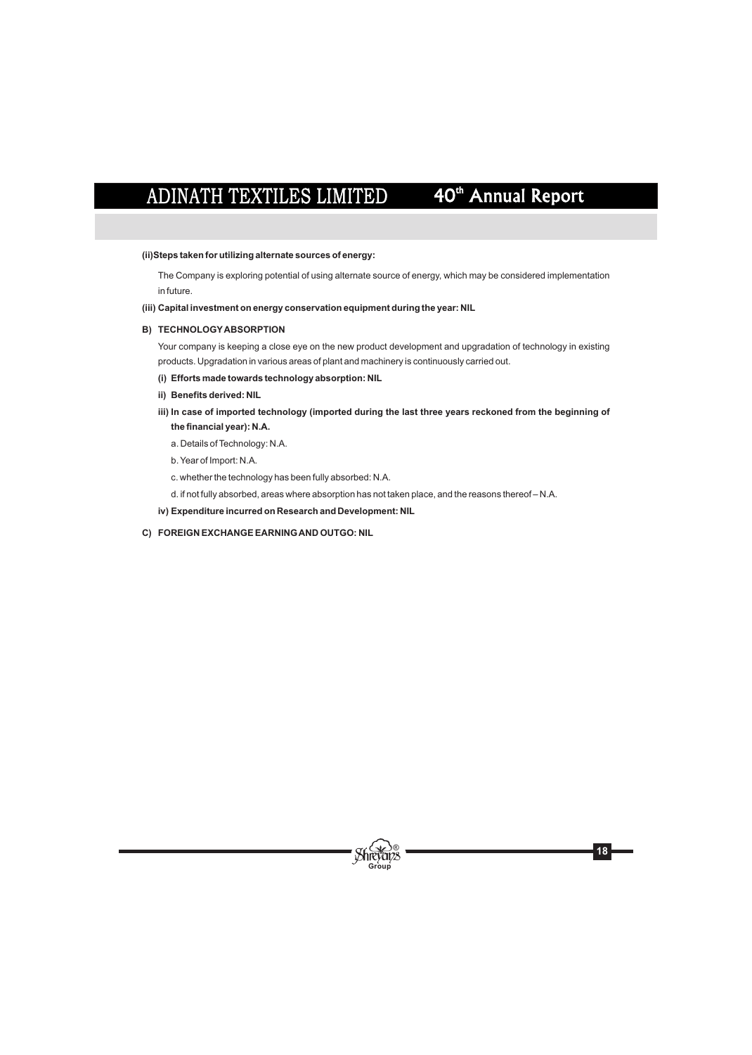**(ii)Steps taken for utilizing alternate sources of energy:**

The Company is exploring potential of using alternate source of energy, which may be considered implementation in future.

**(iii) Capital investment on energy conservation equipment during the year: NIL**

**B) TECHNOLOGY ABSORPTION**

Your company is keeping a close eye on the new product development and upgradation of technology in existing products. Upgradation in various areas of plant and machinery is continuously carried out.

**(i) Efforts made towards technology absorption: NIL**

**ii) Benefits derived: NIL**

**iii) In case of imported technology (imported during the last three years reckoned from the beginning of the financial year): N.A.**

a. Details of Technology: N.A.

b. Year of Import: N.A.

c. whether the technology has been fully absorbed: N.A.

d. if not fully absorbed, areas where absorption has not taken place, and the reasons thereof – N.A.

**iv) Expenditure incurred on Research and Development: NIL**

**C) FOREIGN EXCHANGE EARNING AND OUTGO: NIL**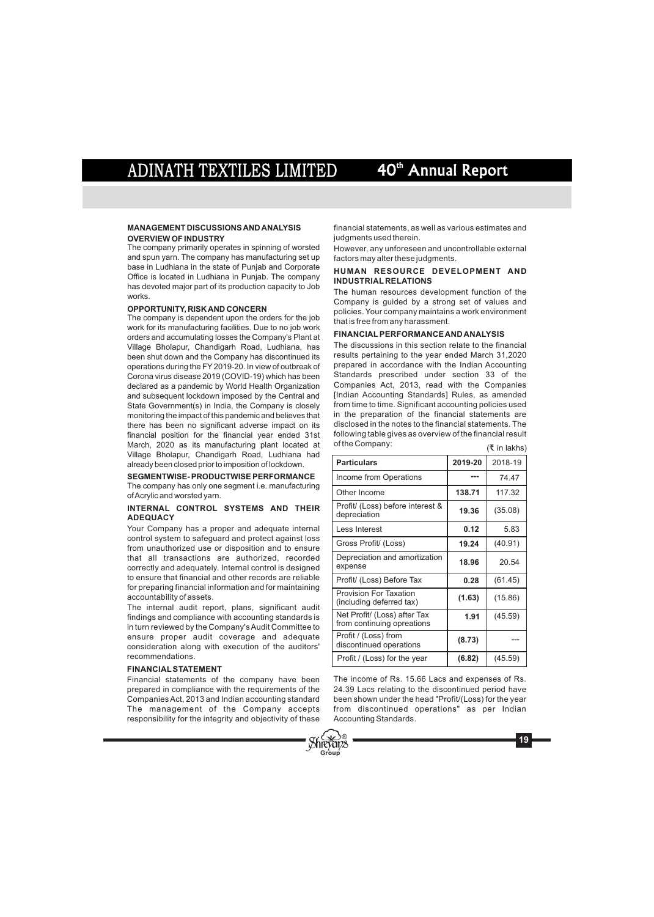## MANAGEMENT DISCUSSIONS AND ANALYSIS

### OVERVIEW OF INDUSTRY

The company primarily operates in spinning of worsted and spun yarn. The company has manufacturing set up base in Ludhiana in the state of Punjab and Corporate Office is located in Ludhiana in Punjab. The company has devoted major part of its production capacity to Job works.

### OPPORTUNITY, RISK AND CONCERN

The company is dependent upon the orders for the job work for its manufacturing facilities. Due to no job work orders and accumulating losses the Company's Plant at Village Bholapur, Chandigarh Road, Ludhiana, has been shut down and the Company has discontinued its operations during the FY 2019-20. In view of outbreak of Corona virus disease 2019 (COVID-19) which has been declared as a pandemic by World Health Organization and subsequent lockdown imposed by the Central and State Government(s) in India, the Company is closely monitoring the impact of this pandemic and believes that there has been no significant adverse impact on its financial position for the financial year ended 31st March, 2020 as its manufacturing plant located at Village Bholapur, Chandigarh Road, Ludhiana had already been closed prior to imposition of lockdown.

### SEGMENTWISE- PRODUCTWISE PERFORMANCE

The company has only one segment i.e. manufacturing of Acrylic and worsted yarn.

### INTERNAL CONTROL SYSTEMS AND THEIR ADEQUACY

Your Company has a proper and adequate internal control system to safeguard and protect against loss from unauthorized use or disposition and to ensure that all transactions are authorized, recorded correctly and adequately. Internal control is designed to ensure that financial and other records are reliable for preparing financial information and for maintaining accountability of assets.

The internal audit report, plans, significant audit findings and compliance with accounting standards is in turn reviewed by the Company's Audit Committee to ensure proper audit coverage and adequate consideration along with execution of the auditors' recommendations.

### FINANCIAL STATEMENT

Financial statements of the company have been prepared in compliance with the requirements of the Companies Act, 2013 and Indian accounting standard The management of the Company accepts responsibility for the integrity and objectivity of these financial statements, as well as various estimates and judgments used therein.

However, any unforeseen and uncontrollable external factors may alter these judgments.

### HUMAN RESOURCE DEVELOPMENT AND INDUSTRIAL RELATIONS

The human resources development function of the Company is guided by a strong set of values and policies. Your company maintains a work environment that is free from any harassment.

### FINANCIAL PERFORMANCE AND ANALYSIS

The discussions in this section relate to the financial results pertaining to the year ended March 31,2020 prepared in accordance with the Indian Accounting Standards prescribed under section 33 of the Companies Act, 2013, read with the Companies [Indian Accounting Standards] Rules, as amended from time to time. Significant accounting policies used in the preparation of the financial statements are disclosed in the notes to the financial statements. The following table gives as overview of the financial result of the Company:

(₹ in lakhs)

| Particulars | 2019-20 | 2018-19 |
|---|---|---|
| Income from Operations | --- | 74.47 |
| Other Income | **138.71** | 117.32 |
| Profit/ (Loss) before interest & depreciation | **19.36** | (35.08) |
| Less Interest | **0.12** | 5.83 |
| Gross Profit/ (Loss) | **19.24** | (40.91) |
| Depreciation and amortization expense | **18.96** | 20.54 |
| Profit/ (Loss) Before Tax | **0.28** | (61.45) |
| Provision For Taxation (including deferred tax) | **(1.63)** | (15.86) |
| Net Profit/ (Loss) after Tax from continuing opreations | **1.91** | (45.59) |
| Profit / (Loss) from discontinued operations | **(8.73)** | --- |
| Profit / (Loss) for the year | **(6.82)** | (45.59) |

The income of Rs. 15.66 Lacs and expenses of Rs. 24.39 Lacs relating to the discontinued period have been shown under the head "Profit/(Loss) for the year from discontinued operations" as per Indian Accounting Standards.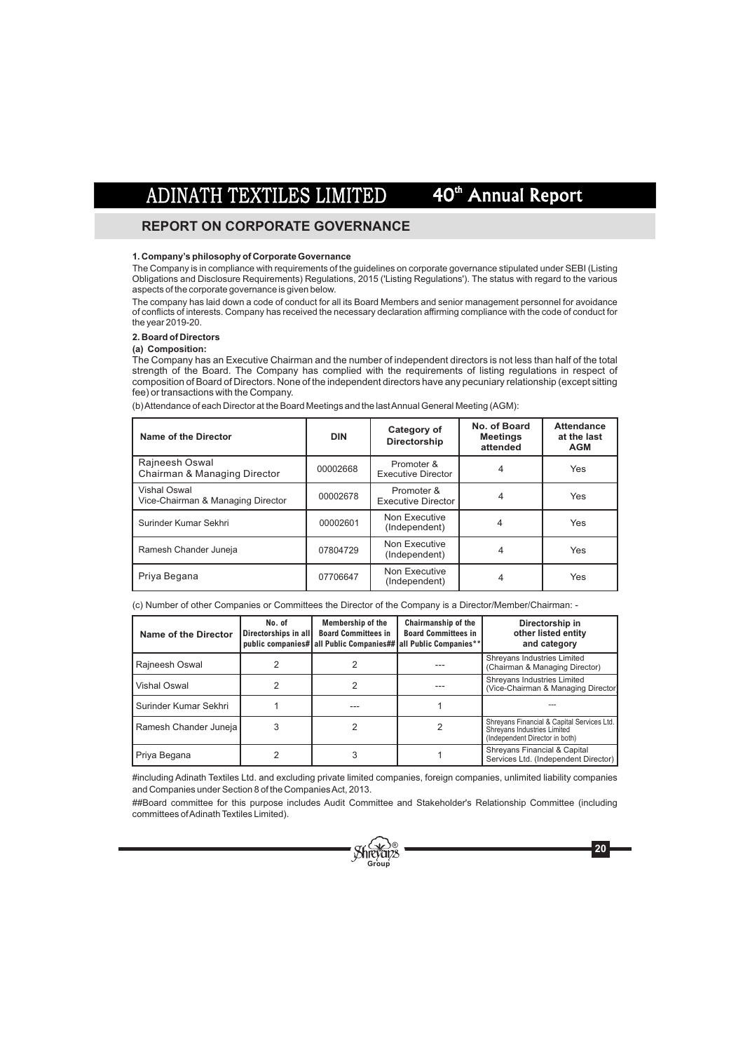## REPORT ON CORPORATE GOVERNANCE

**1. Company's philosophy of Corporate Governance**

The Company is in compliance with requirements of the guidelines on corporate governance stipulated under SEBI (Listing Obligations and Disclosure Requirements) Regulations, 2015 ('Listing Regulations'). The status with regard to the various aspects of the corporate governance is given below.

The company has laid down a code of conduct for all its Board Members and senior management personnel for avoidance of conflicts of interests. Company has received the necessary declaration affirming compliance with the code of conduct for the year 2019-20.

**2. Board of Directors**

**(a) Composition:**

The Company has an Executive Chairman and the number of independent directors is not less than half of the total strength of the Board. The Company has complied with the requirements of listing regulations in respect of composition of Board of Directors. None of the independent directors have any pecuniary relationship (except sitting fee) or transactions with the Company.

(b) Attendance of each Director at the Board Meetings and the last Annual General Meeting (AGM):

| Name of the Director | DIN | Category of Directorship | No. of Board Meetings attended | Attendance at the last AGM |
|---|---|---|---|---|
| Rajneesh Oswal Chairman & Managing Director | 00002668 | Promoter & Executive Director | 4 | Yes |
| Vishal Oswal Vice-Chairman & Managing Director | 00002678 | Promoter & Executive Director | 4 | Yes |
| Surinder Kumar Sekhri | 00002601 | Non Executive (Independent) | 4 | Yes |
| Ramesh Chander Juneja | 07804729 | Non Executive (Independent) | 4 | Yes |
| Priya Begana | 07706647 | Non Executive (Independent) | 4 | Yes |

(c) Number of other Companies or Committees the Director of the Company is a Director/Member/Chairman: -

| Name of the Director | No. of Directorships in all public companies# | Membership of the Board Committees in all Public Companies## | Chairmanship of the Board Committees in all Public Companies** | Directorship in other listed entity and category |
|---|---|---|---|---|
| Rajneesh Oswal | 2 | 2 | --- | Shreyans Industries Limited (Chairman & Managing Director) |
| Vishal Oswal | 2 | 2 | --- | Shreyans Industries Limited (Vice-Chairman & Managing Director) |
| Surinder Kumar Sekhri | 1 | --- | 1 | --- |
| Ramesh Chander Juneja | 3 | 2 | 2 | Shreyans Financial & Capital Services Ltd. Shreyans Industries Limited (Independent Director in both) |
| Priya Begana | 2 | 3 | 1 | Shreyans Financial & Capital Services Ltd. (Independent Director) |

#including Adinath Textiles Ltd. and excluding private limited companies, foreign companies, unlimited liability companies and Companies under Section 8 of the Companies Act, 2013.

##Board committee for this purpose includes Audit Committee and Stakeholder's Relationship Committee (including committees of Adinath Textiles Limited).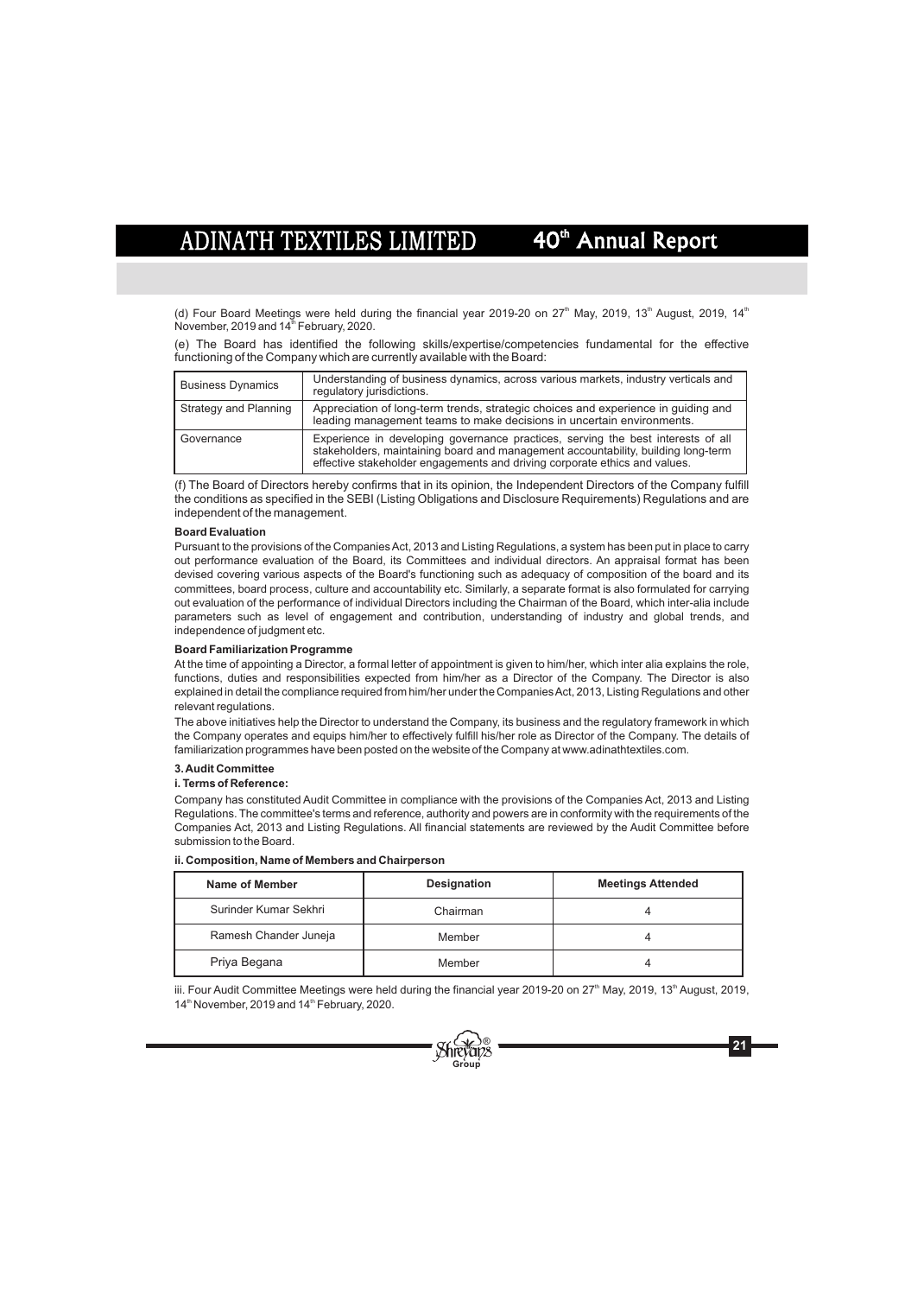(d) Four Board Meetings were held during the financial year 2019-20 on 27th May, 2019, 13th August, 2019, 14th November, 2019 and 14th February, 2020.

(e) The Board has identified the following skills/expertise/competencies fundamental for the effective functioning of the Company which are currently available with the Board:

| Business Dynamics | Understanding of business dynamics, across various markets, industry verticals and regulatory jurisdictions. |
|---|---|
| Strategy and Planning | Appreciation of long-term trends, strategic choices and experience in guiding and leading management teams to make decisions in uncertain environments. |
| Governance | Experience in developing governance practices, serving the best interests of all stakeholders, maintaining board and management accountability, building long-term effective stakeholder engagements and driving corporate ethics and values. |

(f) The Board of Directors hereby confirms that in its opinion, the Independent Directors of the Company fulfill the conditions as specified in the SEBI (Listing Obligations and Disclosure Requirements) Regulations and are independent of the management.

**Board Evaluation**

Pursuant to the provisions of the Companies Act, 2013 and Listing Regulations, a system has been put in place to carry out performance evaluation of the Board, its Committees and individual directors. An appraisal format has been devised covering various aspects of the Board's functioning such as adequacy of composition of the board and its committees, board process, culture and accountability etc. Similarly, a separate format is also formulated for carrying out evaluation of the performance of individual Directors including the Chairman of the Board, which inter-alia include parameters such as level of engagement and contribution, understanding of industry and global trends, and independence of judgment etc.

**Board Familiarization Programme**

At the time of appointing a Director, a formal letter of appointment is given to him/her, which inter alia explains the role, functions, duties and responsibilities expected from him/her as a Director of the Company. The Director is also explained in detail the compliance required from him/her under the Companies Act, 2013, Listing Regulations and other relevant regulations.

The above initiatives help the Director to understand the Company, its business and the regulatory framework in which the Company operates and equips him/her to effectively fulfill his/her role as Director of the Company. The details of familiarization programmes have been posted on the website of the Company at www.adinathtextiles.com.

**3. Audit Committee**

**i. Terms of Reference:**

Company has constituted Audit Committee in compliance with the provisions of the Companies Act, 2013 and Listing Regulations. The committee's terms and reference, authority and powers are in conformity with the requirements of the Companies Act, 2013 and Listing Regulations. All financial statements are reviewed by the Audit Committee before submission to the Board.

**ii. Composition, Name of Members and Chairperson**

| Name of Member | Designation | Meetings Attended |
|---|---|---|
| Surinder Kumar Sekhri | Chairman | 4 |
| Ramesh Chander Juneja | Member | 4 |
| Priya Begana | Member | 4 |

iii. Four Audit Committee Meetings were held during the financial year 2019-20 on 27th May, 2019, 13th August, 2019, 14th November, 2019 and 14th February, 2020.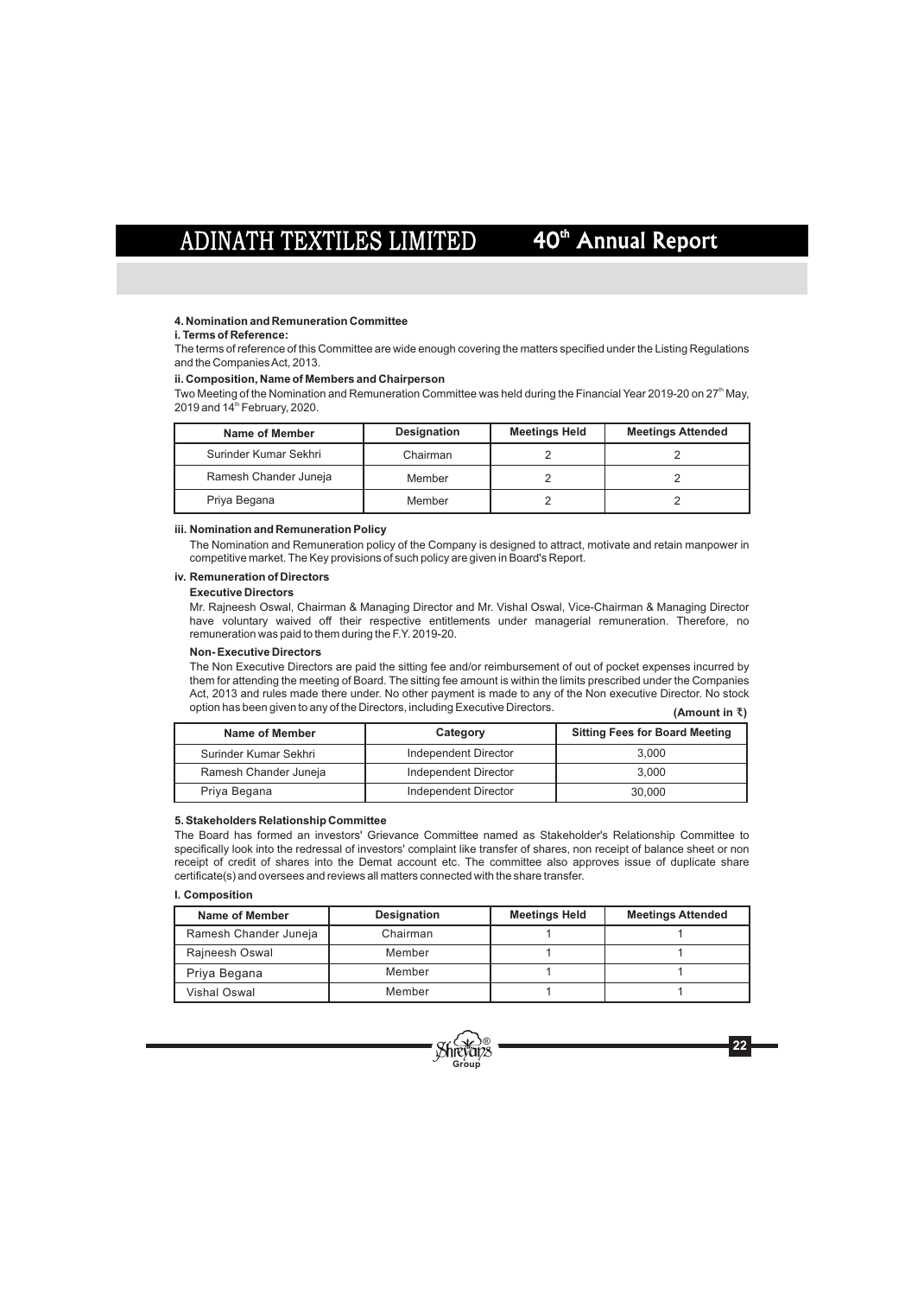### 4. Nomination and Remuneration Committee

**i. Terms of Reference:**

The terms of reference of this Committee are wide enough covering the matters specified under the Listing Regulations and the Companies Act, 2013.

**ii. Composition, Name of Members and Chairperson**

Two Meeting of the Nomination and Remuneration Committee was held during the Financial Year 2019-20 on 27th May, 2019 and 14th February, 2020.

| Name of Member | Designation | Meetings Held | Meetings Attended |
|---|---|---|---|
| Surinder Kumar Sekhri | Chairman | 2 | 2 |
| Ramesh Chander Juneja | Member | 2 | 2 |
| Priya Begana | Member | 2 | 2 |

**iii. Nomination and Remuneration Policy**

The Nomination and Remuneration policy of the Company is designed to attract, motivate and retain manpower in competitive market. The Key provisions of such policy are given in Board's Report.

**iv. Remuneration of Directors**

**Executive Directors**

Mr. Rajneesh Oswal, Chairman & Managing Director and Mr. Vishal Oswal, Vice-Chairman & Managing Director have voluntary waived off their respective entitlements under managerial remuneration. Therefore, no remuneration was paid to them during the F.Y. 2019-20.

**Non- Executive Directors**

The Non Executive Directors are paid the sitting fee and/or reimbursement of out of pocket expenses incurred by them for attending the meeting of Board. The sitting fee amount is within the limits prescribed under the Companies Act, 2013 and rules made there under. No other payment is made to any of the Non executive Director. No stock option has been given to any of the Directors, including Executive Directors.

**(Amount in ₹)**

| Name of Member | Category | Sitting Fees for Board Meeting |
|---|---|---|
| Surinder Kumar Sekhri | Independent Director | 3,000 |
| Ramesh Chander Juneja | Independent Director | 3,000 |
| Priya Begana | Independent Director | 30,000 |

### 5. Stakeholders Relationship Committee

The Board has formed an investors' Grievance Committee named as Stakeholder's Relationship Committee to specifically look into the redressal of investors' complaint like transfer of shares, non receipt of balance sheet or non receipt of credit of shares into the Demat account etc. The committee also approves issue of duplicate share certificate(s) and oversees and reviews all matters connected with the share transfer.

**I. Composition**

| Name of Member | Designation | Meetings Held | Meetings Attended |
|---|---|---|---|
| Ramesh Chander Juneja | Chairman | 1 | 1 |
| Rajneesh Oswal | Member | 1 | 1 |
| Priya Begana | Member | 1 | 1 |
| Vishal Oswal | Member | 1 | 1 |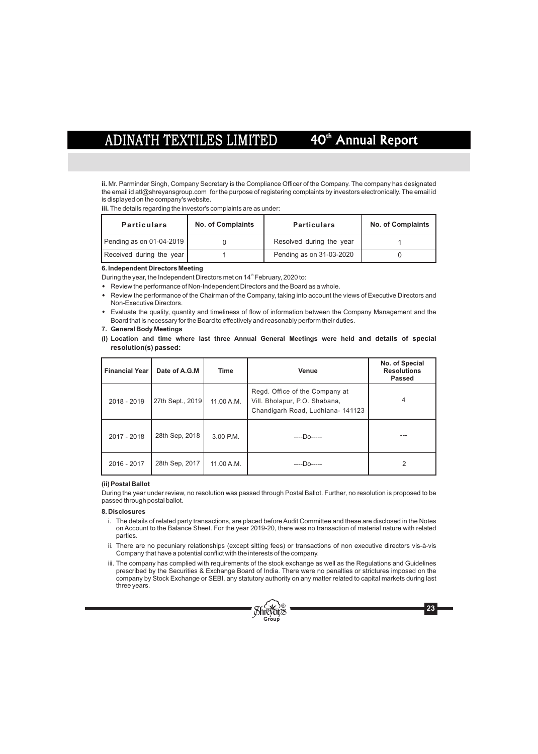**ii.** Mr. Parminder Singh, Company Secretary is the Compliance Officer of the Company. The company has designated the email id atl@shreyansgroup.com for the purpose of registering complaints by investors electronically. The email id is displayed on the company's website.

**iii.** The details regarding the investor's complaints are as under:

| Particulars | No. of Complaints | Particulars | No. of Complaints |
|---|---|---|---|
| Pending as on 01-04-2019 | 0 | Resolved during the year | 1 |
| Received during the year | 1 | Pending as on 31-03-2020 | 0 |

**6. Independent Directors Meeting**

During the year, the Independent Directors met on 14th February, 2020 to:

- Review the performance of Non-Independent Directors and the Board as a whole.
- Review the performance of the Chairman of the Company, taking into account the views of Executive Directors and Non-Executive Directors.
- Evaluate the quality, quantity and timeliness of flow of information between the Company Management and the Board that is necessary for the Board to effectively and reasonably perform their duties.

**7. General Body Meetings**

**(I) Location and time where last three Annual General Meetings were held and details of special resolution(s) passed:**

| Financial Year | Date of A.G.M | Time | Venue | No. of Special Resolutions Passed |
|---|---|---|---|---|
| 2018 - 2019 | 27th Sept., 2019 | 11.00 A.M. | Regd. Office of the Company at Vill. Bholapur, P.O. Shabana, Chandigarh Road, Ludhiana- 141123 | 4 |
| 2017 - 2018 | 28th Sep, 2018 | 3.00 P.M. | ----Do----- | --- |
| 2016 - 2017 | 28th Sep, 2017 | 11.00 A.M. | ----Do----- | 2 |

**(ii) Postal Ballot**

During the year under review, no resolution was passed through Postal Ballot. Further, no resolution is proposed to be passed through postal ballot.

**8. Disclosures**

i. The details of related party transactions, are placed before Audit Committee and these are disclosed in the Notes on Account to the Balance Sheet. For the year 2019-20, there was no transaction of material nature with related parties.

ii. There are no pecuniary relationships (except sitting fees) or transactions of non executive directors vis-à-vis Company that have a potential conflict with the interests of the company.

iii. The company has complied with requirements of the stock exchange as well as the Regulations and Guidelines prescribed by the Securities & Exchange Board of India. There were no penalties or strictures imposed on the company by Stock Exchange or SEBI, any statutory authority on any matter related to capital markets during last three years.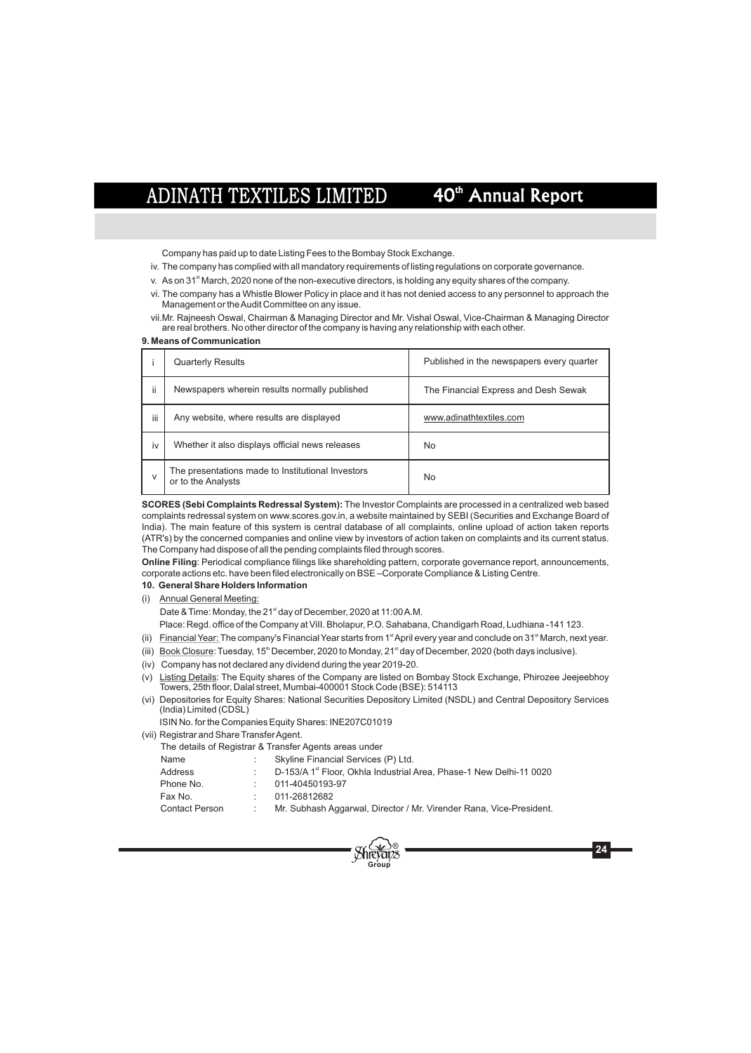Company has paid up to date Listing Fees to the Bombay Stock Exchange.

iv. The company has complied with all mandatory requirements of listing regulations on corporate governance.

v. As on 31[st] March, 2020 none of the non-executive directors, is holding any equity shares of the company.

vi. The company has a Whistle Blower Policy in place and it has not denied access to any personnel to approach the Management or the Audit Committee on any issue.

vii. Mr. Rajneesh Oswal, Chairman & Managing Director and Mr. Vishal Oswal, Vice-Chairman & Managing Director are real brothers. No other director of the company is having any relationship with each other.

**9. Means of Communication**

| | | |
|---|---|---|
| i | Quarterly Results | Published in the newspapers every quarter |
| ii | Newspapers wherein results normally published | The Financial Express and Desh Sewak |
| iii | Any website, where results are displayed | www.adinathtextiles.com |
| iv | Whether it also displays official news releases | No |
| v | The presentations made to Institutional Investors or to the Analysts | No |

**SCORES (Sebi Complaints Redressal System):** The Investor Complaints are processed in a centralized web based complaints redressal system on www.scores.gov.in, a website maintained by SEBI (Securities and Exchange Board of India). The main feature of this system is central database of all complaints, online upload of action taken reports (ATR's) by the concerned companies and online view by investors of action taken on complaints and its current status. The Company had dispose of all the pending complaints filed through scores.

**Online Filing**: Periodical compliance filings like shareholding pattern, corporate governance report, announcements, corporate actions etc. have been filed electronically on BSE –Corporate Compliance & Listing Centre.

**10. General Share Holders Information**

(i) Annual General Meeting:

Date & Time: Monday, the 21[st] day of December, 2020 at 11:00 A.M.

Place: Regd. office of the Company at Vill. Bholapur, P.O. Sahabana, Chandigarh Road, Ludhiana -141 123.

(ii) Financial Year: The company's Financial Year starts from 1[st] April every year and conclude on 31[st] March, next year.

(iii) Book Closure: Tuesday, 15[th] December, 2020 to Monday, 21[st] day of December, 2020 (both days inclusive).

(iv) Company has not declared any dividend during the year 2019-20.

(v) Listing Details: The Equity shares of the Company are listed on Bombay Stock Exchange, Phirozee Jeejeebhoy Towers, 25th floor, Dalal street, Mumbai-400001 Stock Code (BSE): 514113

(vi) Depositories for Equity Shares: National Securities Depository Limited (NSDL) and Central Depository Services (India) Limited (CDSL)

ISIN No. for the Companies Equity Shares: INE207C01019

(vii) Registrar and Share Transfer Agent.

The details of Registrar & Transfer Agents areas under

| | | |
|---|---|---|
| Name | : | Skyline Financial Services (P) Ltd. |
| Address | : | D-153/A 1[st] Floor, Okhla Industrial Area, Phase-1 New Delhi-11 0020 |
| Phone No. | : | 011-40450193-97 |
| Fax No. | : | 011-26812682 |
| Contact Person | : | Mr. Subhash Aggarwal, Director / Mr. Virender Rana, Vice-President. |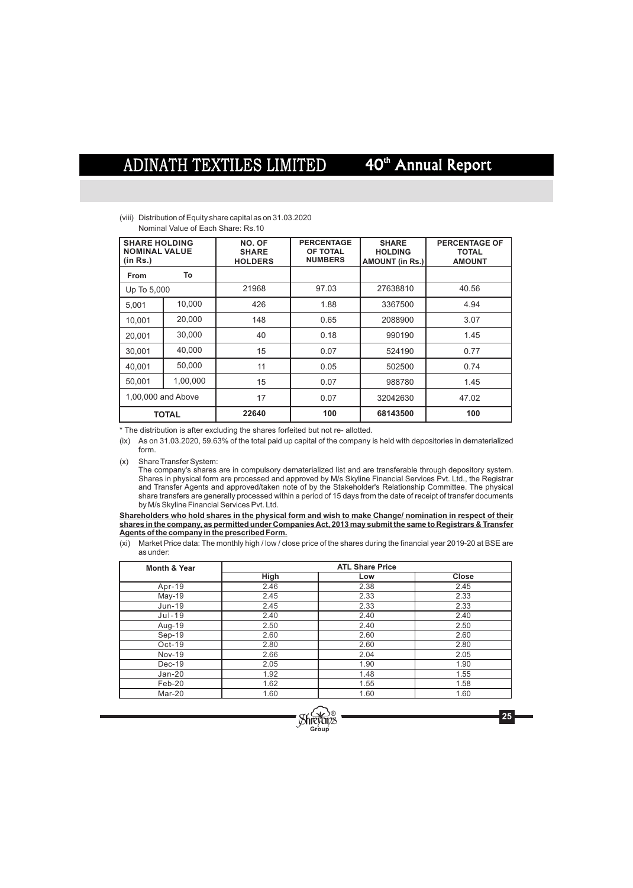(viii) Distribution of Equity share capital as on 31.03.2020

Nominal Value of Each Share: Rs.10

| SHARE HOLDING NOMINAL VALUE (in Rs.) | | NO. OF SHARE HOLDERS | PERCENTAGE OF TOTAL NUMBERS | SHARE HOLDING AMOUNT (in Rs.) | PERCENTAGE OF TOTAL AMOUNT |
|---|---|---|---|---|---|
| From | To | | | | |
| Up To 5,000 | | 21968 | 97.03 | 27638810 | 40.56 |
| 5,001 | 10,000 | 426 | 1.88 | 3367500 | 4.94 |
| 10,001 | 20,000 | 148 | 0.65 | 2088900 | 3.07 |
| 20,001 | 30,000 | 40 | 0.18 | 990190 | 1.45 |
| 30,001 | 40,000 | 15 | 0.07 | 524190 | 0.77 |
| 40,001 | 50,000 | 11 | 0.05 | 502500 | 0.74 |
| 50,001 | 1,00,000 | 15 | 0.07 | 988780 | 1.45 |
| 1,00,000 and Above | | 17 | 0.07 | 32042630 | 47.02 |
| **TOTAL** | | **22640** | **100** | **68143500** | **100** |

* The distribution is after excluding the shares forfeited but not re- allotted.

(ix) As on 31.03.2020, 59.63% of the total paid up capital of the company is held with depositories in dematerialized form.

(x) Share Transfer System:

The company's shares are in compulsory dematerialized list and are transferable through depository system. Shares in physical form are processed and approved by M/s Skyline Financial Services Pvt. Ltd., the Registrar and Transfer Agents and approved/taken note of by the Stakeholder's Relationship Committee. The physical share transfers are generally processed within a period of 15 days from the date of receipt of transfer documents by M/s Skyline Financial Services Pvt. Ltd.

**Shareholders who hold shares in the physical form and wish to make Change/ nomination in respect of their shares in the company, as permitted under Companies Act, 2013 may submit the same to Registrars & Transfer Agents of the company in the prescribed Form.**

(xi) Market Price data: The monthly high / low / close price of the shares during the financial year 2019-20 at BSE are as under:

| Month & Year | ATL Share Price | | |
|---|---|---|---|
| | High | Low | Close |
| Apr-19 | 2.46 | 2.38 | 2.45 |
| May-19 | 2.45 | 2.33 | 2.33 |
| Jun-19 | 2.45 | 2.33 | 2.33 |
| Jul-19 | 2.40 | 2.40 | 2.40 |
| Aug-19 | 2.50 | 2.40 | 2.50 |
| Sep-19 | 2.60 | 2.60 | 2.60 |
| Oct-19 | 2.80 | 2.60 | 2.80 |
| Nov-19 | 2.66 | 2.04 | 2.05 |
| Dec-19 | 2.05 | 1.90 | 1.90 |
| Jan-20 | 1.92 | 1.48 | 1.55 |
| Feb-20 | 1.62 | 1.55 | 1.58 |
| Mar-20 | 1.60 | 1.60 | 1.60 |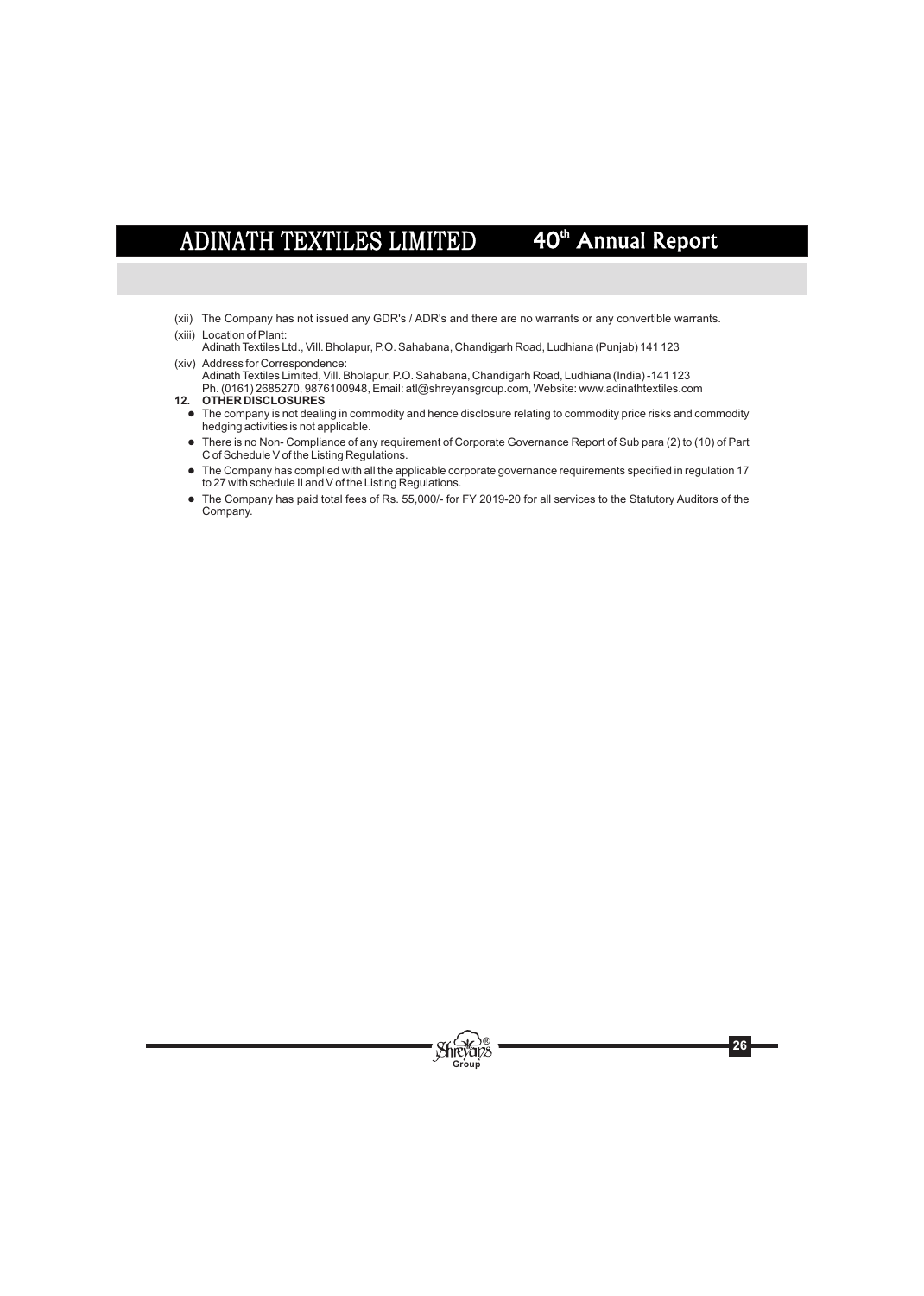(xii) The Company has not issued any GDR's / ADR's and there are no warrants or any convertible warrants.

(xiii) Location of Plant:
Adinath Textiles Ltd., Vill. Bholapur, P.O. Sahabana, Chandigarh Road, Ludhiana (Punjab) 141 123

(xiv) Address for Correspondence:
Adinath Textiles Limited, Vill. Bholapur, P.O. Sahabana, Chandigarh Road, Ludhiana (India) -141 123
Ph. (0161) 2685270, 9876100948, Email: atl@shreyansgroup.com, Website: www.adinathtextiles.com

**12. OTHER DISCLOSURES**

- The company is not dealing in commodity and hence disclosure relating to commodity price risks and commodity hedging activities is not applicable.
- There is no Non- Compliance of any requirement of Corporate Governance Report of Sub para (2) to (10) of Part C of Schedule V of the Listing Regulations.
- The Company has complied with all the applicable corporate governance requirements specified in regulation 17 to 27 with schedule II and V of the Listing Regulations.
- The Company has paid total fees of Rs. 55,000/- for FY 2019-20 for all services to the Statutory Auditors of the Company.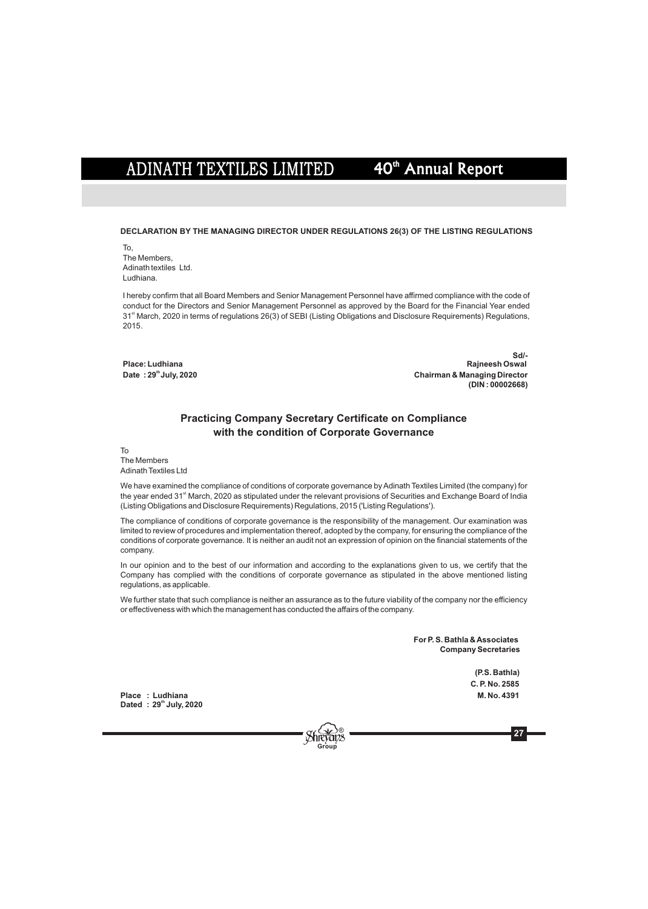**DECLARATION BY THE MANAGING DIRECTOR UNDER REGULATIONS 26(3) OF THE LISTING REGULATIONS**

To,
The Members,
Adinath textiles Ltd.
Ludhiana.

I hereby confirm that all Board Members and Senior Management Personnel have affirmed compliance with the code of conduct for the Directors and Senior Management Personnel as approved by the Board for the Financial Year ended 31st March, 2020 in terms of regulations 26(3) of SEBI (Listing Obligations and Disclosure Requirements) Regulations, 2015.

**Place: Ludhiana**
**Date : 29th July, 2020**

**Sd/-**
**Rajneesh Oswal**
**Chairman & Managing Director**
**(DIN : 00002668)**

## Practicing Company Secretary Certificate on Compliance with the condition of Corporate Governance

To
The Members
Adinath Textiles Ltd

We have examined the compliance of conditions of corporate governance by Adinath Textiles Limited (the company) for the year ended 31st March, 2020 as stipulated under the relevant provisions of Securities and Exchange Board of India (Listing Obligations and Disclosure Requirements) Regulations, 2015 ('Listing Regulations').

The compliance of conditions of corporate governance is the responsibility of the management. Our examination was limited to review of procedures and implementation thereof, adopted by the company, for ensuring the compliance of the conditions of corporate governance. It is neither an audit not an expression of opinion on the financial statements of the company.

In our opinion and to the best of our information and according to the explanations given to us, we certify that the Company has complied with the conditions of corporate governance as stipulated in the above mentioned listing regulations, as applicable.

We further state that such compliance is neither an assurance as to the future viability of the company nor the efficiency or effectiveness with which the management has conducted the affairs of the company.

**For P. S. Bathla & Associates**
**Company Secretaries**

**(P.S. Bathla)**
**C. P. No. 2585**
**M. No. 4391**

**Place : Ludhiana**
**Dated : 29th July, 2020**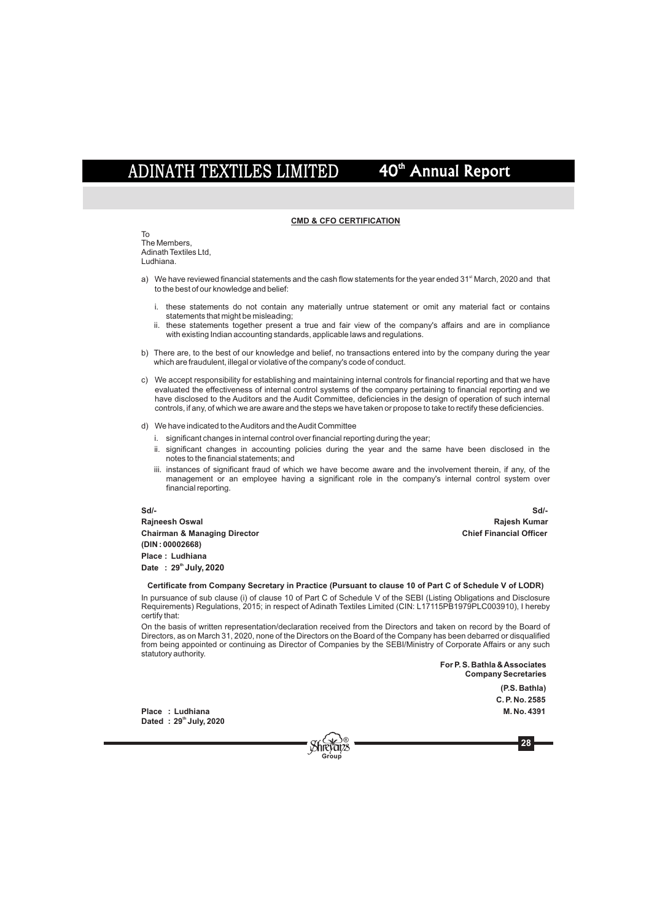## CMD & CFO CERTIFICATION

To
The Members,
Adinath Textiles Ltd,
Ludhiana.

a) We have reviewed financial statements and the cash flow statements for the year ended 31st March, 2020 and that to the best of our knowledge and belief:

   i. these statements do not contain any materially untrue statement or omit any material fact or contains statements that might be misleading;
   ii. these statements together present a true and fair view of the company's affairs and are in compliance with existing Indian accounting standards, applicable laws and regulations.

b) There are, to the best of our knowledge and belief, no transactions entered into by the company during the year which are fraudulent, illegal or violative of the company's code of conduct.

c) We accept responsibility for establishing and maintaining internal controls for financial reporting and that we have evaluated the effectiveness of internal control systems of the company pertaining to financial reporting and we have disclosed to the Auditors and the Audit Committee, deficiencies in the design of operation of such internal controls, if any, of which we are aware and the steps we have taken or propose to take to rectify these deficiencies.

d) We have indicated to the Auditors and the Audit Committee

   i. significant changes in internal control over financial reporting during the year;
   ii. significant changes in accounting policies during the year and the same have been disclosed in the notes to the financial statements; and
   iii. instances of significant fraud of which we have become aware and the involvement therein, if any, of the management or an employee having a significant role in the company's internal control system over financial reporting.

**Sd/-**
**Rajneesh Oswal**
**Chairman & Managing Director**
**(DIN : 00002668)**
**Place : Ludhiana**
**Date : 29th July, 2020**

**Sd/-**
**Rajesh Kumar**
**Chief Financial Officer**

**Certificate from Company Secretary in Practice (Pursuant to clause 10 of Part C of Schedule V of LODR)**

In pursuance of sub clause (i) of clause 10 of Part C of Schedule V of the SEBI (Listing Obligations and Disclosure Requirements) Regulations, 2015; in respect of Adinath Textiles Limited (CIN: L17115PB1979PLC003910), I hereby certify that:

On the basis of written representation/declaration received from the Directors and taken on record by the Board of Directors, as on March 31, 2020, none of the Directors on the Board of the Company has been debarred or disqualified from being appointed or continuing as Director of Companies by the SEBI/Ministry of Corporate Affairs or any such statutory authority.

**For P. S. Bathla & Associates**
**Company Secretaries**

**(P.S. Bathla)**
**C. P. No. 2585**
**M. No. 4391**

**Place : Ludhiana**
**Dated : 29th July, 2020**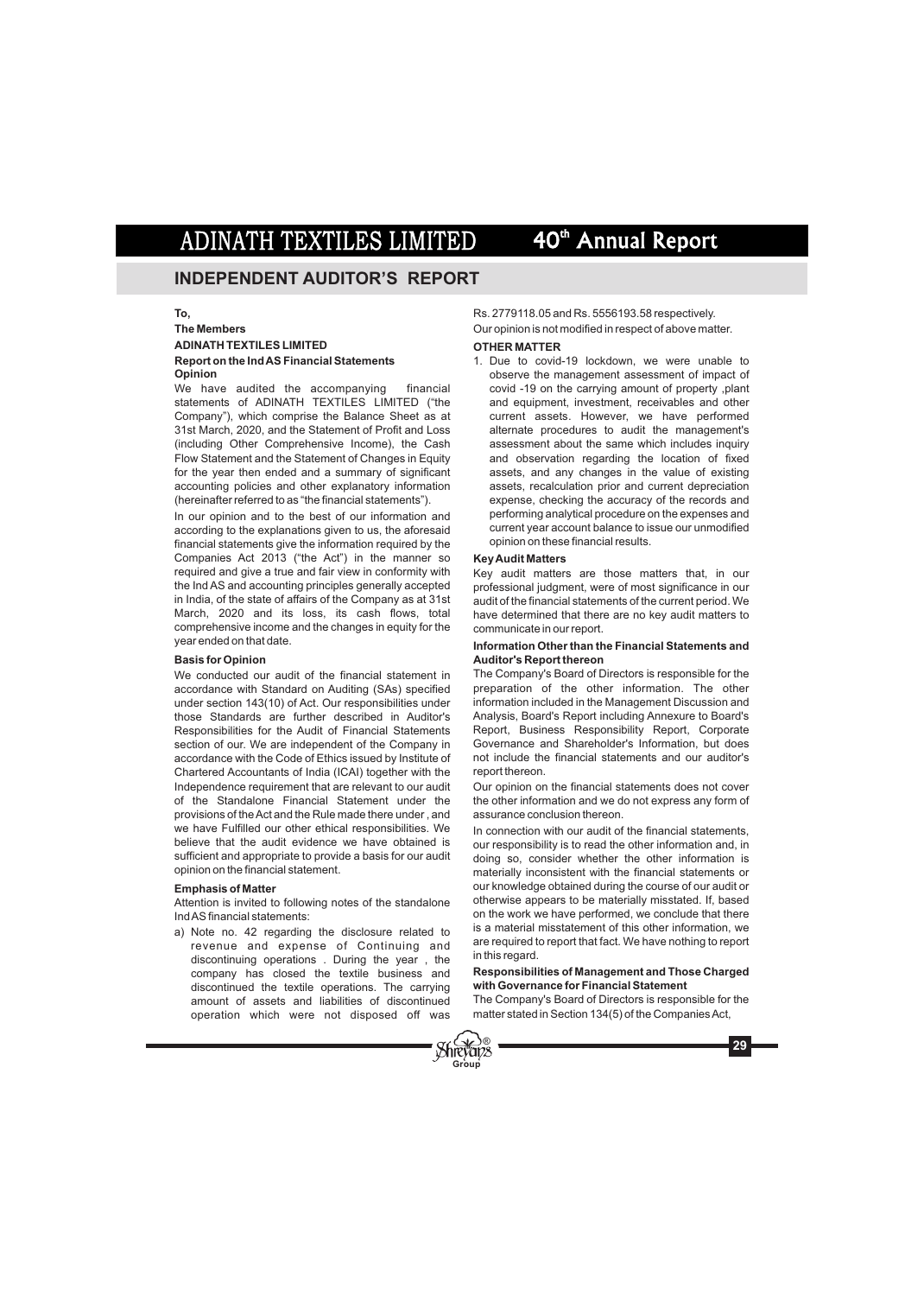## INDEPENDENT AUDITOR'S REPORT

**To,**

**The Members**

**ADINATH TEXTILES LIMITED**

**Report on the Ind AS Financial Statements**

**Opinion**

We have audited the accompanying financial statements of ADINATH TEXTILES LIMITED ("the Company"), which comprise the Balance Sheet as at 31st March, 2020, and the Statement of Profit and Loss (including Other Comprehensive Income), the Cash Flow Statement and the Statement of Changes in Equity for the year then ended and a summary of significant accounting policies and other explanatory information (hereinafter referred to as "the financial statements").

In our opinion and to the best of our information and according to the explanations given to us, the aforesaid financial statements give the information required by the Companies Act 2013 ("the Act") in the manner so required and give a true and fair view in conformity with the Ind AS and accounting principles generally accepted in India, of the state of affairs of the Company as at 31st March, 2020 and its loss, its cash flows, total comprehensive income and the changes in equity for the year ended on that date.

**Basis for Opinion**

We conducted our audit of the financial statement in accordance with Standard on Auditing (SAs) specified under section 143(10) of Act. Our responsibilities under those Standards are further described in Auditor's Responsibilities for the Audit of Financial Statements section of our. We are independent of the Company in accordance with the Code of Ethics issued by Institute of Chartered Accountants of India (ICAI) together with the Independence requirement that are relevant to our audit of the Standalone Financial Statement under the provisions of the Act and the Rule made there under , and we have Fulfilled our other ethical responsibilities. We believe that the audit evidence we have obtained is sufficient and appropriate to provide a basis for our audit opinion on the financial statement.

**Emphasis of Matter**

Attention is invited to following notes of the standalone Ind AS financial statements:

a) Note no. 42 regarding the disclosure related to revenue and expense of Continuing and discontinuing operations . During the year , the company has closed the textile business and discontinued the textile operations. The carrying amount of assets and liabilities of discontinued operation which were not disposed off was Rs. 2779118.05 and Rs. 5556193.58 respectively.

Our opinion is not modified in respect of above matter.

**OTHER MATTER**

1. Due to covid-19 lockdown, we were unable to observe the management assessment of impact of covid -19 on the carrying amount of property ,plant and equipment, investment, receivables and other current assets. However, we have performed alternate procedures to audit the management's assessment about the same which includes inquiry and observation regarding the location of fixed assets, and any changes in the value of existing assets, recalculation prior and current depreciation expense, checking the accuracy of the records and performing analytical procedure on the expenses and current year account balance to issue our unmodified opinion on these financial results.

**Key Audit Matters**

Key audit matters are those matters that, in our professional judgment, were of most significance in our audit of the financial statements of the current period. We have determined that there are no key audit matters to communicate in our report.

**Information Other than the Financial Statements and Auditor's Report thereon**

The Company's Board of Directors is responsible for the preparation of the other information. The other information included in the Management Discussion and Analysis, Board's Report including Annexure to Board's Report, Business Responsibility Report, Corporate Governance and Shareholder's Information, but does not include the financial statements and our auditor's report thereon.

Our opinion on the financial statements does not cover the other information and we do not express any form of assurance conclusion thereon.

In connection with our audit of the financial statements, our responsibility is to read the other information and, in doing so, consider whether the other information is materially inconsistent with the financial statements or our knowledge obtained during the course of our audit or otherwise appears to be materially misstated. If, based on the work we have performed, we conclude that there is a material misstatement of this other information, we are required to report that fact. We have nothing to report in this regard.

**Responsibilities of Management and Those Charged with Governance for Financial Statement**

The Company's Board of Directors is responsible for the matter stated in Section 134(5) of the Companies Act,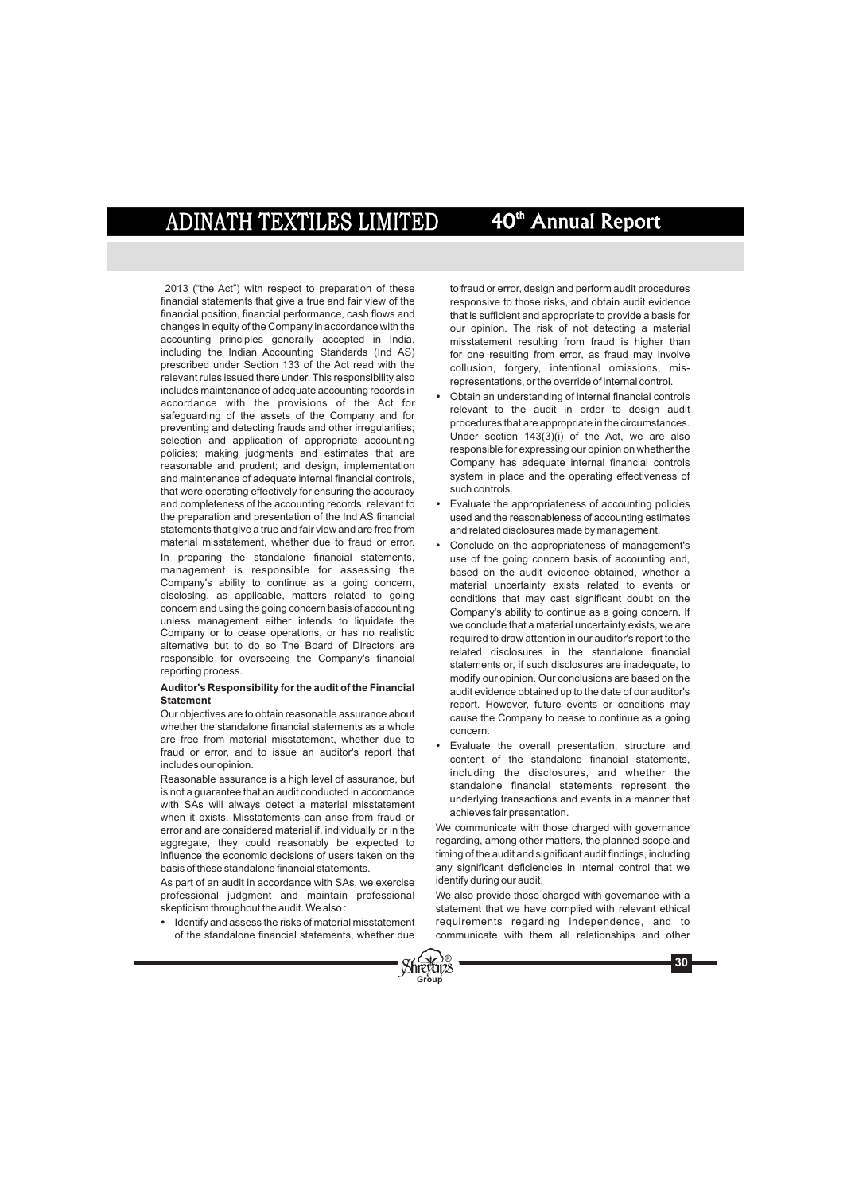2013 ("the Act") with respect to preparation of these financial statements that give a true and fair view of the financial position, financial performance, cash flows and changes in equity of the Company in accordance with the accounting principles generally accepted in India, including the Indian Accounting Standards (Ind AS) prescribed under Section 133 of the Act read with the relevant rules issued there under. This responsibility also includes maintenance of adequate accounting records in accordance with the provisions of the Act for safeguarding of the assets of the Company and for preventing and detecting frauds and other irregularities; selection and application of appropriate accounting policies; making judgments and estimates that are reasonable and prudent; and design, implementation and maintenance of adequate internal financial controls, that were operating effectively for ensuring the accuracy and completeness of the accounting records, relevant to the preparation and presentation of the Ind AS financial statements that give a true and fair view and are free from material misstatement, whether due to fraud or error.

In preparing the standalone financial statements, management is responsible for assessing the Company's ability to continue as a going concern, disclosing, as applicable, matters related to going concern and using the going concern basis of accounting unless management either intends to liquidate the Company or to cease operations, or has no realistic alternative but to do so The Board of Directors are responsible for overseeing the Company's financial reporting process.

**Auditor's Responsibility for the audit of the Financial Statement**

Our objectives are to obtain reasonable assurance about whether the standalone financial statements as a whole are free from material misstatement, whether due to fraud or error, and to issue an auditor's report that includes our opinion.

Reasonable assurance is a high level of assurance, but is not a guarantee that an audit conducted in accordance with SAs will always detect a material misstatement when it exists. Misstatements can arise from fraud or error and are considered material if, individually or in the aggregate, they could reasonably be expected to influence the economic decisions of users taken on the basis of these standalone financial statements.

As part of an audit in accordance with SAs, we exercise professional judgment and maintain professional skepticism throughout the audit. We also :

- Identify and assess the risks of material misstatement of the standalone financial statements, whether due to fraud or error, design and perform audit procedures responsive to those risks, and obtain audit evidence that is sufficient and appropriate to provide a basis for our opinion. The risk of not detecting a material misstatement resulting from fraud is higher than for one resulting from error, as fraud may involve collusion, forgery, intentional omissions, misrepresentations, or the override of internal control.
- Obtain an understanding of internal financial controls relevant to the audit in order to design audit procedures that are appropriate in the circumstances. Under section 143(3)(i) of the Act, we are also responsible for expressing our opinion on whether the Company has adequate internal financial controls system in place and the operating effectiveness of such controls.
- Evaluate the appropriateness of accounting policies used and the reasonableness of accounting estimates and related disclosures made by management.
- Conclude on the appropriateness of management's use of the going concern basis of accounting and, based on the audit evidence obtained, whether a material uncertainty exists related to events or conditions that may cast significant doubt on the Company's ability to continue as a going concern. If we conclude that a material uncertainty exists, we are required to draw attention in our auditor's report to the related disclosures in the standalone financial statements or, if such disclosures are inadequate, to modify our opinion. Our conclusions are based on the audit evidence obtained up to the date of our auditor's report. However, future events or conditions may cause the Company to cease to continue as a going concern.
- Evaluate the overall presentation, structure and content of the standalone financial statements, including the disclosures, and whether the standalone financial statements represent the underlying transactions and events in a manner that achieves fair presentation.

We communicate with those charged with governance regarding, among other matters, the planned scope and timing of the audit and significant audit findings, including any significant deficiencies in internal control that we identify during our audit.

We also provide those charged with governance with a statement that we have complied with relevant ethical requirements regarding independence, and to communicate with them all relationships and other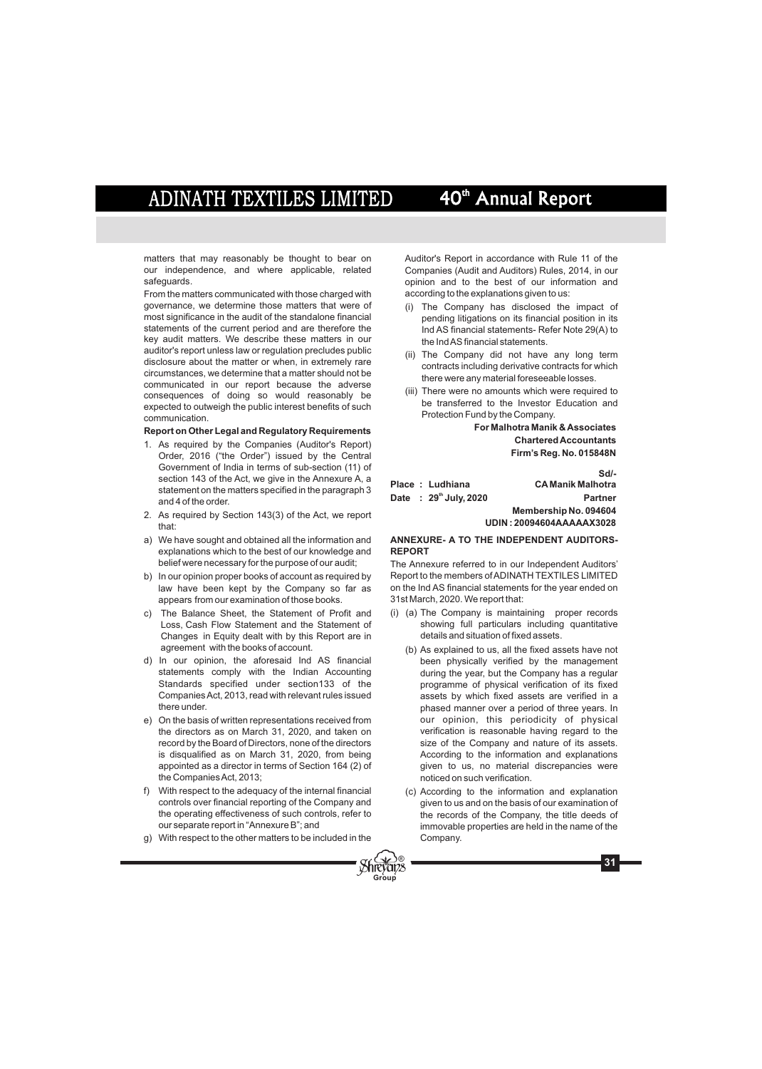matters that may reasonably be thought to bear on our independence, and where applicable, related safeguards.

From the matters communicated with those charged with governance, we determine those matters that were of most significance in the audit of the standalone financial statements of the current period and are therefore the key audit matters. We describe these matters in our auditor's report unless law or regulation precludes public disclosure about the matter or when, in extremely rare circumstances, we determine that a matter should not be communicated in our report because the adverse consequences of doing so would reasonably be expected to outweigh the public interest benefits of such communication.

**Report on Other Legal and Regulatory Requirements**

1. As required by the Companies (Auditor's Report) Order, 2016 ("the Order") issued by the Central Government of India in terms of sub-section (11) of section 143 of the Act, we give in the Annexure A, a statement on the matters specified in the paragraph 3 and 4 of the order.
2. As required by Section 143(3) of the Act, we report that:

a) We have sought and obtained all the information and explanations which to the best of our knowledge and belief were necessary for the purpose of our audit;

b) In our opinion proper books of account as required by law have been kept by the Company so far as appears from our examination of those books.

c) The Balance Sheet, the Statement of Profit and Loss, Cash Flow Statement and the Statement of Changes in Equity dealt with by this Report are in agreement with the books of account.

d) In our opinion, the aforesaid Ind AS financial statements comply with the Indian Accounting Standards specified under section133 of the Companies Act, 2013, read with relevant rules issued there under.

e) On the basis of written representations received from the directors as on March 31, 2020, and taken on record by the Board of Directors, none of the directors is disqualified as on March 31, 2020, from being appointed as a director in terms of Section 164 (2) of the Companies Act, 2013;

f) With respect to the adequacy of the internal financial controls over financial reporting of the Company and the operating effectiveness of such controls, refer to our separate report in "Annexure B"; and

g) With respect to the other matters to be included in the Auditor's Report in accordance with Rule 11 of the Companies (Audit and Auditors) Rules, 2014, in our opinion and to the best of our information and according to the explanations given to us:

(i) The Company has disclosed the impact of pending litigations on its financial position in its Ind AS financial statements- Refer Note 29(A) to the Ind AS financial statements.

(ii) The Company did not have any long term contracts including derivative contracts for which there were any material foreseeable losses.

(iii) There were no amounts which were required to be transferred to the Investor Education and Protection Fund by the Company.

**For Malhotra Manik & Associates**
**Chartered Accountants**
**Firm's Reg. No. 015848N**

**Sd/-**

**Place : Ludhiana** **CA Manik Malhotra**
**Date : 29th July, 2020** **Partner**
**Membership No. 094604**
**UDIN : 20094604AAAAAX3028**

**ANNEXURE- A TO THE INDEPENDENT AUDITORS-REPORT**

The Annexure referred to in our Independent Auditors' Report to the members of ADINATH TEXTILES LIMITED on the Ind AS financial statements for the year ended on 31st March, 2020. We report that:

(i) (a) The Company is maintaining proper records showing full particulars including quantitative details and situation of fixed assets.

(b) As explained to us, all the fixed assets have not been physically verified by the management during the year, but the Company has a regular programme of physical verification of its fixed assets by which fixed assets are verified in a phased manner over a period of three years. In our opinion, this periodicity of physical verification is reasonable having regard to the size of the Company and nature of its assets. According to the information and explanations given to us, no material discrepancies were noticed on such verification.

(c) According to the information and explanation given to us and on the basis of our examination of the records of the Company, the title deeds of immovable properties are held in the name of the Company.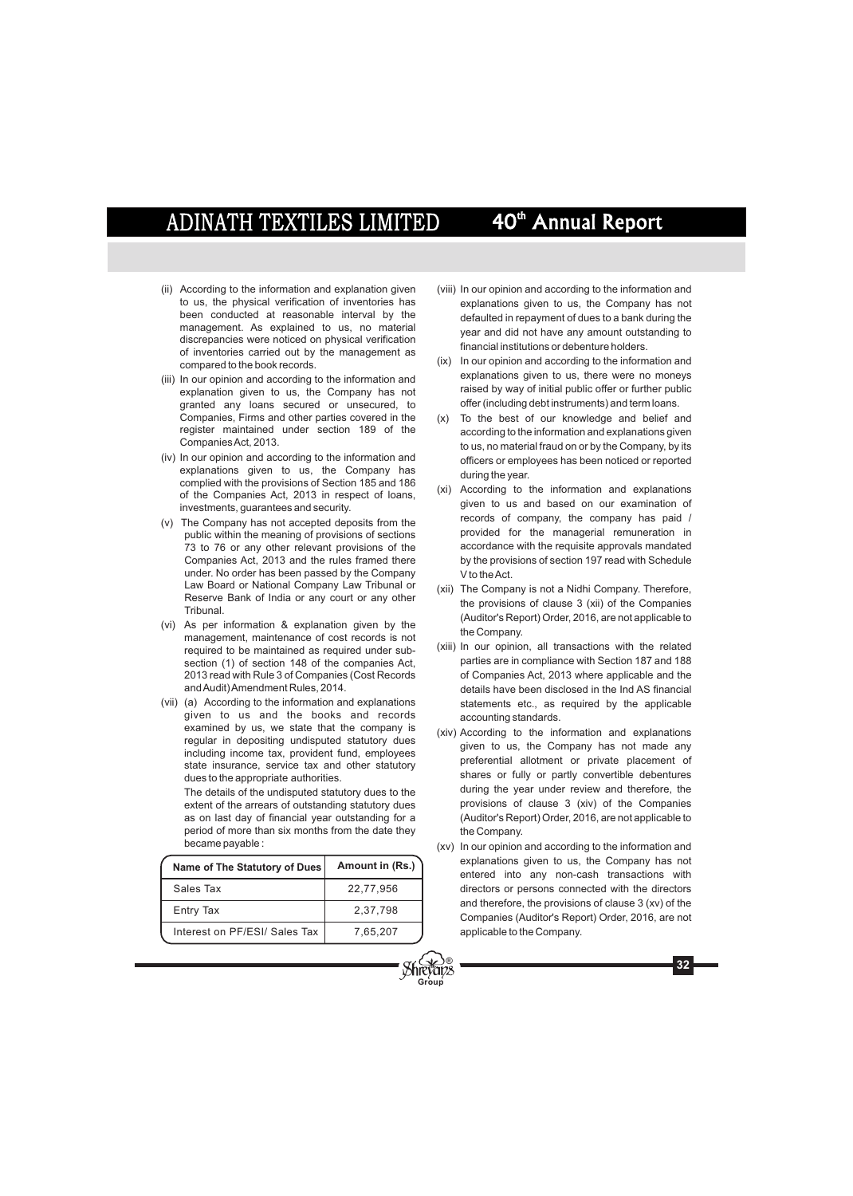(ii) According to the information and explanation given to us, the physical verification of inventories has been conducted at reasonable interval by the management. As explained to us, no material discrepancies were noticed on physical verification of inventories carried out by the management as compared to the book records.

(iii) In our opinion and according to the information and explanation given to us, the Company has not granted any loans secured or unsecured, to Companies, Firms and other parties covered in the register maintained under section 189 of the Companies Act, 2013.

(iv) In our opinion and according to the information and explanations given to us, the Company has complied with the provisions of Section 185 and 186 of the Companies Act, 2013 in respect of loans, investments, guarantees and security.

(v) The Company has not accepted deposits from the public within the meaning of provisions of sections 73 to 76 or any other relevant provisions of the Companies Act, 2013 and the rules framed there under. No order has been passed by the Company Law Board or National Company Law Tribunal or Reserve Bank of India or any court or any other Tribunal.

(vi) As per information & explanation given by the management, maintenance of cost records is not required to be maintained as required under sub-section (1) of section 148 of the companies Act, 2013 read with Rule 3 of Companies (Cost Records and Audit) Amendment Rules, 2014.

(vii) (a) According to the information and explanations given to us and the books and records examined by us, we state that the company is regular in depositing undisputed statutory dues including income tax, provident fund, employees state insurance, service tax and other statutory dues to the appropriate authorities.

The details of the undisputed statutory dues to the extent of the arrears of outstanding statutory dues as on last day of financial year outstanding for a period of more than six months from the date they became payable :

| Name of The Statutory of Dues | Amount in (Rs.) |
|---|---|
| Sales Tax | 22,77,956 |
| Entry Tax | 2,37,798 |
| Interest on PF/ESI/ Sales Tax | 7,65,207 |

(viii) In our opinion and according to the information and explanations given to us, the Company has not defaulted in repayment of dues to a bank during the year and did not have any amount outstanding to financial institutions or debenture holders.

(ix) In our opinion and according to the information and explanations given to us, there were no moneys raised by way of initial public offer or further public offer (including debt instruments) and term loans.

(x) To the best of our knowledge and belief and according to the information and explanations given to us, no material fraud on or by the Company, by its officers or employees has been noticed or reported during the year.

(xi) According to the information and explanations given to us and based on our examination of records of company, the company has paid / provided for the managerial remuneration in accordance with the requisite approvals mandated by the provisions of section 197 read with Schedule V to the Act.

(xii) The Company is not a Nidhi Company. Therefore, the provisions of clause 3 (xii) of the Companies (Auditor's Report) Order, 2016, are not applicable to the Company.

(xiii) In our opinion, all transactions with the related parties are in compliance with Section 187 and 188 of Companies Act, 2013 where applicable and the details have been disclosed in the Ind AS financial statements etc., as required by the applicable accounting standards.

(xiv) According to the information and explanations given to us, the Company has not made any preferential allotment or private placement of shares or fully or partly convertible debentures during the year under review and therefore, the provisions of clause 3 (xiv) of the Companies (Auditor's Report) Order, 2016, are not applicable to the Company.

(xv) In our opinion and according to the information and explanations given to us, the Company has not entered into any non-cash transactions with directors or persons connected with the directors and therefore, the provisions of clause 3 (xv) of the Companies (Auditor's Report) Order, 2016, are not applicable to the Company.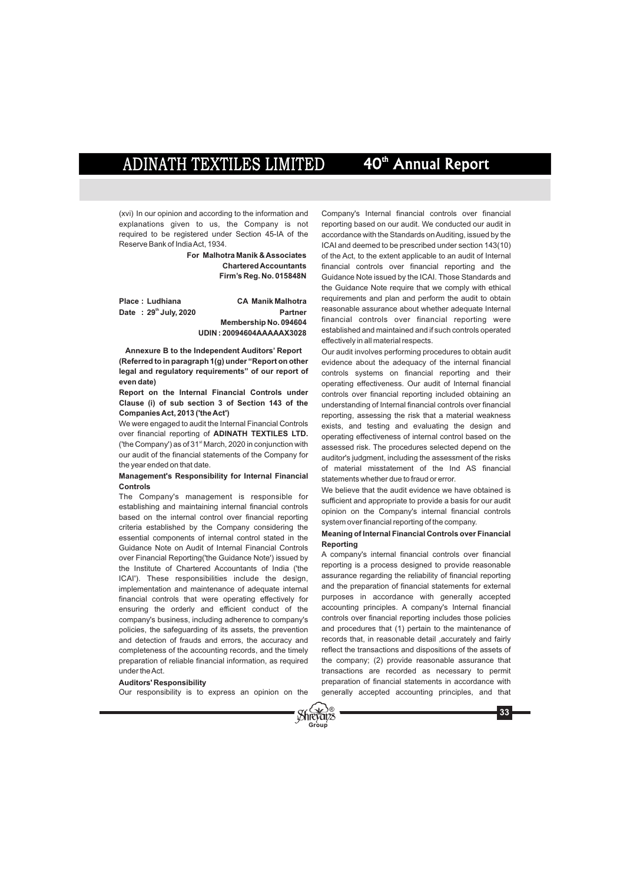(xvi) In our opinion and according to the information and explanations given to us, the Company is not required to be registered under Section 45-IA of the Reserve Bank of India Act, 1934.

**For Malhotra Manik & Associates**
**Chartered Accountants**
**Firm's Reg. No. 015848N**

**Place : Ludhiana** **CA Manik Malhotra**
**Date : 29th July, 2020** **Partner**
**Membership No. 094604**
**UDIN : 20094604AAAAAX3028**

**Annexure B to the Independent Auditors' Report**

**(Referred to in paragraph 1(g) under "Report on other legal and regulatory requirements" of our report of even date)**

**Report on the Internal Financial Controls under Clause (i) of sub section 3 of Section 143 of the Companies Act, 2013 ('the Act')**

We were engaged to audit the Internal Financial Controls over financial reporting of **ADINATH TEXTILES LTD.** ('the Company') as of 31st March, 2020 in conjunction with our audit of the financial statements of the Company for the year ended on that date.

**Management's Responsibility for Internal Financial Controls**

The Company's management is responsible for establishing and maintaining internal financial controls based on the internal control over financial reporting criteria established by the Company considering the essential components of internal control stated in the Guidance Note on Audit of Internal Financial Controls over Financial Reporting('the Guidance Note') issued by the Institute of Chartered Accountants of India ('the ICAI'). These responsibilities include the design, implementation and maintenance of adequate internal financial controls that were operating effectively for ensuring the orderly and efficient conduct of the company's business, including adherence to company's policies, the safeguarding of its assets, the prevention and detection of frauds and errors, the accuracy and completeness of the accounting records, and the timely preparation of reliable financial information, as required under the Act.

**Auditors' Responsibility**

Our responsibility is to express an opinion on the Company's Internal financial controls over financial reporting based on our audit. We conducted our audit in accordance with the Standards on Auditing, issued by the ICAI and deemed to be prescribed under section 143(10) of the Act, to the extent applicable to an audit of Internal financial controls over financial reporting and the Guidance Note issued by the ICAI. Those Standards and the Guidance Note require that we comply with ethical requirements and plan and perform the audit to obtain reasonable assurance about whether adequate Internal financial controls over financial reporting were established and maintained and if such controls operated effectively in all material respects.

Our audit involves performing procedures to obtain audit evidence about the adequacy of the internal financial controls systems on financial reporting and their operating effectiveness. Our audit of Internal financial controls over financial reporting included obtaining an understanding of Internal financial controls over financial reporting, assessing the risk that a material weakness exists, and testing and evaluating the design and operating effectiveness of internal control based on the assessed risk. The procedures selected depend on the auditor's judgment, including the assessment of the risks of material misstatement of the Ind AS financial statements whether due to fraud or error.

We believe that the audit evidence we have obtained is sufficient and appropriate to provide a basis for our audit opinion on the Company's internal financial controls system over financial reporting of the company.

**Meaning of Internal Financial Controls over Financial Reporting**

A company's internal financial controls over financial reporting is a process designed to provide reasonable assurance regarding the reliability of financial reporting and the preparation of financial statements for external purposes in accordance with generally accepted accounting principles. A company's Internal financial controls over financial reporting includes those policies and procedures that (1) pertain to the maintenance of records that, in reasonable detail ,accurately and fairly reflect the transactions and dispositions of the assets of the company; (2) provide reasonable assurance that transactions are recorded as necessary to permit preparation of financial statements in accordance with generally accepted accounting principles, and that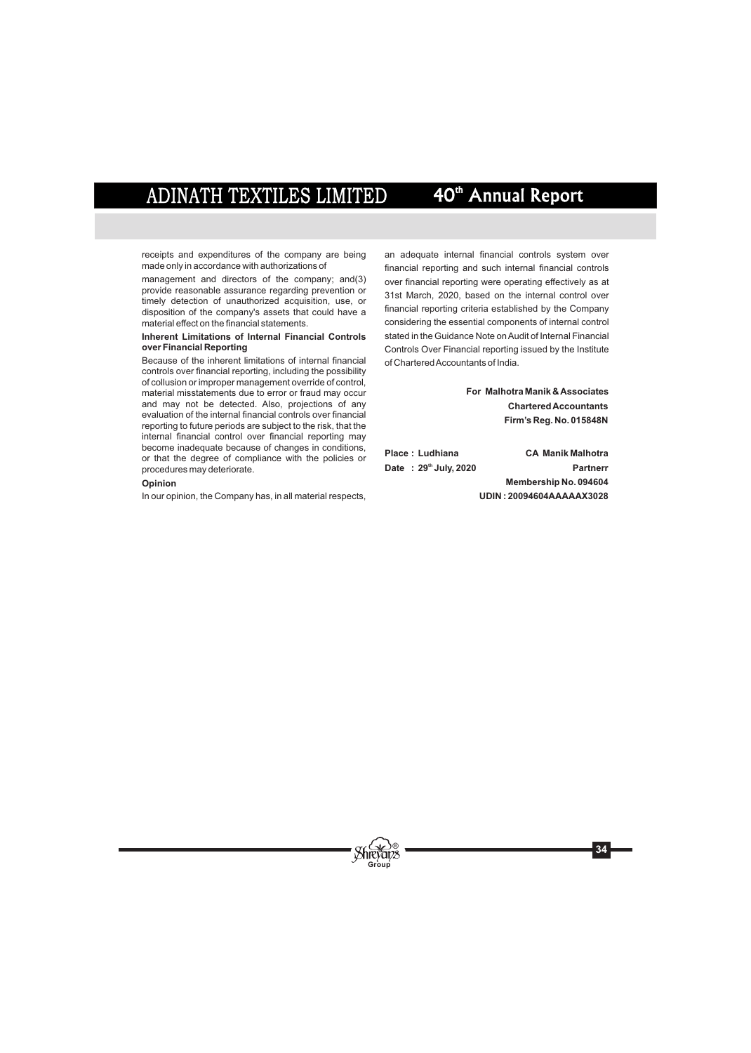receipts and expenditures of the company are being made only in accordance with authorizations of

management and directors of the company; and(3) provide reasonable assurance regarding prevention or timely detection of unauthorized acquisition, use, or disposition of the company's assets that could have a material effect on the financial statements.

**Inherent Limitations of Internal Financial Controls over Financial Reporting**

Because of the inherent limitations of internal financial controls over financial reporting, including the possibility of collusion or improper management override of control, material misstatements due to error or fraud may occur and may not be detected. Also, projections of any evaluation of the internal financial controls over financial reporting to future periods are subject to the risk, that the internal financial control over financial reporting may become inadequate because of changes in conditions, or that the degree of compliance with the policies or procedures may deteriorate.

**Opinion**

In our opinion, the Company has, in all material respects, an adequate internal financial controls system over financial reporting and such internal financial controls over financial reporting were operating effectively as at 31st March, 2020, based on the internal control over financial reporting criteria established by the Company considering the essential components of internal control stated in the Guidance Note on Audit of Internal Financial Controls Over Financial reporting issued by the Institute of Chartered Accountants of India.

**For Malhotra Manik & Associates**
**Chartered Accountants**
**Firm's Reg. No. 015848N**

**Place : Ludhiana**
**Date : 29th July, 2020**

**CA Manik Malhotra**
**Partnerr**
**Membership No. 094604**
**UDIN : 20094604AAAAAX3028**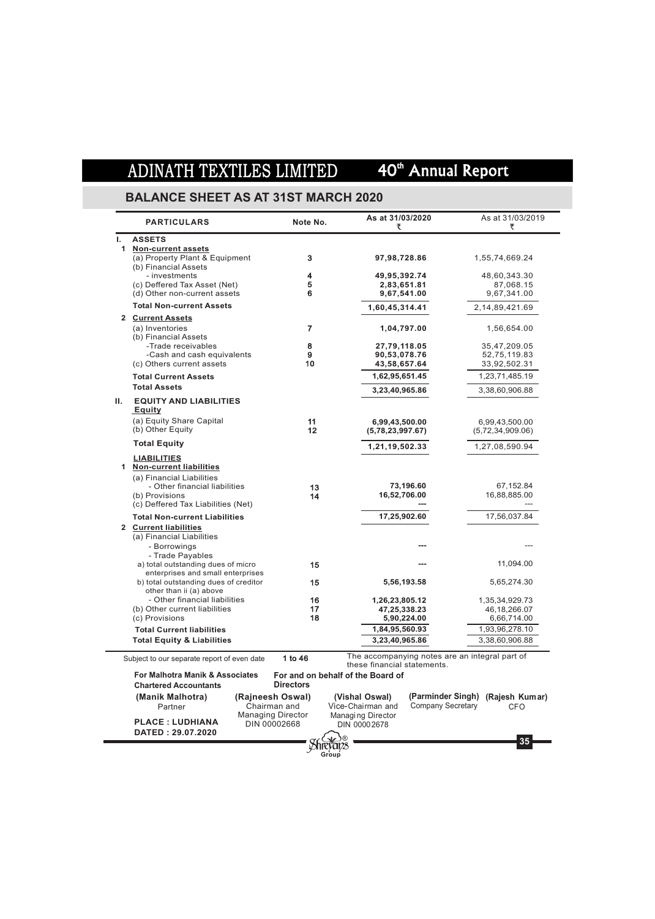## BALANCE SHEET AS AT 31ST MARCH 2020

| | PARTICULARS | Note No. | As at 31/03/2020 ₹ | As at 31/03/2019 ₹ |
|---|---|---|---|---|
| **I.** | **ASSETS** | | | |
| **1** | **Non-current assets** | | | |
| | (a) Property Plant & Equipment | 3 | **97,98,728.86** | 1,55,74,669.24 |
| | (b) Financial Assets | | | |
| | - investments | 4 | **49,95,392.74** | 48,60,343.30 |
| | (c) Deffered Tax Asset (Net) | 5 | **2,83,651.81** | 87,068.15 |
| | (d) Other non-current assets | 6 | **9,67,541.00** | 9,67,341.00 |
| | **Total Non-current Assets** | | **1,60,45,314.41** | 2,14,89,421.69 |
| **2** | **Current Assets** | | | |
| | (a) Inventories | 7 | **1,04,797.00** | 1,56,654.00 |
| | (b) Financial Assets | | | |
| | -Trade receivables | 8 | **27,79,118.05** | 35,47,209.05 |
| | -Cash and cash equivalents | 9 | **90,53,078.76** | 52,75,119.83 |
| | (c) Others current assets | 10 | **43,58,657.64** | 33,92,502.31 |
| | **Total Current Assets** | | **1,62,95,651.45** | 1,23,71,485.19 |
| | **Total Assets** | | **3,23,40,965.86** | 3,38,60,906.88 |
| **II.** | **EQUITY AND LIABILITIES** | | | |
| | **Equity** | | | |
| | (a) Equity Share Capital | 11 | **6,99,43,500.00** | 6,99,43,500.00 |
| | (b) Other Equity | 12 | **(5,78,23,997.67)** | (5,72,34,909.06) |
| | **Total Equity** | | **1,21,19,502.33** | 1,27,08,590.94 |
| | **LIABILITIES** | | | |
| **1** | **Non-current liabilities** | | | |
| | (a) Financial Liabilities | | | |
| | - Other financial liabilities | 13 | **73,196.60** | 67,152.84 |
| | (b) Provisions | 14 | **16,52,706.00** | 16,88,885.00 |
| | (c) Deffered Tax Liabilities (Net) | | **---** | --- |
| | **Total Non-current Liabilities** | | **17,25,902.60** | 17,56,037.84 |
| **2** | **Current liabilities** | | | |
| | (a) Financial Liabilities | | | |
| | - Borrowings | | **---** | --- |
| | - Trade Payables | | | |
| | a) total outstanding dues of micro enterprises and small enterprises | 15 | **---** | 11,094.00 |
| | b) total outstanding dues of creditor other than ii (a) above | 15 | **5,56,193.58** | 5,65,274.30 |
| | - Other financial liabilities | 16 | **1,26,23,805.12** | 1,35,34,929.73 |
| | (b) Other current liabilities | 17 | **47,25,338.23** | 46,18,266.07 |
| | (c) Provisions | 18 | **5,90,224.00** | 6,66,714.00 |
| | **Total Current liabilities** | | **1,84,95,560.93** | 1,93,96,278.10 |
| | **Total Equity & Liabilities** | | **3,23,40,965.86** | 3,38,60,906.88 |

Subject to our separate report of even date **1 to 46** The accompanying notes are an integral part of these financial statements.

**For Malhotra Manik & Associates**
**Chartered Accountants**

**For and on behalf of the Board of Directors**

**(Manik Malhotra)**
Partner

**(Rajneesh Oswal)**
Chairman and Managing Director
DIN 00002668

**(Vishal Oswal)**
Vice-Chairman and Managing Director
DIN 00002678

**(Parminder Singh)**
Company Secretary

**(Rajesh Kumar)**
CFO

**PLACE : LUDHIANA**
**DATED : 29.07.2020**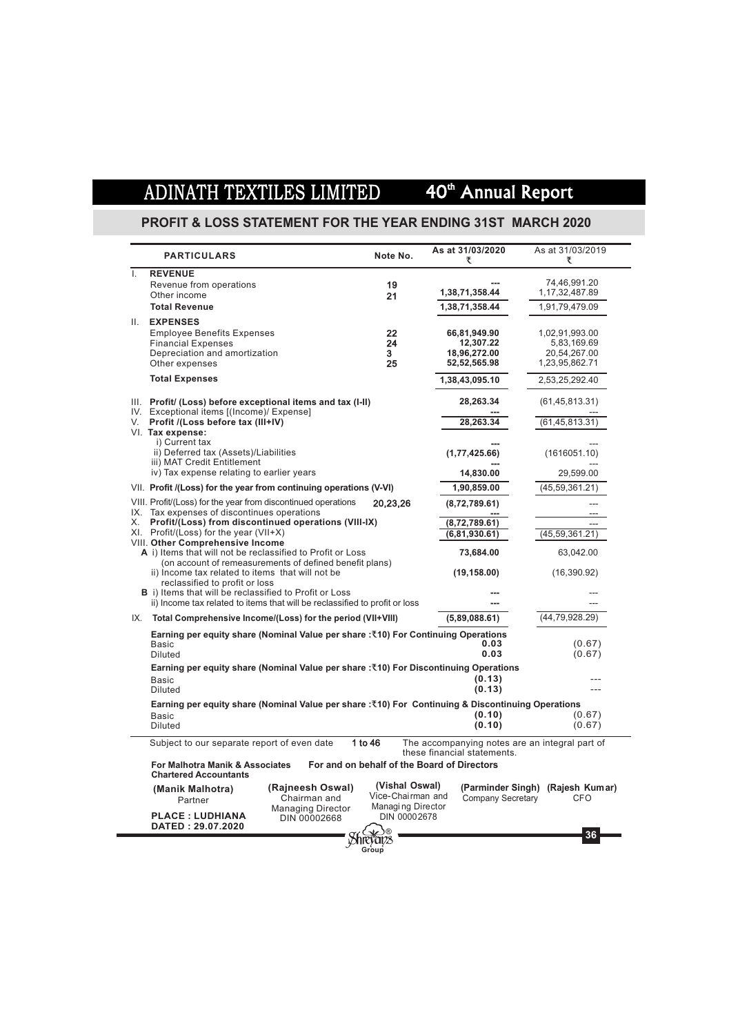# ADINATH TEXTILES LIMITED 40th Annual Report

## PROFIT & LOSS STATEMENT FOR THE YEAR ENDING 31ST MARCH 2020

| PARTICULARS | Note No. | As at 31/03/2020 ₹ | As at 31/03/2019 ₹ |
|---|---|---|---|
| **I. REVENUE** | | | |
| Revenue from operations | 19 | --- | 74,46,991.20 |
| Other income | 21 | 1,38,71,358.44 | 1,17,32,487.89 |
| **Total Revenue** | | **1,38,71,358.44** | 1,91,79,479.09 |
| **II. EXPENSES** | | | |
| Employee Benefits Expenses | 22 | 66,81,949.90 | 1,02,91,993.00 |
| Financial Expenses | 24 | 12,307.22 | 5,83,169.69 |
| Depreciation and amortization | 3 | 18,96,272.00 | 20,54,267.00 |
| Other expenses | 25 | 52,52,565.98 | 1,23,95,862.71 |
| **Total Expenses** | | **1,38,43,095.10** | 2,53,25,292.40 |
| III. **Profit/ (Loss) before exceptional items and tax (I-II)** | | **28,263.34** | (61,45,813.31) |
| IV. Exceptional items [(Income)/ Expense] | | --- | --- |
| V. **Profit /(Loss before tax (III+IV)** | | **28,263.34** | (61,45,813.31) |
| VI. **Tax expense:** | | | |
| i) Current tax | | --- | --- |
| ii) Deferred tax (Assets)/Liabilities | | **(1,77,425.66)** | (1616051.10) |
| iii) MAT Credit Entitlement | | --- | --- |
| iv) Tax expense relating to earlier years | | **14,830.00** | 29,599.00 |
| VII. **Profit /(Loss) for the year from continuing operations (V-VI)** | | **1,90,859.00** | (45,59,361.21) |
| VIII. Profit/(Loss) for the year from discontinued operations | 20,23,26 | **(8,72,789.61)** | --- |
| IX. Tax expenses of discontinues operations | | --- | --- |
| X. **Profit/(Loss) from discontinued operations (VIII-IX)** | | **(8,72,789.61)** | --- |
| XI. Profit/(Loss) for the year (VII+X) | | **(6,81,930.61)** | (45,59,361.21) |
| VIII. **Other Comprehensive Income** | | | |
| **A** i) Items that will not be reclassified to Profit or Loss (on account of remeasurements of defined benefit plans) | | **73,684.00** | 63,042.00 |
| ii) Income tax related to items that will not be reclassified to profit or loss | | **(19,158.00)** | (16,390.92) |
| **B** i) Items that will be reclassified to Profit or Loss | | --- | --- |
| ii) Income tax related to items that will be reclassified to profit or loss | | --- | --- |
| IX. **Total Comprehensive Income/(Loss) for the period (VII+VIII)** | | **(5,89,088.61)** | (44,79,928.29) |
| **Earning per equity share (Nominal Value per share :₹10) For Continuing Operations** | | | |
| Basic | | **0.03** | (0.67) |
| Diluted | | **0.03** | (0.67) |
| **Earning per equity share (Nominal Value per share :₹10) For Discontinuing Operations** | | | |
| Basic | | **(0.13)** | --- |
| Diluted | | **(0.13)** | --- |
| **Earning per equity share (Nominal Value per share :₹10) For Continuing & Discontinuing Operations** | | | |
| Basic | | **(0.10)** | (0.67) |
| Diluted | | **(0.10)** | (0.67) |

Subject to our separate report of even date **1 to 46** The accompanying notes are an integral part of these financial statements.

**For Malhotra Manik & Associates**
**Chartered Accountants**

**For and on behalf of the Board of Directors**

| **(Manik Malhotra)** Partner | **(Rajneesh Oswal)** Chairman and Managing Director DIN 00002668 | **(Vishal Oswal)** Vice-Chairman and Managing Director DIN 00002678 | **(Parminder Singh)** Company Secretary | **(Rajesh Kumar)** CFO |
|---|---|---|---|---|

**PLACE : LUDHIANA**
**DATED : 29.07.2020**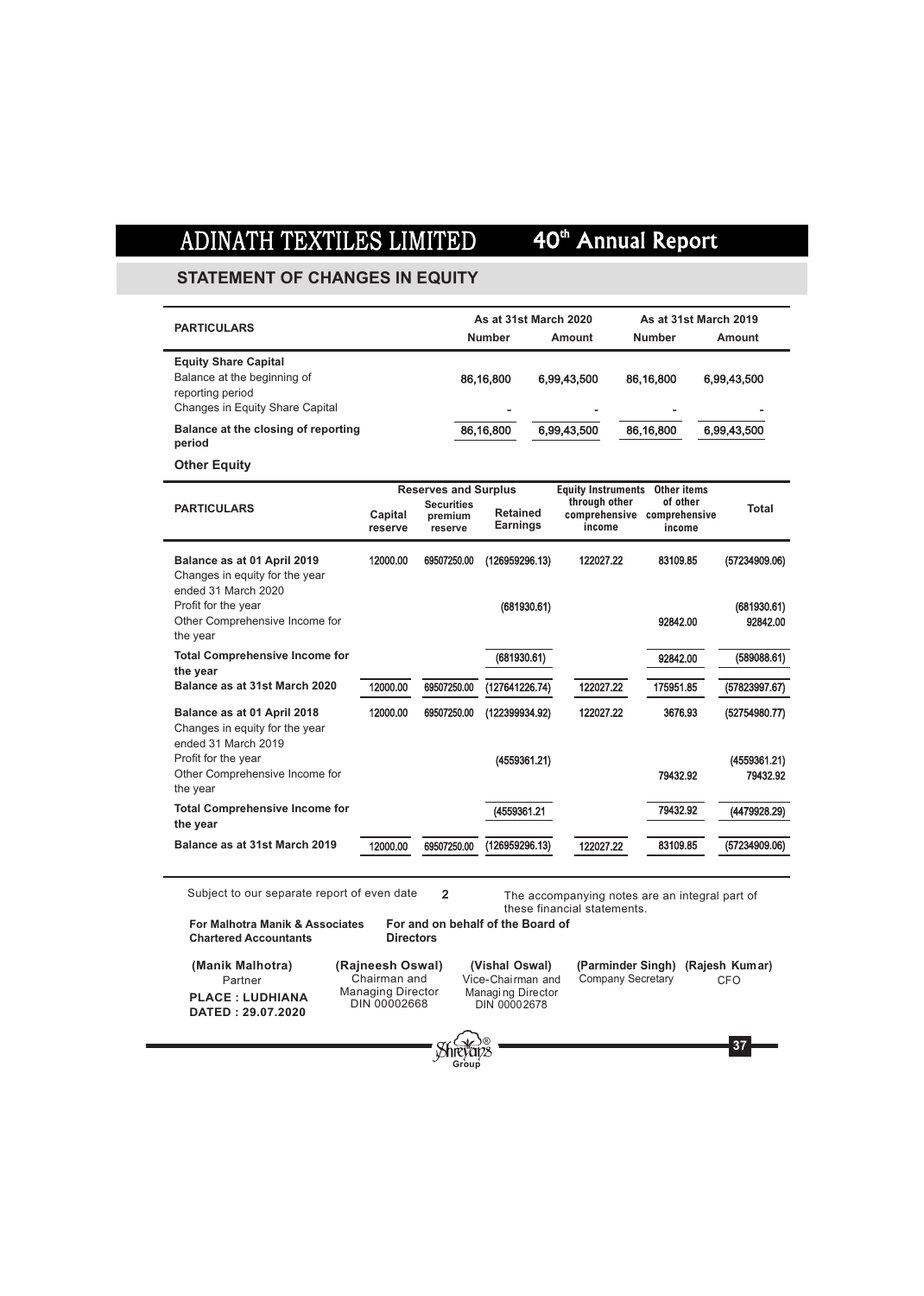## STATEMENT OF CHANGES IN EQUITY

| PARTICULARS | As at 31st March 2020 | | As at 31st March 2019 | |
|---|---|---|---|---|
| | Number | Amount | Number | Amount |
| **Equity Share Capital** | | | | |
| Balance at the beginning of reporting period | 86,16,800 | 6,99,43,500 | 86,16,800 | 6,99,43,500 |
| Changes in Equity Share Capital | - | - | - | - |
| **Balance at the closing of reporting period** | 86,16,800 | 6,99,43,500 | 86,16,800 | 6,99,43,500 |

**Other Equity**

| PARTICULARS | Reserves and Surplus | | | Equity Instruments through other comprehensive income | Other items of other comprehensive income | Total |
|---|---|---|---|---|---|---|
| | Capital reserve | Securities premium reserve | Retained Earnings | | | |
| **Balance as at 01 April 2019** | 12000.00 | 69507250.00 | (126959296.13) | 122027.22 | 83109.85 | (57234909.06) |
| Changes in equity for the year ended 31 March 2020 | | | | | | |
| Profit for the year | | | (681930.61) | | | (681930.61) |
| Other Comprehensive Income for the year | | | | | 92842.00 | 92842.00 |
| **Total Comprehensive Income for the year** | | | (681930.61) | | 92842.00 | (589088.61) |
| **Balance as at 31st March 2020** | 12000.00 | 69507250.00 | (127641226.74) | 122027.22 | 175951.85 | (57823997.67) |
| **Balance as at 01 April 2018** | 12000.00 | 69507250.00 | (122399934.92) | 122027.22 | 3676.93 | (52754980.77) |
| Changes in equity for the year ended 31 March 2019 | | | | | | |
| Profit for the year | | | (4559361.21) | | | (4559361.21) |
| Other Comprehensive Income for the year | | | | | 79432.92 | 79432.92 |
| **Total Comprehensive Income for the year** | | | (4559361.21 | | 79432.92 | (4479928.29) |
| **Balance as at 31st March 2019** | 12000.00 | 69507250.00 | (126959296.13) | 122027.22 | 83109.85 | (57234909.06) |

Subject to our separate report of even date **2** The accompanying notes are an integral part of these financial statements.

**For Malhotra Manik & Associates**
**Chartered Accountants**

**For and on behalf of the Board of Directors**

**(Manik Malhotra)**
Partner

**PLACE : LUDHIANA**
**DATED : 29.07.2020**

**(Rajneesh Oswal)**
Chairman and Managing Director
DIN 00002668

**(Vishal Oswal)**
Vice-Chairman and Managing Director
DIN 00002678

**(Parminder Singh)**
Company Secretary

**(Rajesh Kumar)**
CFO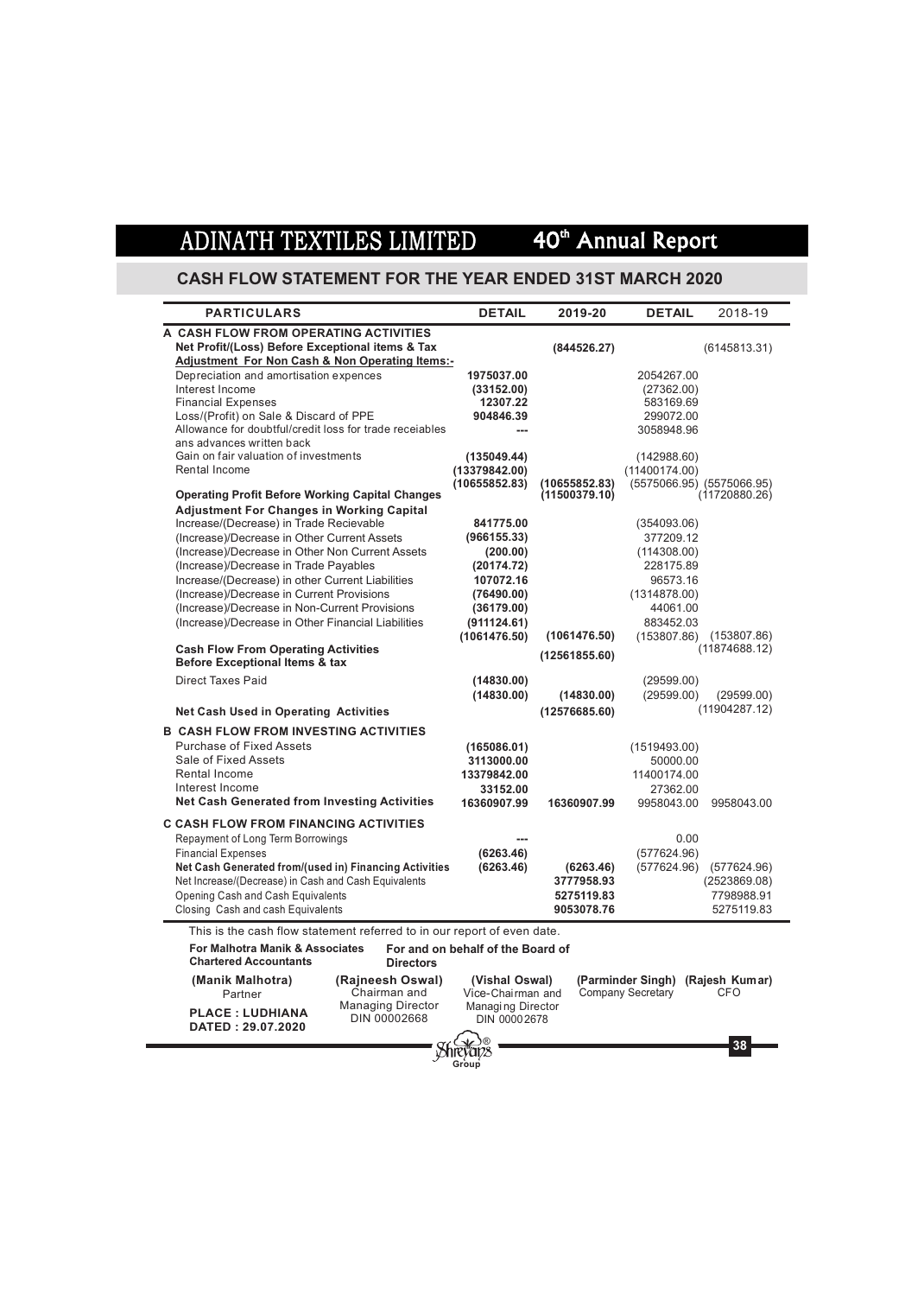## CASH FLOW STATEMENT FOR THE YEAR ENDED 31ST MARCH 2020

| PARTICULARS | DETAIL | 2019-20 | DETAIL | 2018-19 |
|---|---|---|---|---|
| **A CASH FLOW FROM OPERATING ACTIVITIES** | | | | |
| **Net Profit/(Loss) Before Exceptional items & Tax** | | **(844526.27)** | | (6145813.31) |
| **Adjustment For Non Cash & Non Operating Items:-** | | | | |
| Depreciation and amortisation expences | **1975037.00** | | 2054267.00 | |
| Interest Income | **(33152.00)** | | (27362.00) | |
| Financial Expenses | **12307.22** | | 583169.69 | |
| Loss/(Profit) on Sale & Discard of PPE | **904846.39** | | 299072.00 | |
| Allowance for doubtful/credit loss for trade receiables ans advances written back | **---** | | 3058948.96 | |
| Gain on fair valuation of investments | **(135049.44)** | | (142988.60) | |
| Rental Income | **(13379842.00)** | | (11400174.00) | |
| | **(10655852.83)** | **(10655852.83)** | (5575066.95) | (5575066.95) |
| **Operating Profit Before Working Capital Changes** | | **(11500379.10)** | | (11720880.26) |
| **Adjustment For Changes in Working Capital** | | | | |
| Increase/(Decrease) in Trade Recievable | **841775.00** | | (354093.06) | |
| (Increase)/Decrease in Other Current Assets | **(966155.33)** | | 377209.12 | |
| (Increase)/Decrease in Other Non Current Assets | **(200.00)** | | (114308.00) | |
| (Increase)/Decrease in Trade Payables | **(20174.72)** | | 228175.89 | |
| Increase/(Decrease) in other Current Liabilities | **107072.16** | | 96573.16 | |
| (Increase)/Decrease in Current Provisions | **(76490.00)** | | (1314878.00) | |
| (Increase)/Decrease in Non-Current Provisions | **(36179.00)** | | 44061.00 | |
| (Increase)/Decrease in Other Financial Liabilities | **(911124.61)** | | 883452.03 | |
| | **(1061476.50)** | **(1061476.50)** | (153807.86) | (153807.86) |
| **Cash Flow From Operating Activities Before Exceptional Items & tax** | | **(12561855.60)** | | (11874688.12) |
| Direct Taxes Paid | **(14830.00)** | | (29599.00) | |
| | **(14830.00)** | **(14830.00)** | (29599.00) | (29599.00) |
| **Net Cash Used in Operating Activities** | | **(12576685.60)** | | (11904287.12) |
| **B CASH FLOW FROM INVESTING ACTIVITIES** | | | | |
| Purchase of Fixed Assets | **(165086.01)** | | (1519493.00) | |
| Sale of Fixed Assets | **3113000.00** | | 50000.00 | |
| Rental Income | **13379842.00** | | 11400174.00 | |
| Interest Income | **33152.00** | | 27362.00 | |
| **Net Cash Generated from Investing Activities** | **16360907.99** | **16360907.99** | 9958043.00 | 9958043.00 |
| **C CASH FLOW FROM FINANCING ACTIVITIES** | | | | |
| Repayment of Long Term Borrowings | **---** | | 0.00 | |
| Financial Expenses | **(6263.46)** | | (577624.96) | |
| **Net Cash Generated from/(used in) Financing Activities** | **(6263.46)** | **(6263.46)** | (577624.96) | (577624.96) |
| Net Increase/(Decrease) in Cash and Cash Equivalents | | **3777958.93** | | (2523869.08) |
| Opening Cash and Cash Equivalents | | **5275119.83** | | 7798988.91 |
| Closing Cash and cash Equivalents | | **9053078.76** | | 5275119.83 |

This is the cash flow statement referred to in our report of even date.

**For Malhotra Manik & Associates**
**Chartered Accountants**

**For and on behalf of the Board of Directors**

| | | | | |
|---|---|---|---|---|
| **(Manik Malhotra)** Partner | **(Rajneesh Oswal)** Chairman and Managing Director DIN 00002668 | **(Vishal Oswal)** Vice-Chairman and Managing Director DIN 00002678 | **(Parminder Singh)** Company Secretary | **(Rajesh Kumar)** CFO |

**PLACE : LUDHIANA**
**DATED : 29.07.2020**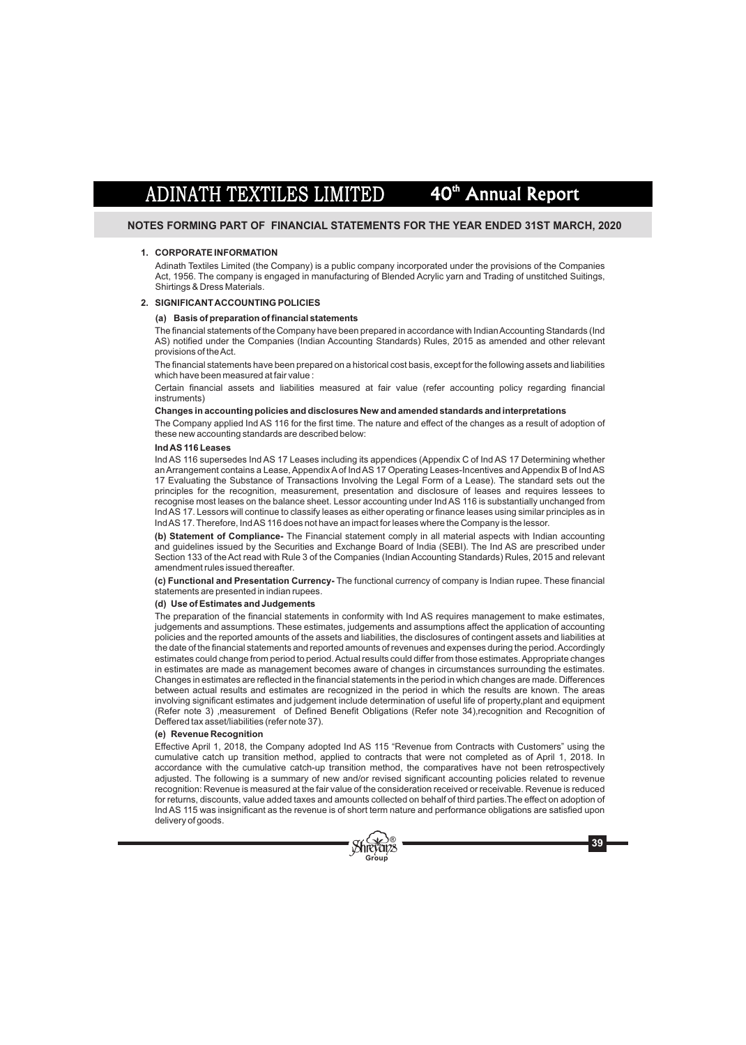## NOTES FORMING PART OF FINANCIAL STATEMENTS FOR THE YEAR ENDED 31ST MARCH, 2020

### 1. CORPORATE INFORMATION

Adinath Textiles Limited (the Company) is a public company incorporated under the provisions of the Companies Act, 1956. The company is engaged in manufacturing of Blended Acrylic yarn and Trading of unstitched Suitings, Shirtings & Dress Materials.

### 2. SIGNIFICANT ACCOUNTING POLICIES

#### (a) Basis of preparation of financial statements

The financial statements of the Company have been prepared in accordance with Indian Accounting Standards (Ind AS) notified under the Companies (Indian Accounting Standards) Rules, 2015 as amended and other relevant provisions of the Act.

The financial statements have been prepared on a historical cost basis, except for the following assets and liabilities which have been measured at fair value :

Certain financial assets and liabilities measured at fair value (refer accounting policy regarding financial instruments)

**Changes in accounting policies and disclosures New and amended standards and interpretations**

The Company applied Ind AS 116 for the first time. The nature and effect of the changes as a result of adoption of these new accounting standards are described below:

**Ind AS 116 Leases**

Ind AS 116 supersedes Ind AS 17 Leases including its appendices (Appendix C of Ind AS 17 Determining whether an Arrangement contains a Lease, Appendix A of Ind AS 17 Operating Leases-Incentives and Appendix B of Ind AS 17 Evaluating the Substance of Transactions Involving the Legal Form of a Lease). The standard sets out the principles for the recognition, measurement, presentation and disclosure of leases and requires lessees to recognise most leases on the balance sheet. Lessor accounting under Ind AS 116 is substantially unchanged from Ind AS 17. Lessors will continue to classify leases as either operating or finance leases using similar principles as in Ind AS 17. Therefore, Ind AS 116 does not have an impact for leases where the Company is the lessor.

**(b) Statement of Compliance-** The Financial statement comply in all material aspects with Indian accounting and guidelines issued by the Securities and Exchange Board of India (SEBI). The Ind AS are prescribed under Section 133 of the Act read with Rule 3 of the Companies (Indian Accounting Standards) Rules, 2015 and relevant amendment rules issued thereafter.

**(c) Functional and Presentation Currency-** The functional currency of company is Indian rupee. These financial statements are presented in indian rupees.

#### (d) Use of Estimates and Judgements

The preparation of the financial statements in conformity with Ind AS requires management to make estimates, judgements and assumptions. These estimates, judgements and assumptions affect the application of accounting policies and the reported amounts of the assets and liabilities, the disclosures of contingent assets and liabilities at the date of the financial statements and reported amounts of revenues and expenses during the period. Accordingly estimates could change from period to period. Actual results could differ from those estimates. Appropriate changes in estimates are made as management becomes aware of changes in circumstances surrounding the estimates. Changes in estimates are reflected in the financial statements in the period in which changes are made. Differences between actual results and estimates are recognized in the period in which the results are known. The areas involving significant estimates and judgement include determination of useful life of property,plant and equipment (Refer note 3) ,measurement of Defined Benefit Obligations (Refer note 34),recognition and Recognition of Deffered tax asset/liabilities (refer note 37).

#### (e) Revenue Recognition

Effective April 1, 2018, the Company adopted Ind AS 115 "Revenue from Contracts with Customers" using the cumulative catch up transition method, applied to contracts that were not completed as of April 1, 2018. In accordance with the cumulative catch-up transition method, the comparatives have not been retrospectively adjusted. The following is a summary of new and/or revised significant accounting policies related to revenue recognition: Revenue is measured at the fair value of the consideration received or receivable. Revenue is reduced for returns, discounts, value added taxes and amounts collected on behalf of third parties.The effect on adoption of Ind AS 115 was insignificant as the revenue is of short term nature and performance obligations are satisfied upon delivery of goods.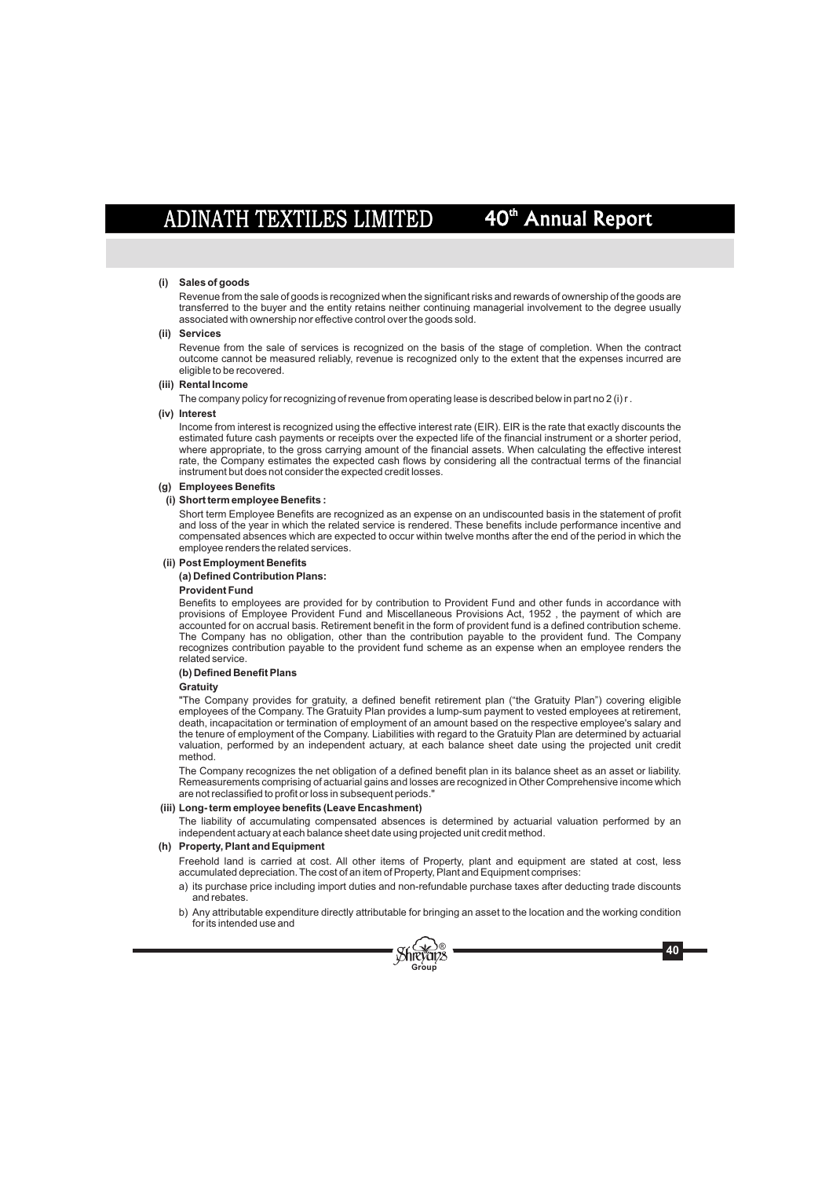**(i) Sales of goods**

Revenue from the sale of goods is recognized when the significant risks and rewards of ownership of the goods are transferred to the buyer and the entity retains neither continuing managerial involvement to the degree usually associated with ownership nor effective control over the goods sold.

**(ii) Services**

Revenue from the sale of services is recognized on the basis of the stage of completion. When the contract outcome cannot be measured reliably, revenue is recognized only to the extent that the expenses incurred are eligible to be recovered.

**(iii) Rental Income**

The company policy for recognizing of revenue from operating lease is described below in part no 2 (i) r .

**(iv) Interest**

Income from interest is recognized using the effective interest rate (EIR). EIR is the rate that exactly discounts the estimated future cash payments or receipts over the expected life of the financial instrument or a shorter period, where appropriate, to the gross carrying amount of the financial assets. When calculating the effective interest rate, the Company estimates the expected cash flows by considering all the contractual terms of the financial instrument but does not consider the expected credit losses.

**(g) Employees Benefits**

**(i) Short term employee Benefits :**

Short term Employee Benefits are recognized as an expense on an undiscounted basis in the statement of profit and loss of the year in which the related service is rendered. These benefits include performance incentive and compensated absences which are expected to occur within twelve months after the end of the period in which the employee renders the related services.

**(ii) Post Employment Benefits**

**(a) Defined Contribution Plans:**

**Provident Fund**

Benefits to employees are provided for by contribution to Provident Fund and other funds in accordance with provisions of Employee Provident Fund and Miscellaneous Provisions Act, 1952 , the payment of which are accounted for on accrual basis. Retirement benefit in the form of provident fund is a defined contribution scheme. The Company has no obligation, other than the contribution payable to the provident fund. The Company recognizes contribution payable to the provident fund scheme as an expense when an employee renders the related service.

**(b) Defined Benefit Plans**

**Gratuity**

"The Company provides for gratuity, a defined benefit retirement plan ("the Gratuity Plan") covering eligible employees of the Company. The Gratuity Plan provides a lump-sum payment to vested employees at retirement, death, incapacitation or termination of employment of an amount based on the respective employee's salary and the tenure of employment of the Company. Liabilities with regard to the Gratuity Plan are determined by actuarial valuation, performed by an independent actuary, at each balance sheet date using the projected unit credit method.

The Company recognizes the net obligation of a defined benefit plan in its balance sheet as an asset or liability. Remeasurements comprising of actuarial gains and losses are recognized in Other Comprehensive income which are not reclassified to profit or loss in subsequent periods."

**(iii) Long- term employee benefits (Leave Encashment)**

The liability of accumulating compensated absences is determined by actuarial valuation performed by an independent actuary at each balance sheet date using projected unit credit method.

**(h) Property, Plant and Equipment**

Freehold land is carried at cost. All other items of Property, plant and equipment are stated at cost, less accumulated depreciation. The cost of an item of Property, Plant and Equipment comprises:

a) its purchase price including import duties and non-refundable purchase taxes after deducting trade discounts and rebates.

b) Any attributable expenditure directly attributable for bringing an asset to the location and the working condition for its intended use and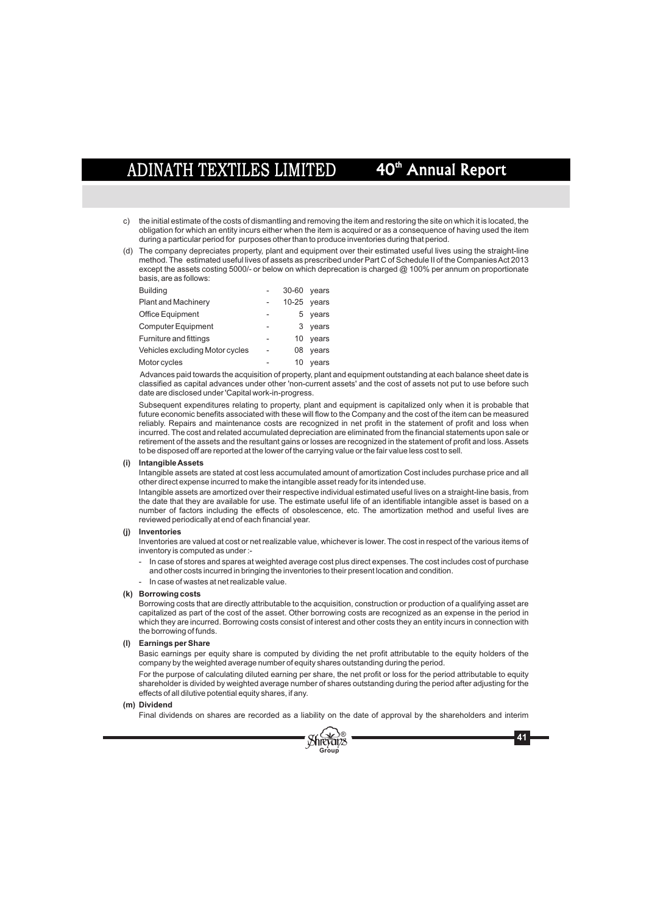c) the initial estimate of the costs of dismantling and removing the item and restoring the site on which it is located, the obligation for which an entity incurs either when the item is acquired or as a consequence of having used the item during a particular period for purposes other than to produce inventories during that period.

(d) The company depreciates property, plant and equipment over their estimated useful lives using the straight-line method. The estimated useful lives of assets as prescribed under Part C of Schedule II of the Companies Act 2013 except the assets costing 5000/- or below on which deprecation is charged @ 100% per annum on proportionate basis, are as follows:

| | | |
|---|---|---|
| Building | - | 30-60 years |
| Plant and Machinery | - | 10-25 years |
| Office Equipment | - | 5 years |
| Computer Equipment | - | 3 years |
| Furniture and fittings | - | 10 years |
| Vehicles excluding Motor cycles | - | 08 years |
| Motor cycles | - | 10 years |

Advances paid towards the acquisition of property, plant and equipment outstanding at each balance sheet date is classified as capital advances under other 'non-current assets' and the cost of assets not put to use before such date are disclosed under 'Capital work-in-progress.

Subsequent expenditures relating to property, plant and equipment is capitalized only when it is probable that future economic benefits associated with these will flow to the Company and the cost of the item can be measured reliably. Repairs and maintenance costs are recognized in net profit in the statement of profit and loss when incurred. The cost and related accumulated depreciation are eliminated from the financial statements upon sale or retirement of the assets and the resultant gains or losses are recognized in the statement of profit and loss. Assets to be disposed off are reported at the lower of the carrying value or the fair value less cost to sell.

**(i) Intangible Assets**

Intangible assets are stated at cost less accumulated amount of amortization Cost includes purchase price and all other direct expense incurred to make the intangible asset ready for its intended use.

Intangible assets are amortized over their respective individual estimated useful lives on a straight-line basis, from the date that they are available for use. The estimate useful life of an identifiable intangible asset is based on a number of factors including the effects of obsolescence, etc. The amortization method and useful lives are reviewed periodically at end of each financial year.

**(j) Inventories**

Inventories are valued at cost or net realizable value, whichever is lower. The cost in respect of the various items of inventory is computed as under :-

- In case of stores and spares at weighted average cost plus direct expenses. The cost includes cost of purchase and other costs incurred in bringing the inventories to their present location and condition.
- In case of wastes at net realizable value.

**(k) Borrowing costs**

Borrowing costs that are directly attributable to the acquisition, construction or production of a qualifying asset are capitalized as part of the cost of the asset. Other borrowing costs are recognized as an expense in the period in which they are incurred. Borrowing costs consist of interest and other costs they an entity incurs in connection with the borrowing of funds.

**(l) Earnings per Share**

Basic earnings per equity share is computed by dividing the net profit attributable to the equity holders of the company by the weighted average number of equity shares outstanding during the period.

For the purpose of calculating diluted earning per share, the net profit or loss for the period attributable to equity shareholder is divided by weighted average number of shares outstanding during the period after adjusting for the effects of all dilutive potential equity shares, if any.

**(m) Dividend**

Final dividends on shares are recorded as a liability on the date of approval by the shareholders and interim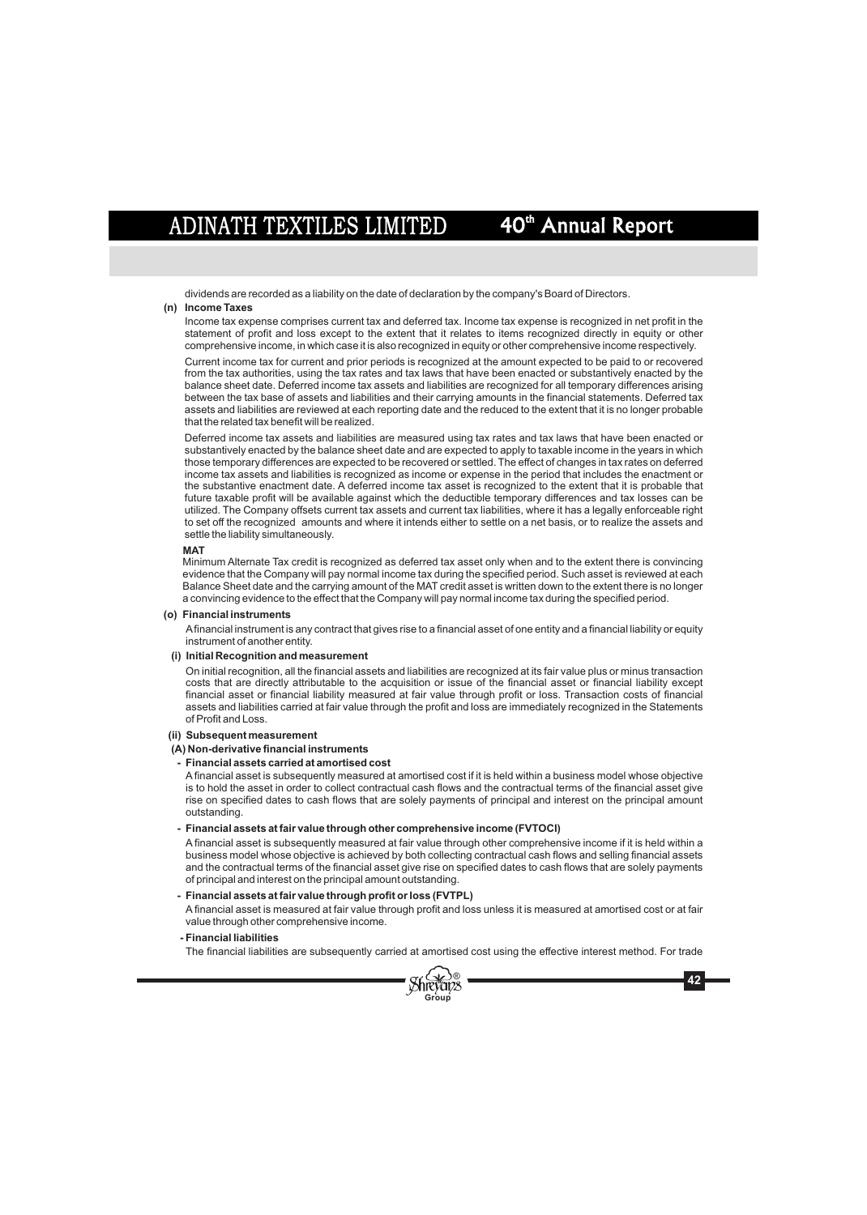dividends are recorded as a liability on the date of declaration by the company's Board of Directors.

**(n) Income Taxes**

Income tax expense comprises current tax and deferred tax. Income tax expense is recognized in net profit in the statement of profit and loss except to the extent that it relates to items recognized directly in equity or other comprehensive income, in which case it is also recognized in equity or other comprehensive income respectively.

Current income tax for current and prior periods is recognized at the amount expected to be paid to or recovered from the tax authorities, using the tax rates and tax laws that have been enacted or substantively enacted by the balance sheet date. Deferred income tax assets and liabilities are recognized for all temporary differences arising between the tax base of assets and liabilities and their carrying amounts in the financial statements. Deferred tax assets and liabilities are reviewed at each reporting date and the reduced to the extent that it is no longer probable that the related tax benefit will be realized.

Deferred income tax assets and liabilities are measured using tax rates and tax laws that have been enacted or substantively enacted by the balance sheet date and are expected to apply to taxable income in the years in which those temporary differences are expected to be recovered or settled. The effect of changes in tax rates on deferred income tax assets and liabilities is recognized as income or expense in the period that includes the enactment or the substantive enactment date. A deferred income tax asset is recognized to the extent that it is probable that future taxable profit will be available against which the deductible temporary differences and tax losses can be utilized. The Company offsets current tax assets and current tax liabilities, where it has a legally enforceable right to set off the recognized amounts and where it intends either to settle on a net basis, or to realize the assets and settle the liability simultaneously.

**MAT**

Minimum Alternate Tax credit is recognized as deferred tax asset only when and to the extent there is convincing evidence that the Company will pay normal income tax during the specified period. Such asset is reviewed at each Balance Sheet date and the carrying amount of the MAT credit asset is written down to the extent there is no longer a convincing evidence to the effect that the Company will pay normal income tax during the specified period.

**(o) Financial instruments**

A financial instrument is any contract that gives rise to a financial asset of one entity and a financial liability or equity instrument of another entity.

**(i) Initial Recognition and measurement**

On initial recognition, all the financial assets and liabilities are recognized at its fair value plus or minus transaction costs that are directly attributable to the acquisition or issue of the financial asset or financial liability except financial asset or financial liability measured at fair value through profit or loss. Transaction costs of financial assets and liabilities carried at fair value through the profit and loss are immediately recognized in the Statements of Profit and Loss.

**(ii) Subsequent measurement**

**(A) Non-derivative financial instruments**

**- Financial assets carried at amortised cost**

A financial asset is subsequently measured at amortised cost if it is held within a business model whose objective is to hold the asset in order to collect contractual cash flows and the contractual terms of the financial asset give rise on specified dates to cash flows that are solely payments of principal and interest on the principal amount outstanding.

**- Financial assets at fair value through other comprehensive income (FVTOCI)**

A financial asset is subsequently measured at fair value through other comprehensive income if it is held within a business model whose objective is achieved by both collecting contractual cash flows and selling financial assets and the contractual terms of the financial asset give rise on specified dates to cash flows that are solely payments of principal and interest on the principal amount outstanding.

**- Financial assets at fair value through profit or loss (FVTPL)**

A financial asset is measured at fair value through profit and loss unless it is measured at amortised cost or at fair value through other comprehensive income.

**- Financial liabilities**

The financial liabilities are subsequently carried at amortised cost using the effective interest method. For trade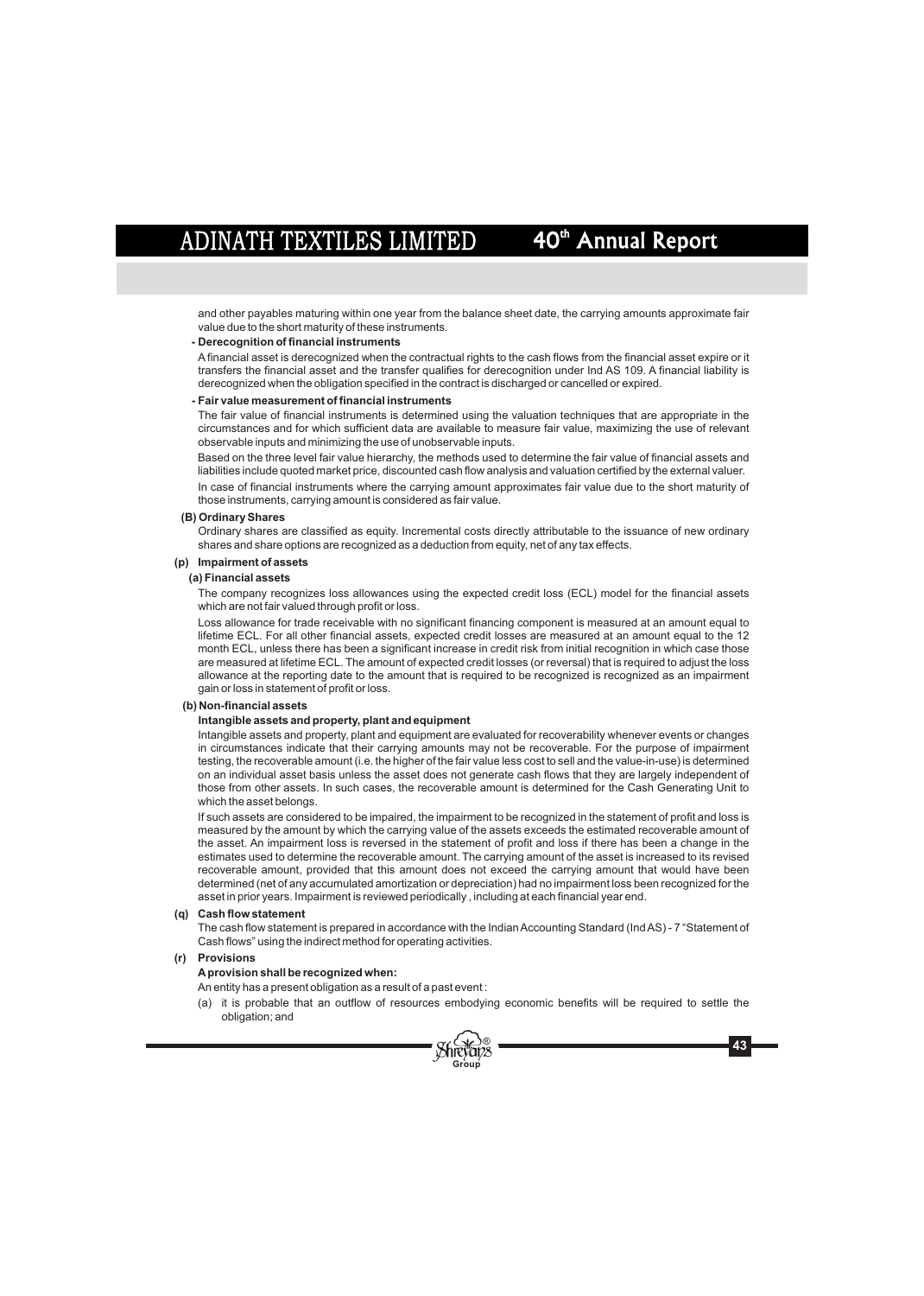and other payables maturing within one year from the balance sheet date, the carrying amounts approximate fair value due to the short maturity of these instruments.

**- Derecognition of financial instruments**

A financial asset is derecognized when the contractual rights to the cash flows from the financial asset expire or it transfers the financial asset and the transfer qualifies for derecognition under Ind AS 109. A financial liability is derecognized when the obligation specified in the contract is discharged or cancelled or expired.

**- Fair value measurement of financial instruments**

The fair value of financial instruments is determined using the valuation techniques that are appropriate in the circumstances and for which sufficient data are available to measure fair value, maximizing the use of relevant observable inputs and minimizing the use of unobservable inputs.

Based on the three level fair value hierarchy, the methods used to determine the fair value of financial assets and liabilities include quoted market price, discounted cash flow analysis and valuation certified by the external valuer.

In case of financial instruments where the carrying amount approximates fair value due to the short maturity of those instruments, carrying amount is considered as fair value.

**(B) Ordinary Shares**

Ordinary shares are classified as equity. Incremental costs directly attributable to the issuance of new ordinary shares and share options are recognized as a deduction from equity, net of any tax effects.

**(p) Impairment of assets**

**(a) Financial assets**

The company recognizes loss allowances using the expected credit loss (ECL) model for the financial assets which are not fair valued through profit or loss.

Loss allowance for trade receivable with no significant financing component is measured at an amount equal to lifetime ECL. For all other financial assets, expected credit losses are measured at an amount equal to the 12 month ECL, unless there has been a significant increase in credit risk from initial recognition in which case those are measured at lifetime ECL. The amount of expected credit losses (or reversal) that is required to adjust the loss allowance at the reporting date to the amount that is required to be recognized is recognized as an impairment gain or loss in statement of profit or loss.

**(b) Non-financial assets**

**Intangible assets and property, plant and equipment**

Intangible assets and property, plant and equipment are evaluated for recoverability whenever events or changes in circumstances indicate that their carrying amounts may not be recoverable. For the purpose of impairment testing, the recoverable amount (i.e. the higher of the fair value less cost to sell and the value-in-use) is determined on an individual asset basis unless the asset does not generate cash flows that they are largely independent of those from other assets. In such cases, the recoverable amount is determined for the Cash Generating Unit to which the asset belongs.

If such assets are considered to be impaired, the impairment to be recognized in the statement of profit and loss is measured by the amount by which the carrying value of the assets exceeds the estimated recoverable amount of the asset. An impairment loss is reversed in the statement of profit and loss if there has been a change in the estimates used to determine the recoverable amount. The carrying amount of the asset is increased to its revised recoverable amount, provided that this amount does not exceed the carrying amount that would have been determined (net of any accumulated amortization or depreciation) had no impairment loss been recognized for the asset in prior years. Impairment is reviewed periodically , including at each financial year end.

**(q) Cash flow statement**

The cash flow statement is prepared in accordance with the Indian Accounting Standard (Ind AS) - 7 "Statement of Cash flows" using the indirect method for operating activities.

**(r) Provisions**

**A provision shall be recognized when:**

An entity has a present obligation as a result of a past event :

(a) it is probable that an outflow of resources embodying economic benefits will be required to settle the obligation; and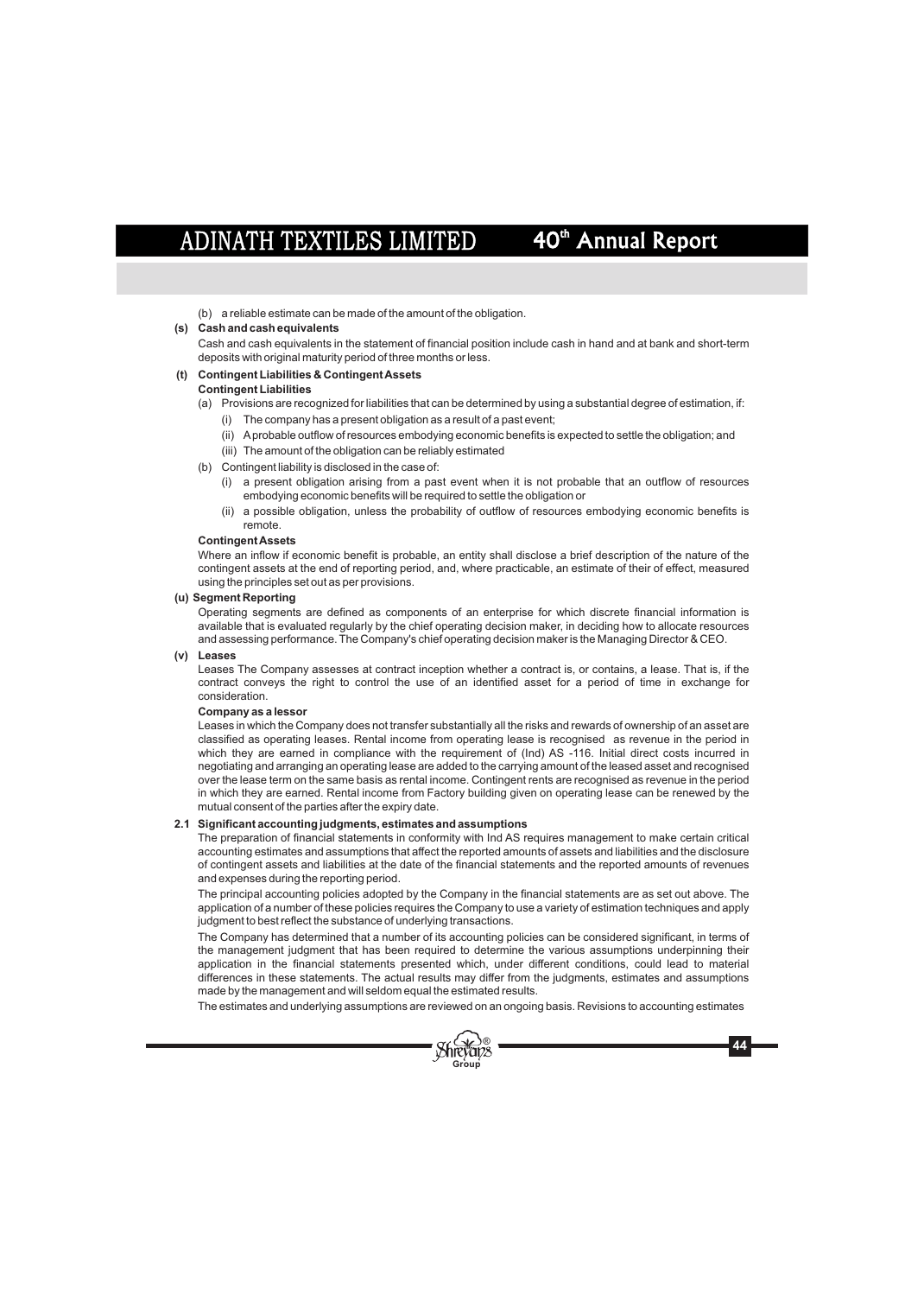(b) a reliable estimate can be made of the amount of the obligation.

**(s) Cash and cash equivalents**

Cash and cash equivalents in the statement of financial position include cash in hand and at bank and short-term deposits with original maturity period of three months or less.

**(t) Contingent Liabilities & Contingent Assets**

**Contingent Liabilities**

(a) Provisions are recognized for liabilities that can be determined by using a substantial degree of estimation, if:

  (i) The company has a present obligation as a result of a past event;

  (ii) A probable outflow of resources embodying economic benefits is expected to settle the obligation; and

  (iii) The amount of the obligation can be reliably estimated

(b) Contingent liability is disclosed in the case of:

  (i) a present obligation arising from a past event when it is not probable that an outflow of resources embodying economic benefits will be required to settle the obligation or

  (ii) a possible obligation, unless the probability of outflow of resources embodying economic benefits is remote.

**Contingent Assets**

Where an inflow if economic benefit is probable, an entity shall disclose a brief description of the nature of the contingent assets at the end of reporting period, and, where practicable, an estimate of their of effect, measured using the principles set out as per provisions.

**(u) Segment Reporting**

Operating segments are defined as components of an enterprise for which discrete financial information is available that is evaluated regularly by the chief operating decision maker, in deciding how to allocate resources and assessing performance. The Company's chief operating decision maker is the Managing Director & CEO.

**(v) Leases**

Leases The Company assesses at contract inception whether a contract is, or contains, a lease. That is, if the contract conveys the right to control the use of an identified asset for a period of time in exchange for consideration.

**Company as a lessor**

Leases in which the Company does not transfer substantially all the risks and rewards of ownership of an asset are classified as operating leases. Rental income from operating lease is recognised as revenue in the period in which they are earned in compliance with the requirement of (Ind) AS -116. Initial direct costs incurred in negotiating and arranging an operating lease are added to the carrying amount of the leased asset and recognised over the lease term on the same basis as rental income. Contingent rents are recognised as revenue in the period in which they are earned. Rental income from Factory building given on operating lease can be renewed by the mutual consent of the parties after the expiry date.

**2.1 Significant accounting judgments, estimates and assumptions**

The preparation of financial statements in conformity with Ind AS requires management to make certain critical accounting estimates and assumptions that affect the reported amounts of assets and liabilities and the disclosure of contingent assets and liabilities at the date of the financial statements and the reported amounts of revenues and expenses during the reporting period.

The principal accounting policies adopted by the Company in the financial statements are as set out above. The application of a number of these policies requires the Company to use a variety of estimation techniques and apply judgment to best reflect the substance of underlying transactions.

The Company has determined that a number of its accounting policies can be considered significant, in terms of the management judgment that has been required to determine the various assumptions underpinning their application in the financial statements presented which, under different conditions, could lead to material differences in these statements. The actual results may differ from the judgments, estimates and assumptions made by the management and will seldom equal the estimated results.

The estimates and underlying assumptions are reviewed on an ongoing basis. Revisions to accounting estimates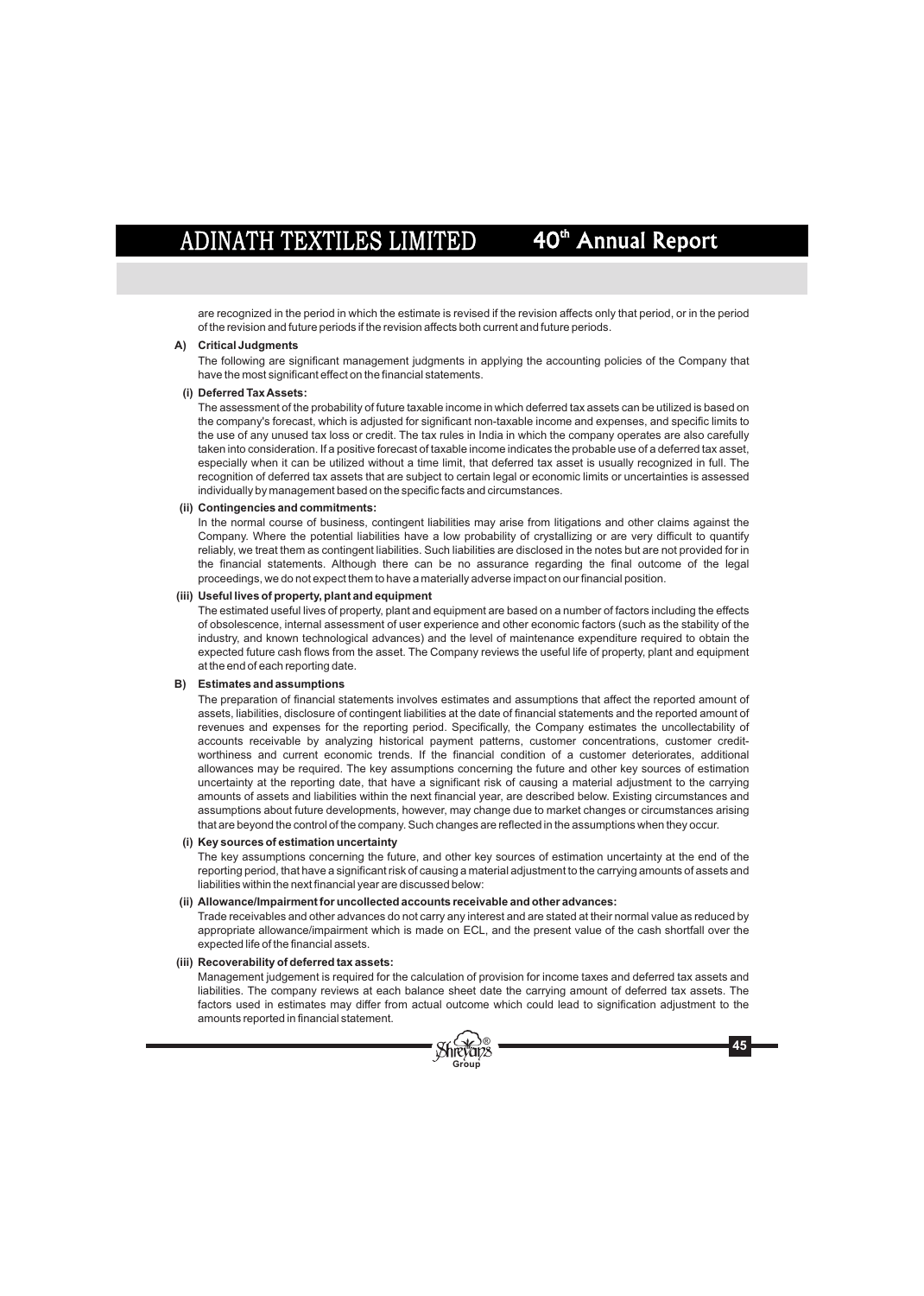are recognized in the period in which the estimate is revised if the revision affects only that period, or in the period of the revision and future periods if the revision affects both current and future periods.

**A) Critical Judgments**

The following are significant management judgments in applying the accounting policies of the Company that have the most significant effect on the financial statements.

**(i) Deferred Tax Assets:**

The assessment of the probability of future taxable income in which deferred tax assets can be utilized is based on the company's forecast, which is adjusted for significant non-taxable income and expenses, and specific limits to the use of any unused tax loss or credit. The tax rules in India in which the company operates are also carefully taken into consideration. If a positive forecast of taxable income indicates the probable use of a deferred tax asset, especially when it can be utilized without a time limit, that deferred tax asset is usually recognized in full. The recognition of deferred tax assets that are subject to certain legal or economic limits or uncertainties is assessed individually by management based on the specific facts and circumstances.

**(ii) Contingencies and commitments:**

In the normal course of business, contingent liabilities may arise from litigations and other claims against the Company. Where the potential liabilities have a low probability of crystallizing or are very difficult to quantify reliably, we treat them as contingent liabilities. Such liabilities are disclosed in the notes but are not provided for in the financial statements. Although there can be no assurance regarding the final outcome of the legal proceedings, we do not expect them to have a materially adverse impact on our financial position.

**(iii) Useful lives of property, plant and equipment**

The estimated useful lives of property, plant and equipment are based on a number of factors including the effects of obsolescence, internal assessment of user experience and other economic factors (such as the stability of the industry, and known technological advances) and the level of maintenance expenditure required to obtain the expected future cash flows from the asset. The Company reviews the useful life of property, plant and equipment at the end of each reporting date.

**B) Estimates and assumptions**

The preparation of financial statements involves estimates and assumptions that affect the reported amount of assets, liabilities, disclosure of contingent liabilities at the date of financial statements and the reported amount of revenues and expenses for the reporting period. Specifically, the Company estimates the uncollectability of accounts receivable by analyzing historical payment patterns, customer concentrations, customer credit-worthiness and current economic trends. If the financial condition of a customer deteriorates, additional allowances may be required. The key assumptions concerning the future and other key sources of estimation uncertainty at the reporting date, that have a significant risk of causing a material adjustment to the carrying amounts of assets and liabilities within the next financial year, are described below. Existing circumstances and assumptions about future developments, however, may change due to market changes or circumstances arising that are beyond the control of the company. Such changes are reflected in the assumptions when they occur.

**(i) Key sources of estimation uncertainty**

The key assumptions concerning the future, and other key sources of estimation uncertainty at the end of the reporting period, that have a significant risk of causing a material adjustment to the carrying amounts of assets and liabilities within the next financial year are discussed below:

**(ii) Allowance/Impairment for uncollected accounts receivable and other advances:**

Trade receivables and other advances do not carry any interest and are stated at their normal value as reduced by appropriate allowance/impairment which is made on ECL, and the present value of the cash shortfall over the expected life of the financial assets.

**(iii) Recoverability of deferred tax assets:**

Management judgement is required for the calculation of provision for income taxes and deferred tax assets and liabilities. The company reviews at each balance sheet date the carrying amount of deferred tax assets. The factors used in estimates may differ from actual outcome which could lead to signification adjustment to the amounts reported in financial statement.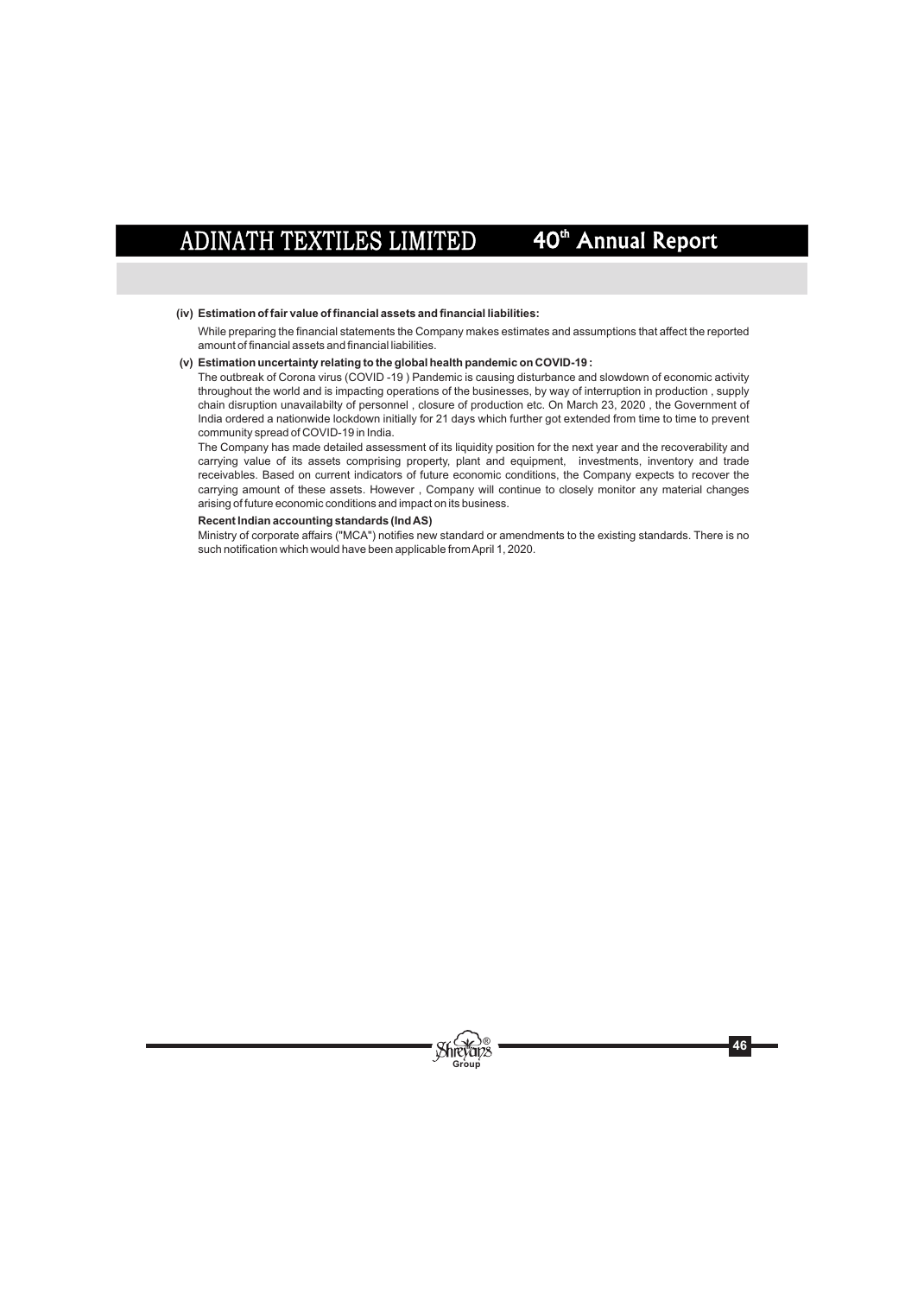**(iv) Estimation of fair value of financial assets and financial liabilities:**

While preparing the financial statements the Company makes estimates and assumptions that affect the reported amount of financial assets and financial liabilities.

**(v) Estimation uncertainty relating to the global health pandemic on COVID-19 :**

The outbreak of Corona virus (COVID -19 ) Pandemic is causing disturbance and slowdown of economic activity throughout the world and is impacting operations of the businesses, by way of interruption in production , supply chain disruption unavailabilty of personnel , closure of production etc. On March 23, 2020 , the Government of India ordered a nationwide lockdown initially for 21 days which further got extended from time to time to prevent community spread of COVID-19 in India.

The Company has made detailed assessment of its liquidity position for the next year and the recoverability and carrying value of its assets comprising property, plant and equipment, investments, inventory and trade receivables. Based on current indicators of future economic conditions, the Company expects to recover the carrying amount of these assets. However , Company will continue to closely monitor any material changes arising of future economic conditions and impact on its business.

**Recent Indian accounting standards (Ind AS)**

Ministry of corporate affairs ("MCA") notifies new standard or amendments to the existing standards. There is no such notification which would have been applicable from April 1, 2020.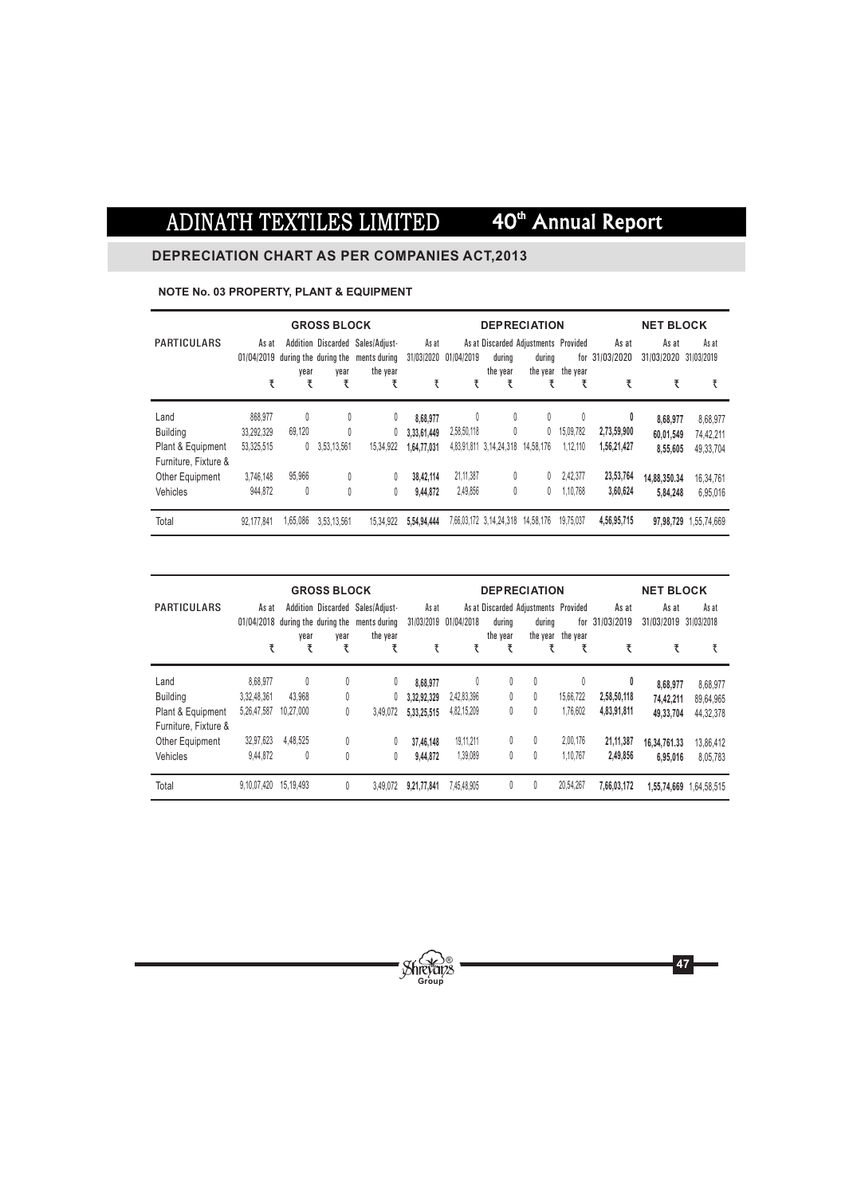## DEPRECIATION CHART AS PER COMPANIES ACT,2013

### NOTE No. 03 PROPERTY, PLANT & EQUIPMENT

| PARTICULARS | GROSS BLOCK | | | | | DEPRECIATION | | | | | NET BLOCK | |
|---|---|---|---|---|---|---|---|---|---|---|---|---|
| | As at 01/04/2019 | Addition during the year | Discarded during the year | Sales/Adjust-ments during the year | As at 31/03/2020 | As at 01/04/2019 | Discarded during the year | Adjustments during the year | Provided for the year | As at 31/03/2020 | As at 31/03/2020 | As at 31/03/2019 |
| | ₹ | ₹ | ₹ | ₹ | ₹ | ₹ | ₹ | ₹ | ₹ | ₹ | ₹ | ₹ |
| Land | 868,977 | 0 | 0 | 0 | **8,68,977** | 0 | 0 | 0 | 0 | **0** | **8,68,977** | 8,68,977 |
| Building | 33,292,329 | 69,120 | 0 | 0 | **3,33,61,449** | 2,58,50,118 | 0 | 0 | 15,09,782 | **2,73,59,900** | **60,01,549** | 74,42,211 |
| Plant & Equipment | 53,325,515 | 0 | 3,53,13,561 | 15,34,922 | **1,64,77,031** | 4,83,91,811 | 3,14,24,318 | 14,58,176 | 1,12,110 | **1,56,21,427** | **8,55,605** | 49,33,704 |
| Furniture, Fixture & Other Equipment | 3,746,148 | 95,966 | 0 | 0 | **38,42,114** | 21,11,387 | 0 | 0 | 2,42,377 | **23,53,764** | **14,88,350.34** | 16,34,761 |
| Vehicles | 944,872 | 0 | 0 | 0 | **9,44,872** | 2,49,856 | 0 | 0 | 1,10,768 | **3,60,624** | **5,84,248** | 6,95,016 |
| Total | 92,177,841 | 1,65,086 | 3,53,13,561 | 15,34,922 | **5,54,94,444** | 7,66,03,172 | 3,14,24,318 | 14,58,176 | 19,75,037 | **4,56,95,715** | **97,98,729** | 1,55,74,669 |

| PARTICULARS | GROSS BLOCK | | | | | DEPRECIATION | | | | | NET BLOCK | |
|---|---|---|---|---|---|---|---|---|---|---|---|---|
| | As at 01/04/2018 | Addition during the year | Discarded during the year | Sales/Adjust-ments during the year | As at 31/03/2019 | As at 01/04/2018 | Discarded during the year | Adjustments during the year | Provided for the year | As at 31/03/2019 | As at 31/03/2019 | As at 31/03/2018 |
| | ₹ | ₹ | ₹ | ₹ | ₹ | ₹ | ₹ | ₹ | ₹ | ₹ | ₹ | ₹ |
| Land | 8,68,977 | 0 | 0 | 0 | **8,68,977** | 0 | 0 | 0 | 0 | **0** | **8,68,977** | 8,68,977 |
| Building | 3,32,48,361 | 43,968 | 0 | 0 | **3,32,92,329** | 2,42,83,396 | 0 | 0 | 15,66,722 | **2,58,50,118** | **74,42,211** | 89,64,965 |
| Plant & Equipment | 5,26,47,587 | 10,27,000 | 0 | 3,49,072 | **5,33,25,515** | 4,82,15,209 | 0 | 0 | 1,76,602 | **4,83,91,811** | **49,33,704** | 44,32,378 |
| Furniture, Fixture & Other Equipment | 32,97,623 | 4,48,525 | 0 | 0 | **37,46,148** | 19,11,211 | 0 | 0 | 2,00,176 | **21,11,387** | **16,34,761.33** | 13,86,412 |
| Vehicles | 9,44,872 | 0 | 0 | 0 | **9,44,872** | 1,39,089 | 0 | 0 | 1,10,767 | **2,49,856** | **6,95,016** | 8,05,783 |
| Total | 9,10,07,420 | 15,19,493 | 0 | 3,49,072 | **9,21,77,841** | 7,45,48,905 | 0 | 0 | 20,54,267 | **7,66,03,172** | **1,55,74,669** | 1,64,58,515 |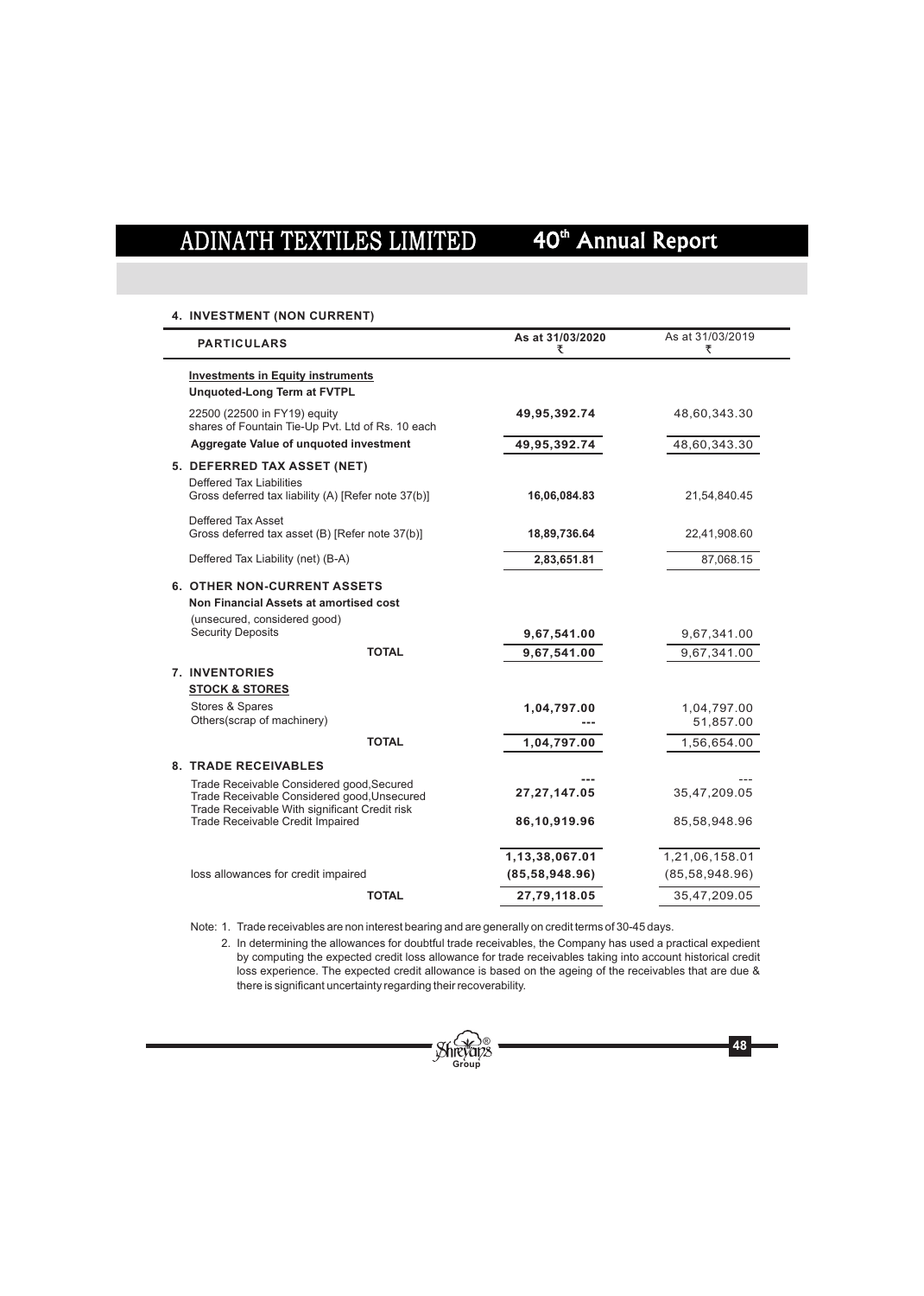## 4. INVESTMENT (NON CURRENT)

| PARTICULARS | As at 31/03/2020 ₹ | As at 31/03/2019 ₹ |
|---|---|---|
| **Investments in Equity instruments** | | |
| **Unquoted-Long Term at FVTPL** | | |
| 22500 (22500 in FY19) equity shares of Fountain Tie-Up Pvt. Ltd of Rs. 10 each | **49,95,392.74** | 48,60,343.30 |
| **Aggregate Value of unquoted investment** | **49,95,392.74** | 48,60,343.30 |
| **5. DEFERRED TAX ASSET (NET)** | | |
| Deffered Tax Liabilities Gross deferred tax liability (A) [Refer note 37(b)] | **16,06,084.83** | 21,54,840.45 |
| Deffered Tax Asset Gross deferred tax asset (B) [Refer note 37(b)] | **18,89,736.64** | 22,41,908.60 |
| Deffered Tax Liability (net) (B-A) | **2,83,651.81** | 87,068.15 |
| **6. OTHER NON-CURRENT ASSETS** | | |
| **Non Financial Assets at amortised cost** | | |
| (unsecured, considered good) Security Deposits | **9,67,541.00** | 9,67,341.00 |
| **TOTAL** | **9,67,541.00** | 9,67,341.00 |
| **7. INVENTORIES** | | |
| **STOCK & STORES** | | |
| Stores & Spares | **1,04,797.00** | 1,04,797.00 |
| Others(scrap of machinery) | --- | 51,857.00 |
| **TOTAL** | **1,04,797.00** | 1,56,654.00 |
| **8. TRADE RECEIVABLES** | | |
| Trade Receivable Considered good,Secured | --- | --- |
| Trade Receivable Considered good,Unsecured | **27,27,147.05** | 35,47,209.05 |
| Trade Receivable With significant Credit risk | | |
| Trade Receivable Credit Impaired | **86,10,919.96** | 85,58,948.96 |
| | **1,13,38,067.01** | 1,21,06,158.01 |
| loss allowances for credit impaired | **(85,58,948.96)** | (85,58,948.96) |
| **TOTAL** | **27,79,118.05** | 35,47,209.05 |

Note: 1. Trade receivables are non interest bearing and are generally on credit terms of 30-45 days.

2. In determining the allowances for doubtful trade receivables, the Company has used a practical expedient by computing the expected credit loss allowance for trade receivables taking into account historical credit loss experience. The expected credit allowance is based on the ageing of the receivables that are due & there is significant uncertainty regarding their recoverability.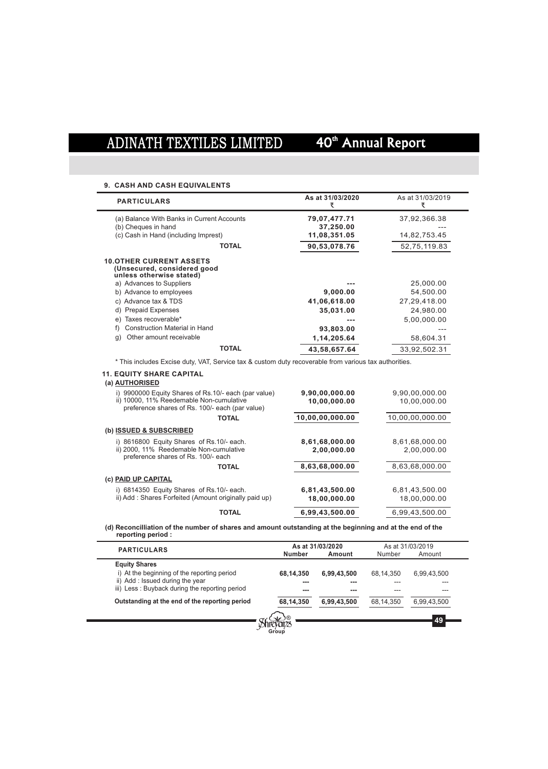### 9. CASH AND CASH EQUIVALENTS

| PARTICULARS | As at 31/03/2020 ₹ | As at 31/03/2019 ₹ |
|---|---|---|
| (a) Balance With Banks in Current Accounts | **79,07,477.71** | 37,92,366.38 |
| (b) Cheques in hand | **37,250.00** | --- |
| (c) Cash in Hand (including Imprest) | **11,08,351.05** | 14,82,753.45 |
| **TOTAL** | **90,53,078.76** | 52,75,119.83 |

### 10. OTHER CURRENT ASSETS (Unsecured, considered good unless otherwise stated)

| PARTICULARS | As at 31/03/2020 ₹ | As at 31/03/2019 ₹ |
|---|---|---|
| a) Advances to Suppliers | **---** | 25,000.00 |
| b) Advance to employees | **9,000.00** | 54,500.00 |
| c) Advance tax & TDS | **41,06,618.00** | 27,29,418.00 |
| d) Prepaid Expenses | **35,031.00** | 24,980.00 |
| e) Taxes recoverable* | **---** | 5,00,000.00 |
| f) Construction Material in Hand | **93,803.00** | --- |
| g) Other amount receivable | **1,14,205.64** | 58,604.31 |
| **TOTAL** | **43,58,657.64** | 33,92,502.31 |

* This includes Excise duty, VAT, Service tax & custom duty recoverable from various tax authorities.

### 11. EQUITY SHARE CAPITAL

| PARTICULARS | As at 31/03/2020 ₹ | As at 31/03/2019 ₹ |
|---|---|---|
| **(a) AUTHORISED** | | |
| i) 9900000 Equity Shares of Rs.10/- each (par value) | **9,90,00,000.00** | 9,90,00,000.00 |
| ii) 10000, 11% Reedemable Non-cumulative preference shares of Rs. 100/- each (par value) | **10,00,000.00** | 10,00,000.00 |
| **TOTAL** | **10,00,00,000.00** | 10,00,00,000.00 |
| **(b) ISSUED & SUBSCRIBED** | | |
| i) 8616800 Equity Shares of Rs.10/- each. | **8,61,68,000.00** | 8,61,68,000.00 |
| ii) 2000, 11% Reedemable Non-cumulative preference shares of Rs. 100/- each | **2,00,000.00** | 2,00,000.00 |
| **TOTAL** | **8,63,68,000.00** | 8,63,68,000.00 |
| **(c) PAID UP CAPITAL** | | |
| i) 6814350 Equity Shares of Rs.10/- each. | **6,81,43,500.00** | 6,81,43,500.00 |
| ii) Add : Shares Forfeited (Amount originally paid up) | **18,00,000.00** | 18,00,000.00 |
| **TOTAL** | **6,99,43,500.00** | 6,99,43,500.00 |

**(d) Reconcilliation of the number of shares and amount outstanding at the beginning and at the end of the reporting period :**

| PARTICULARS | As at 31/03/2020 | | As at 31/03/2019 | |
|---|---|---|---|---|
| | **Number** | **Amount** | Number | Amount |
| **Equity Shares** | | | | |
| i) At the beginning of the reporting period | **68,14,350** | **6,99,43,500** | 68,14,350 | 6,99,43,500 |
| ii) Add : Issued during the year | **---** | **---** | --- | --- |
| iii) Less : Buyback during the reporting period | **---** | **---** | --- | --- |
| **Outstanding at the end of the reporting period** | **68,14,350** | **6,99,43,500** | 68,14,350 | 6,99,43,500 |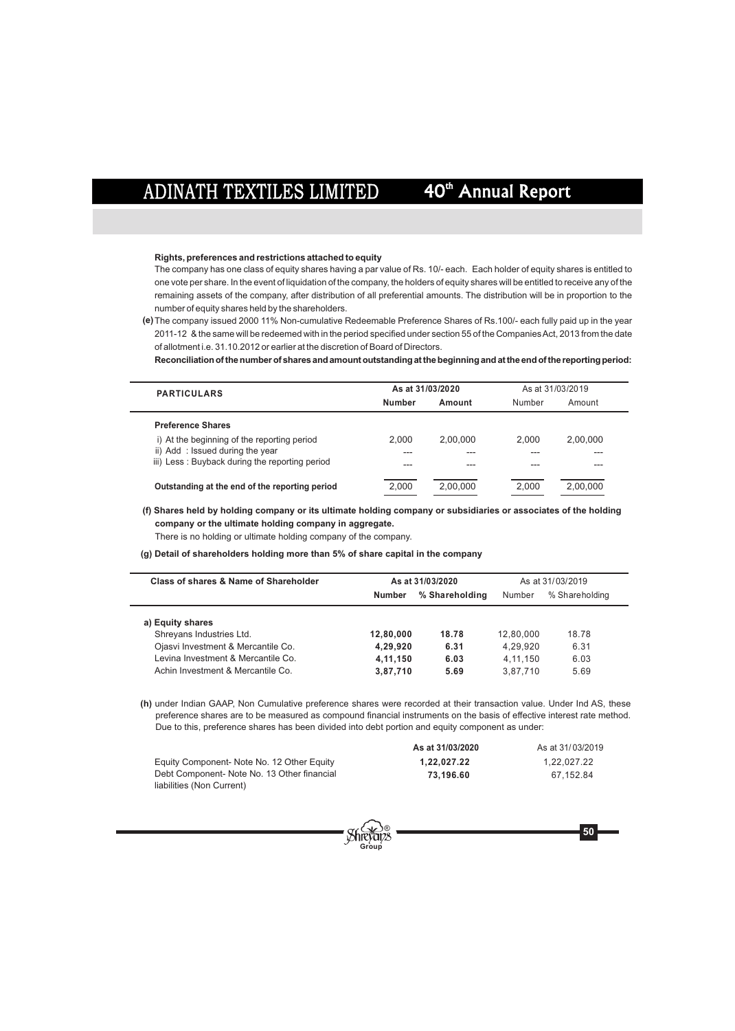**Rights, preferences and restrictions attached to equity**

The company has one class of equity shares having a par value of Rs. 10/- each. Each holder of equity shares is entitled to one vote per share. In the event of liquidation of the company, the holders of equity shares will be entitled to receive any of the remaining assets of the company, after distribution of all preferential amounts. The distribution will be in proportion to the number of equity shares held by the shareholders.

**(e)** The company issued 2000 11% Non-cumulative Redeemable Preference Shares of Rs.100/- each fully paid up in the year 2011-12 & the same will be redeemed with in the period specified under section 55 of the Companies Act, 2013 from the date of allotment i.e. 31.10.2012 or earlier at the discretion of Board of Directors.

**Reconciliation of the number of shares and amount outstanding at the beginning and at the end of the reporting period:**

| PARTICULARS | As at 31/03/2020 | | As at 31/03/2019 | |
|---|---|---|---|---|
| | Number | Amount | Number | Amount |
| **Preference Shares** | | | | |
| i) At the beginning of the reporting period | 2,000 | 2,00,000 | 2,000 | 2,00,000 |
| ii) Add : Issued during the year | --- | --- | --- | --- |
| iii) Less : Buyback during the reporting period | --- | --- | --- | --- |
| **Outstanding at the end of the reporting period** | 2,000 | 2,00,000 | 2,000 | 2,00,000 |

**(f) Shares held by holding company or its ultimate holding company or subsidiaries or associates of the holding company or the ultimate holding company in aggregate.**

There is no holding or ultimate holding company of the company.

**(g) Detail of shareholders holding more than 5% of share capital in the company**

| Class of shares & Name of Shareholder | As at 31/03/2020 | | As at 31/03/2019 | |
|---|---|---|---|---|
| | Number | % Shareholding | Number | % Shareholding |
| **a) Equity shares** | | | | |
| Shreyans Industries Ltd. | **12,80,000** | **18.78** | 12,80,000 | 18.78 |
| Ojasvi Investment & Mercantile Co. | **4,29,920** | **6.31** | 4,29,920 | 6.31 |
| Levina Investment & Mercantile Co. | **4,11,150** | **6.03** | 4,11,150 | 6.03 |
| Achin Investment & Mercantile Co. | **3,87,710** | **5.69** | 3,87,710 | 5.69 |

**(h)** under Indian GAAP, Non Cumulative preference shares were recorded at their transaction value. Under Ind AS, these preference shares are to be measured as compound financial instruments on the basis of effective interest rate method. Due to this, preference shares has been divided into debt portion and equity component as under:

| | As at 31/03/2020 | As at 31/03/2019 |
|---|---|---|
| Equity Component- Note No. 12 Other Equity | **1,22,027.22** | 1,22,027.22 |
| Debt Component- Note No. 13 Other financial liabilities (Non Current) | **73,196.60** | 67,152.84 |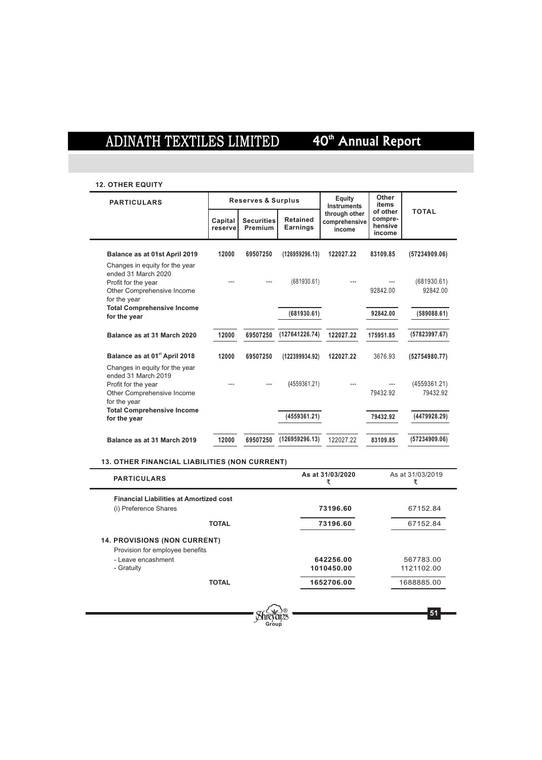## 12. OTHER EQUITY

| PARTICULARS | Reserves & Surplus | | | Equity Instruments through other comprehensive income | Other items of other compre-hensive income | TOTAL |
|---|---|---|---|---|---|---|
| | Capital reserve | Securities Premium | Retained Earnings | | | |
| **Balance as at 01st April 2019** | **12000** | **69507250** | **(126959296.13)** | **122027.22** | **83109.85** | **(57234909.06)** |
| Changes in equity for the year ended 31 March 2020 | | | | | | |
| Profit for the year | --- | --- | (681930.61) | --- | --- | (681930.61) |
| Other Comprehensive Income for the year | | | | | 92842.00 | 92842.00 |
| **Total Comprehensive Income for the year** | | | **(681930.61)** | | **92842.00** | **(589088.61)** |
| **Balance as at 31 March 2020** | **12000** | **69507250** | **(127641226.74)** | **122027.22** | **175951.85** | **(57823997.67)** |
| **Balance as at 01st April 2018** | **12000** | **69507250** | **(122399934.92)** | **122027.22** | 3676.93 | **(52754980.77)** |
| Changes in equity for the year ended 31 March 2019 | | | | | | |
| Profit for the year | --- | --- | (4559361.21) | --- | --- | (4559361.21) |
| Other Comprehensive Income for the year | | | | | 79432.92 | 79432.92 |
| **Total Comprehensive Income for the year** | | | **(4559361.21)** | | **79432.92** | **(4479928.29)** |
| **Balance as at 31 March 2019** | **12000** | **69507250** | **(126959296.13)** | 122027.22 | **83109.85** | **(57234909.06)** |

## 13. OTHER FINANCIAL LIABILITIES (NON CURRENT)

| PARTICULARS | As at 31/03/2020 ₹ | As at 31/03/2019 ₹ |
|---|---|---|
| **Financial Liabilities at Amortized cost** | | |
| (i) Preference Shares | **73196.60** | 67152.84 |
| **TOTAL** | **73196.60** | 67152.84 |

## 14. PROVISIONS (NON CURRENT)

| PARTICULARS | As at 31/03/2020 ₹ | As at 31/03/2019 ₹ |
|---|---|---|
| Provision for employee benefits | | |
| - Leave encashment | **642256.00** | 567783.00 |
| - Gratuity | **1010450.00** | 1121102.00 |
| **TOTAL** | **1652706.00** | 1688885.00 |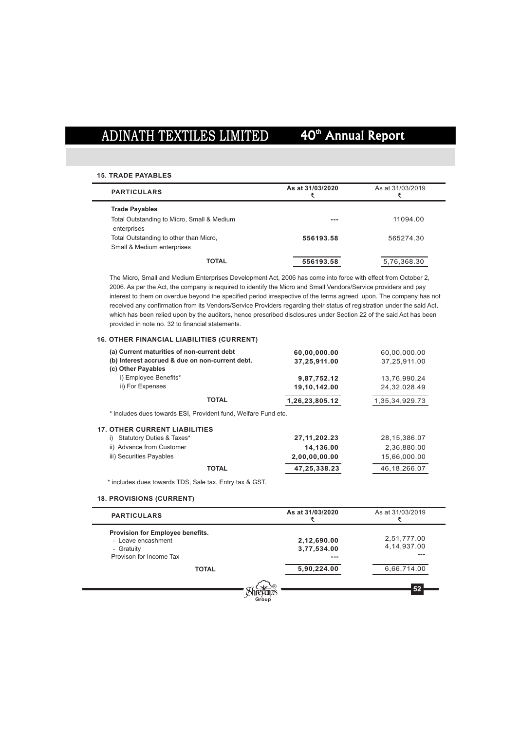**15. TRADE PAYABLES**

| PARTICULARS | As at 31/03/2020 ₹ | As at 31/03/2019 ₹ |
|---|---|---|
| **Trade Payables** | | |
| Total Outstanding to Micro, Small & Medium enterprises | --- | 11094.00 |
| Total Outstanding to other than Micro, Small & Medium enterprises | 556193.58 | 565274.30 |
| **TOTAL** | **556193.58** | 5,76,368.30 |

The Micro, Small and Medium Enterprises Development Act, 2006 has come into force with effect from October 2, 2006. As per the Act, the company is required to identify the Micro and Small Vendors/Service providers and pay interest to them on overdue beyond the specified period irrespective of the terms agreed upon. The company has not received any confirmation from its Vendors/Service Providers regarding their status of registration under the said Act, which has been relied upon by the auditors, hence prescribed disclosures under Section 22 of the said Act has been provided in note no. 32 to financial statements.

**16. OTHER FINANCIAL LIABILITIES (CURRENT)**

| | | |
|---|---|---|
| **(a) Current maturities of non-current debt** | **60,00,000.00** | 60,00,000.00 |
| **(b) Interest accrued & due on non-current debt.** | **37,25,911.00** | 37,25,911.00 |
| **(c) Other Payables** | | |
| i) Employee Benefits* | **9,87,752.12** | 13,76,990.24 |
| ii) For Expenses | **19,10,142.00** | 24,32,028.49 |
| **TOTAL** | **1,26,23,805.12** | 1,35,34,929.73 |

\* includes dues towards ESI, Provident fund, Welfare Fund etc.

**17. OTHER CURRENT LIABILITIES**

| | | |
|---|---|---|
| i) Statutory Duties & Taxes* | **27,11,202.23** | 28,15,386.07 |
| ii) Advance from Customer | **14,136.00** | 2,36,880.00 |
| iii) Securities Payables | **2,00,00,00.00** | 15,66,000.00 |
| **TOTAL** | **47,25,338.23** | 46,18,266.07 |

\* includes dues towards TDS, Sale tax, Entry tax & GST.

**18. PROVISIONS (CURRENT)**

| PARTICULARS | As at 31/03/2020 ₹ | As at 31/03/2019 ₹ |
|---|---|---|
| **Provision for Employee benefits.** | | |
| - Leave encashment | **2,12,690.00** | 2,51,777.00 |
| - Gratuity | **3,77,534.00** | 4,14,937.00 |
| Provison for Income Tax | --- | --- |
| **TOTAL** | **5,90,224.00** | 6,66,714.00 |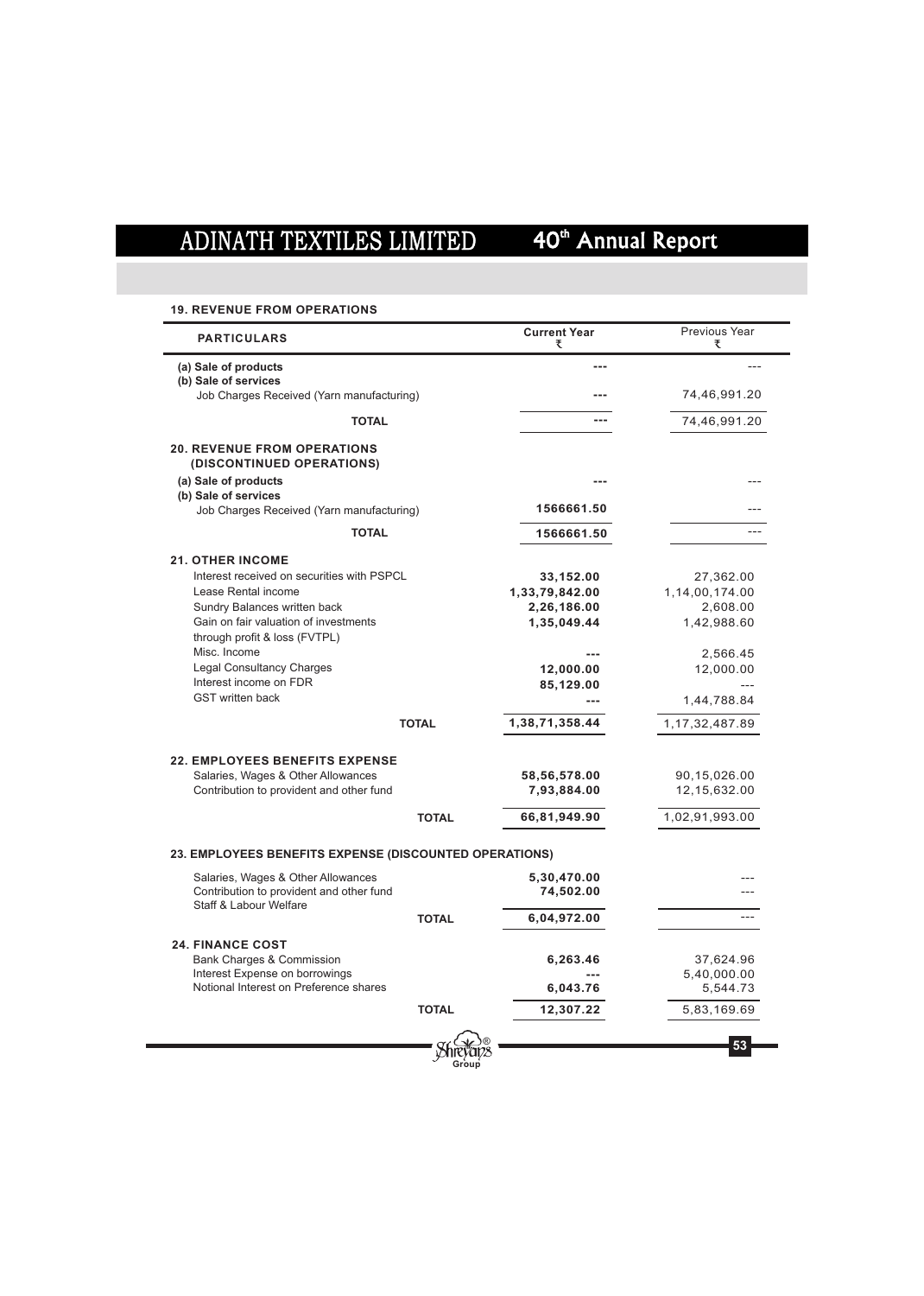## 19. REVENUE FROM OPERATIONS

| PARTICULARS | Current Year ₹ | Previous Year ₹ |
|---|---|---|
| **(a) Sale of products** | --- | --- |
| **(b) Sale of services** | | |
| Job Charges Received (Yarn manufacturing) | --- | 74,46,991.20 |
| **TOTAL** | --- | 74,46,991.20 |

## 20. REVENUE FROM OPERATIONS (DISCONTINUED OPERATIONS)

| PARTICULARS | Current Year ₹ | Previous Year ₹ |
|---|---|---|
| **(a) Sale of products** | --- | --- |
| **(b) Sale of services** | | |
| Job Charges Received (Yarn manufacturing) | 1566661.50 | --- |
| **TOTAL** | 1566661.50 | --- |

## 21. OTHER INCOME

| PARTICULARS | Current Year ₹ | Previous Year ₹ |
|---|---|---|
| Interest received on securities with PSPCL | 33,152.00 | 27,362.00 |
| Lease Rental income | 1,33,79,842.00 | 1,14,00,174.00 |
| Sundry Balances written back | 2,26,186.00 | 2,608.00 |
| Gain on fair valuation of investments through profit & loss (FVTPL) | 1,35,049.44 | 1,42,988.60 |
| Misc. Income | --- | 2,566.45 |
| Legal Consultancy Charges | 12,000.00 | 12,000.00 |
| Interest income on FDR | 85,129.00 | --- |
| GST written back | --- | 1,44,788.84 |
| **TOTAL** | 1,38,71,358.44 | 1,17,32,487.89 |

## 22. EMPLOYEES BENEFITS EXPENSE

| PARTICULARS | Current Year ₹ | Previous Year ₹ |
|---|---|---|
| Salaries, Wages & Other Allowances | 58,56,578.00 | 90,15,026.00 |
| Contribution to provident and other fund | 7,93,884.00 | 12,15,632.00 |
| **TOTAL** | 66,81,949.90 | 1,02,91,993.00 |

## 23. EMPLOYEES BENEFITS EXPENSE (DISCOUNTED OPERATIONS)

| PARTICULARS | Current Year ₹ | Previous Year ₹ |
|---|---|---|
| Salaries, Wages & Other Allowances | 5,30,470.00 | --- |
| Contribution to provident and other fund | 74,502.00 | --- |
| Staff & Labour Welfare | | |
| **TOTAL** | 6,04,972.00 | --- |

## 24. FINANCE COST

| PARTICULARS | Current Year ₹ | Previous Year ₹ |
|---|---|---|
| Bank Charges & Commission | 6,263.46 | 37,624.96 |
| Interest Expense on borrowings | --- | 5,40,000.00 |
| Notional Interest on Preference shares | 6,043.76 | 5,544.73 |
| **TOTAL** | 12,307.22 | 5,83,169.69 |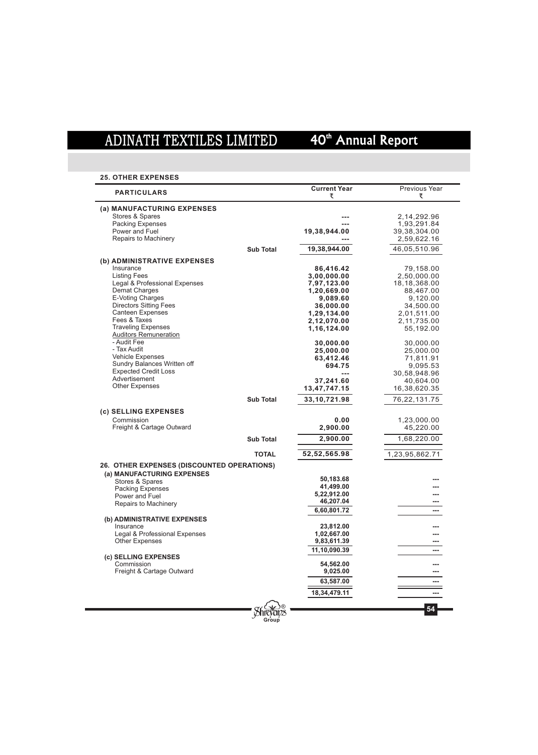## 25. OTHER EXPENSES

| PARTICULARS | | Current Year ₹ | Previous Year ₹ |
|---|---|---|---|
| **(a) MANUFACTURING EXPENSES** | | | |
| Stores & Spares | | --- | 2,14,292.96 |
| Packing Expenses | | --- | 1,93,291.84 |
| Power and Fuel | | 19,38,944.00 | 39,38,304.00 |
| Repairs to Machinery | | --- | 2,59,622.16 |
| | Sub Total | 19,38,944.00 | 46,05,510.96 |
| **(b) ADMINISTRATIVE EXPENSES** | | | |
| Insurance | | 86,416.42 | 79,158.00 |
| Listing Fees | | 3,00,000.00 | 2,50,000.00 |
| Legal & Professional Expenses | | 7,97,123.00 | 18,18,368.00 |
| Demat Charges | | 1,20,669.00 | 88,467.00 |
| E-Voting Charges | | 9,089.60 | 9,120.00 |
| Directors Sitting Fees | | 36,000.00 | 34,500.00 |
| Canteen Expenses | | 1,29,134.00 | 2,01,511.00 |
| Fees & Taxes | | 2,12,070.00 | 2,11,735.00 |
| Traveling Expenses | | 1,16,124.00 | 55,192.00 |
| Auditors Remuneration | | | |
| - Audit Fee | | 30,000.00 | 30,000.00 |
| - Tax Audit | | 25,000.00 | 25,000.00 |
| Vehicle Expenses | | 63,412.46 | 71,811.91 |
| Sundry Balances Written off | | 694.75 | 9,095.53 |
| Expected Credit Loss | | --- | 30,58,948.96 |
| Advertisement | | 37,241.60 | 40,604.00 |
| Other Expenses | | 13,47,747.15 | 16,38,620.35 |
| | Sub Total | 33,10,721.98 | 76,22,131.75 |
| **(c) SELLING EXPENSES** | | | |
| Commission | | 0.00 | 1,23,000.00 |
| Freight & Cartage Outward | | 2,900.00 | 45,220.00 |
| | Sub Total | 2,900.00 | 1,68,220.00 |
| | **TOTAL** | 52,52,565.98 | 1,23,95,862.71 |

## 26. OTHER EXPENSES (DISCOUNTED OPERATIONS)

| PARTICULARS | Current Year ₹ | Previous Year ₹ |
|---|---|---|
| **(a) MANUFACTURING EXPENSES** | | |
| Stores & Spares | 50,183.68 | --- |
| Packing Expenses | 41,499.00 | --- |
| Power and Fuel | 5,22,912.00 | --- |
| Repairs to Machinery | 46,207.04 | --- |
| | 6,60,801.72 | --- |
| **(b) ADMINISTRATIVE EXPENSES** | | |
| Insurance | 23,812.00 | --- |
| Legal & Professional Expenses | 1,02,667.00 | --- |
| Other Expenses | 9,83,611.39 | --- |
| | 11,10,090.39 | --- |
| **(c) SELLING EXPENSES** | | |
| Commission | 54,562.00 | --- |
| Freight & Cartage Outward | 9,025.00 | --- |
| | 63,587.00 | --- |
| | 18,34,479.11 | --- |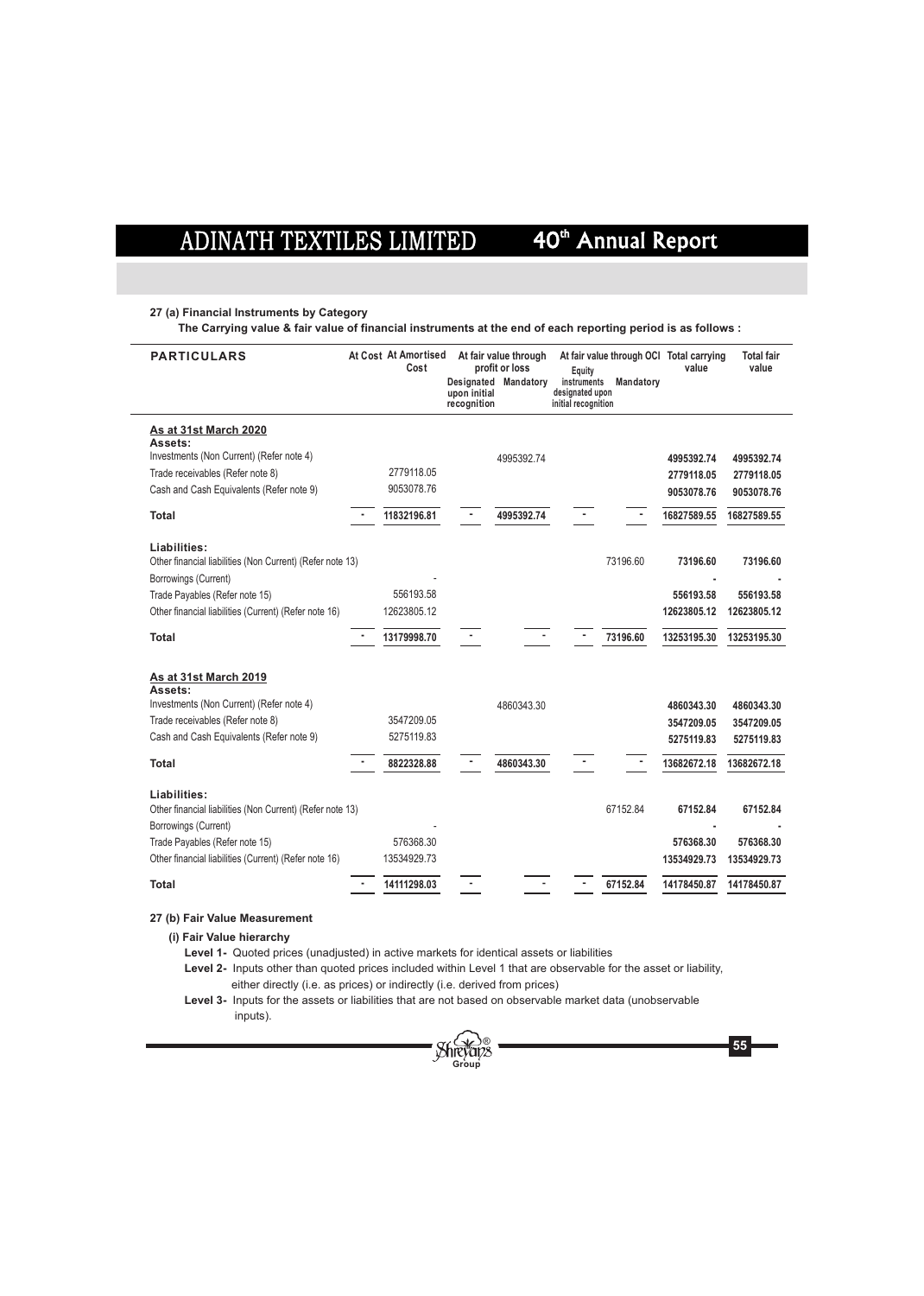**27 (a) Financial Instruments by Category**

**The Carrying value & fair value of financial instruments at the end of each reporting period is as follows :**

| PARTICULARS | At Cost | At Amortised Cost | At fair value through profit or loss | | At fair value through OCI | | Total carrying value | Total fair value |
|---|---|---|---|---|---|---|---|---|
| | | | Designated upon initial recognition | Mandatory | Equity instruments designated upon initial recognition | Mandatory | | |
| **As at 31st March 2020** | | | | | | | | |
| **Assets:** | | | | | | | | |
| Investments (Non Current) (Refer note 4) | | | | 4995392.74 | | | **4995392.74** | **4995392.74** |
| Trade receivables (Refer note 8) | | 2779118.05 | | | | | **2779118.05** | **2779118.05** |
| Cash and Cash Equivalents (Refer note 9) | | 9053078.76 | | | | | **9053078.76** | **9053078.76** |
| **Total** | - | **11832196.81** | - | **4995392.74** | - | - | **16827589.55** | **16827589.55** |
| **Liabilities:** | | | | | | | | |
| Other financial liabilities (Non Current) (Refer note 13) | | | | | | 73196.60 | **73196.60** | **73196.60** |
| Borrowings (Current) | | - | | | | | - | - |
| Trade Payables (Refer note 15) | | 556193.58 | | | | | **556193.58** | **556193.58** |
| Other financial liabilities (Current) (Refer note 16) | | 12623805.12 | | | | | **12623805.12** | **12623805.12** |
| **Total** | - | **13179998.70** | - | - | - | **73196.60** | **13253195.30** | **13253195.30** |
| **As at 31st March 2019** | | | | | | | | |
| **Assets:** | | | | | | | | |
| Investments (Non Current) (Refer note 4) | | | | 4860343.30 | | | **4860343.30** | **4860343.30** |
| Trade receivables (Refer note 8) | | 3547209.05 | | | | | **3547209.05** | **3547209.05** |
| Cash and Cash Equivalents (Refer note 9) | | 5275119.83 | | | | | **5275119.83** | **5275119.83** |
| **Total** | - | **8822328.88** | - | **4860343.30** | - | - | **13682672.18** | **13682672.18** |
| **Liabilities:** | | | | | | | | |
| Other financial liabilities (Non Current) (Refer note 13) | | | | | | 67152.84 | **67152.84** | **67152.84** |
| Borrowings (Current) | | - | | | | | - | - |
| Trade Payables (Refer note 15) | | 576368.30 | | | | | **576368.30** | **576368.30** |
| Other financial liabilities (Current) (Refer note 16) | | 13534929.73 | | | | | **13534929.73** | **13534929.73** |
| **Total** | - | **14111298.03** | - | - | - | **67152.84** | **14178450.87** | **14178450.87** |

**27 (b) Fair Value Measurement**

**(i) Fair Value hierarchy**

**Level 1-** Quoted prices (unadjusted) in active markets for identical assets or liabilities

**Level 2-** Inputs other than quoted prices included within Level 1 that are observable for the asset or liability, either directly (i.e. as prices) or indirectly (i.e. derived from prices)

**Level 3-** Inputs for the assets or liabilities that are not based on observable market data (unobservable inputs).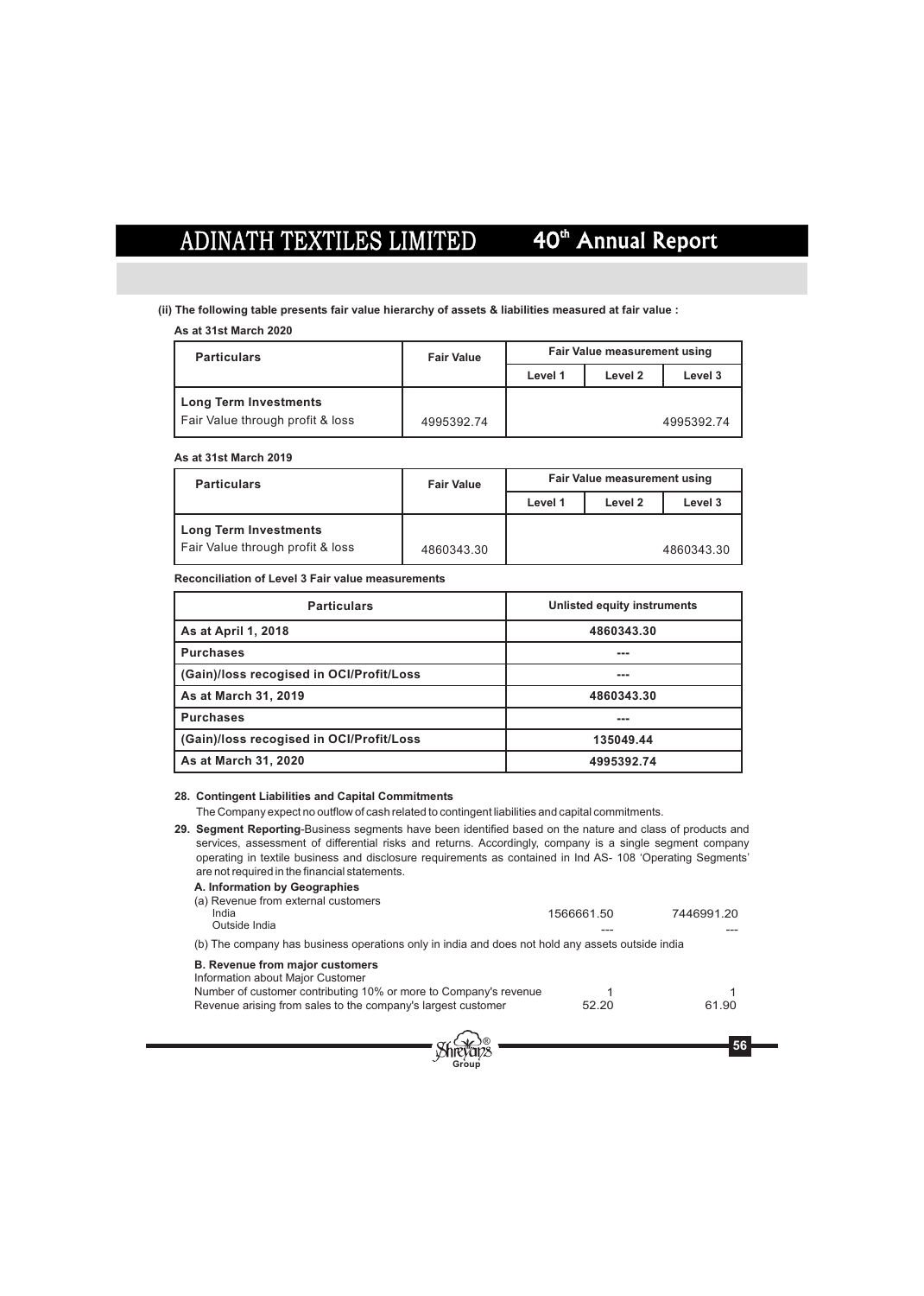**(ii) The following table presents fair value hierarchy of assets & liabilities measured at fair value :**

**As at 31st March 2020**

| Particulars | Fair Value | Fair Value measurement using | | |
|---|---|---|---|---|
| | | Level 1 | Level 2 | Level 3 |
| **Long Term Investments** | | | | |
| Fair Value through profit & loss | 4995392.74 | | | 4995392.74 |

**As at 31st March 2019**

| Particulars | Fair Value | Fair Value measurement using | | |
|---|---|---|---|---|
| | | Level 1 | Level 2 | Level 3 |
| **Long Term Investments** | | | | |
| Fair Value through profit & loss | 4860343.30 | | | 4860343.30 |

**Reconciliation of Level 3 Fair value measurements**

| Particulars | Unlisted equity instruments |
|---|---|
| **As at April 1, 2018** | **4860343.30** |
| **Purchases** | --- |
| **(Gain)/loss recogised in OCI/Profit/Loss** | --- |
| **As at March 31, 2019** | **4860343.30** |
| **Purchases** | --- |
| **(Gain)/loss recogised in OCI/Profit/Loss** | **135049.44** |
| **As at March 31, 2020** | **4995392.74** |

**28. Contingent Liabilities and Capital Commitments**

The Company expect no outflow of cash related to contingent liabilities and capital commitments.

**29. Segment Reporting**-Business segments have been identified based on the nature and class of products and services, assessment of differential risks and returns. Accordingly, company is a single segment company operating in textile business and disclosure requirements as contained in Ind AS- 108 'Operating Segments' are not required in the financial statements.

**A. Information by Geographies**

(a) Revenue from external customers

| | | |
|---|---|---|
| India | 1566661.50 | 7446991.20 |
| Outside India | --- | --- |

(b) The company has business operations only in india and does not hold any assets outside india

**B. Revenue from major customers**

Information about Major Customer

| | | |
|---|---|---|
| Number of customer contributing 10% or more to Company's revenue | 1 | 1 |
| Revenue arising from sales to the company's largest customer | 52.20 | 61.90 |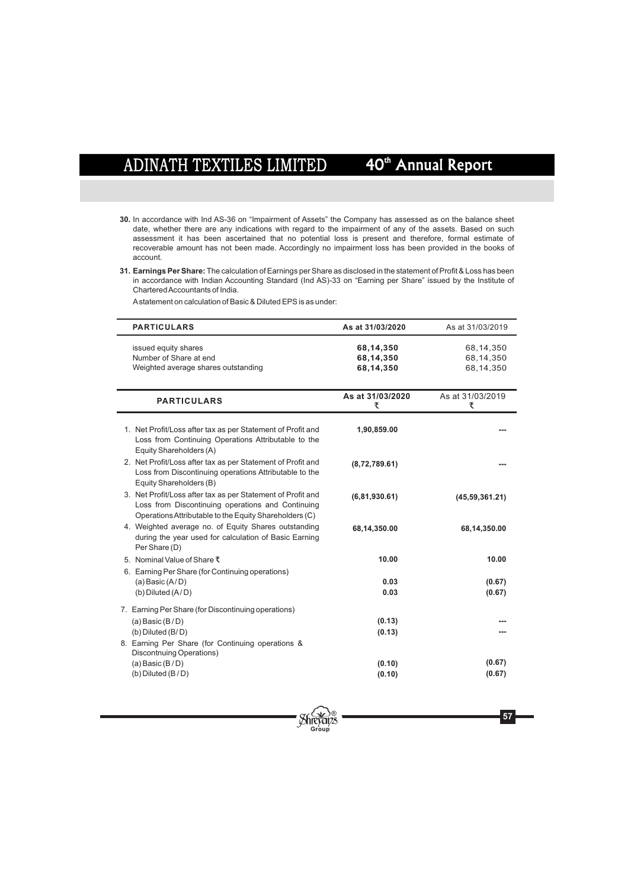**30.** In accordance with Ind AS-36 on "Impairment of Assets" the Company has assessed as on the balance sheet date, whether there are any indications with regard to the impairment of any of the assets. Based on such assessment it has been ascertained that no potential loss is present and therefore, formal estimate of recoverable amount has not been made. Accordingly no impairment loss has been provided in the books of account.

**31. Earnings Per Share:** The calculation of Earnings per Share as disclosed in the statement of Profit & Loss has been in accordance with Indian Accounting Standard (Ind AS)-33 on "Earning per Share" issued by the Institute of Chartered Accountants of India.

A statement on calculation of Basic & Diluted EPS is as under:

| PARTICULARS | As at 31/03/2020 | As at 31/03/2019 |
|---|---|---|
| issued equity shares | **68,14,350** | 68,14,350 |
| Number of Share at end | **68,14,350** | 68,14,350 |
| Weighted average shares outstanding | **68,14,350** | 68,14,350 |

| PARTICULARS | As at 31/03/2020 ₹ | As at 31/03/2019 ₹ |
|---|---|---|
| 1. Net Profit/Loss after tax as per Statement of Profit and Loss from Continuing Operations Attributable to the Equity Shareholders (A) | **1,90,859.00** | **---** |
| 2. Net Profit/Loss after tax as per Statement of Profit and Loss from Discontinuing operations Attributable to the Equity Shareholders (B) | **(8,72,789.61)** | **---** |
| 3. Net Profit/Loss after tax as per Statement of Profit and Loss from Discontinuing operations and Continuing Operations Attributable to the Equity Shareholders (C) | **(6,81,930.61)** | **(45,59,361.21)** |
| 4. Weighted average no. of Equity Shares outstanding during the year used for calculation of Basic Earning Per Share (D) | **68,14,350.00** | **68,14,350.00** |
| 5. Nominal Value of Share ₹ | **10.00** | **10.00** |
| 6. Earning Per Share (for Continuing operations) | | |
| (a) Basic (A/D) | **0.03** | **(0.67)** |
| (b) Diluted (A/D) | **0.03** | **(0.67)** |
| 7. Earning Per Share (for Discontinuing operations) | | |
| (a) Basic (B/D) | **(0.13)** | **---** |
| (b) Diluted (B/D) | **(0.13)** | **---** |
| 8. Earning Per Share (for Continuing operations & Discontnuing Operations) | | |
| (a) Basic (B/D) | **(0.10)** | **(0.67)** |
| (b) Diluted (B/D) | **(0.10)** | **(0.67)** |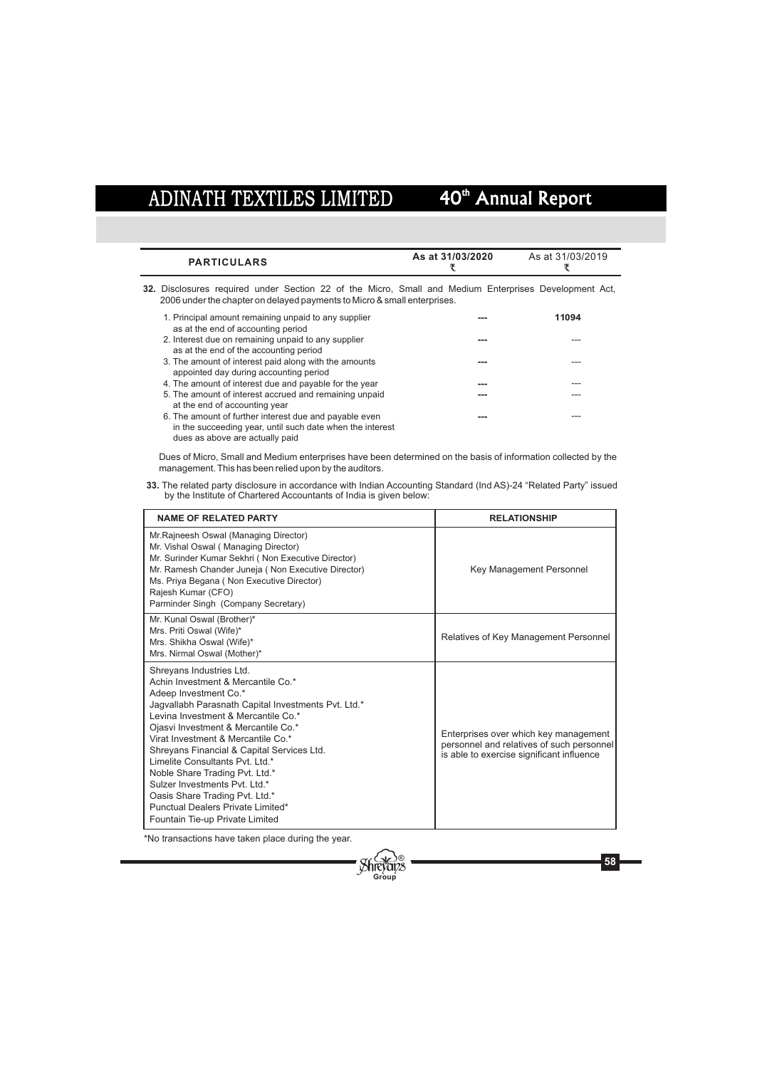| PARTICULARS | As at 31/03/2020 ₹ | As at 31/03/2019 ₹ |
|---|---|---|

**32.** Disclosures required under Section 22 of the Micro, Small and Medium Enterprises Development Act, 2006 under the chapter on delayed payments to Micro & small enterprises.

| | As at 31/03/2020 | As at 31/03/2019 |
|---|---|---|
| 1. Principal amount remaining unpaid to any supplier as at the end of accounting period | --- | 11094 |
| 2. Interest due on remaining unpaid to any supplier as at the end of the accounting period | --- | --- |
| 3. The amount of interest paid along with the amounts appointed day during accounting period | --- | --- |
| 4. The amount of interest due and payable for the year | --- | --- |
| 5. The amount of interest accrued and remaining unpaid at the end of accounting year | --- | --- |
| 6. The amount of further interest due and payable even in the succeeding year, until such date when the interest dues as above are actually paid | --- | --- |

Dues of Micro, Small and Medium enterprises have been determined on the basis of information collected by the management. This has been relied upon by the auditors.

**33.** The related party disclosure in accordance with Indian Accounting Standard (Ind AS)-24 "Related Party" issued by the Institute of Chartered Accountants of India is given below:

| NAME OF RELATED PARTY | RELATIONSHIP |
|---|---|
| Mr.Rajneesh Oswal (Managing Director)<br>Mr. Vishal Oswal ( Managing Director)<br>Mr. Surinder Kumar Sekhri ( Non Executive Director)<br>Mr. Ramesh Chander Juneja ( Non Executive Director)<br>Ms. Priya Begana ( Non Executive Director)<br>Rajesh Kumar (CFO)<br>Parminder Singh (Company Secretary) | Key Management Personnel |
| Mr. Kunal Oswal (Brother)*<br>Mrs. Priti Oswal (Wife)*<br>Mrs. Shikha Oswal (Wife)*<br>Mrs. Nirmal Oswal (Mother)* | Relatives of Key Management Personnel |
| Shreyans Industries Ltd.<br>Achin Investment & Mercantile Co.*<br>Adeep Investment Co.*<br>Jagvallabh Parasnath Capital Investments Pvt. Ltd.*<br>Levina Investment & Mercantile Co.*<br>Ojasvi Investment & Mercantile Co.*<br>Virat Investment & Mercantile Co.*<br>Shreyans Financial & Capital Services Ltd.<br>Limelite Consultants Pvt. Ltd.*<br>Noble Share Trading Pvt. Ltd.*<br>Sulzer Investments Pvt. Ltd.*<br>Oasis Share Trading Pvt. Ltd.*<br>Punctual Dealers Private Limited*<br>Fountain Tie-up Private Limited | Enterprises over which key management personnel and relatives of such personnel is able to exercise significant influence |

*No transactions have taken place during the year.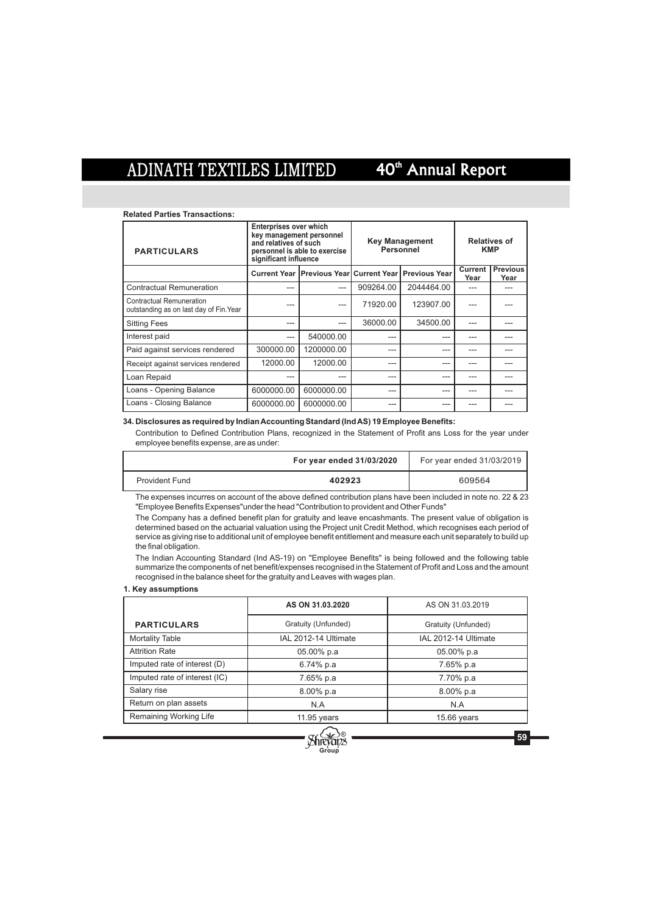**Related Parties Transactions:**

| PARTICULARS | Enterprises over which key management personnel and relatives of such personnel is able to exercise significant influence | | Key Management Personnel | | Relatives of KMP | |
|---|---|---|---|---|---|---|
| | Current Year | Previous Year | Current Year | Previous Year | Current Year | Previous Year |
| Contractual Remuneration | --- | --- | 909264.00 | 2044464.00 | --- | --- |
| Contractual Remuneration outstanding as on last day of Fin.Year | --- | --- | 71920.00 | 123907.00 | --- | --- |
| Sitting Fees | --- | --- | 36000.00 | 34500.00 | --- | --- |
| Interest paid | --- | 540000.00 | --- | --- | --- | --- |
| Paid against services rendered | 300000.00 | 1200000.00 | --- | --- | --- | --- |
| Receipt against services rendered | 12000.00 | 12000.00 | --- | --- | --- | --- |
| Loan Repaid | --- | --- | --- | --- | --- | --- |
| Loans - Opening Balance | 6000000.00 | 6000000.00 | --- | --- | --- | --- |
| Loans - Closing Balance | 6000000.00 | 6000000.00 | --- | --- | --- | --- |

**34. Disclosures as required by Indian Accounting Standard (Ind AS) 19 Employee Benefits:**

Contribution to Defined Contribution Plans, recognized in the Statement of Profit ans Loss for the year under employee benefits expense, are as under:

| | For year ended 31/03/2020 | For year ended 31/03/2019 |
|---|---|---|
| Provident Fund | 402923 | 609564 |

The expenses incurres on account of the above defined contribution plans have been included in note no. 22 & 23 "Employee Benefits Expenses"under the head "Contribution to provident and Other Funds"

The Company has a defined benefit plan for gratuity and leave encashmants. The present value of obligation is determined based on the actuarial valuation using the Project unit Credit Method, which recognises each period of service as giving rise to additional unit of employee benefit entitlement and measure each unit separately to build up the final obligation.

The Indian Accounting Standard (Ind AS-19) on "Employee Benefits" is being followed and the following table summarize the components of net benefit/expenses recognised in the Statement of Profit and Loss and the amount recognised in the balance sheet for the gratuity and Leaves with wages plan.

**1. Key assumptions**

| | AS ON 31.03.2020 | AS ON 31.03.2019 |
|---|---|---|
| PARTICULARS | Gratuity (Unfunded) | Gratuity (Unfunded) |
| Mortality Table | IAL 2012-14 Ultimate | IAL 2012-14 Ultimate |
| Attrition Rate | 05.00% p.a | 05.00% p.a |
| Imputed rate of interest (D) | 6.74% p.a | 7.65% p.a |
| Imputed rate of interest (IC) | 7.65% p.a | 7.70% p.a |
| Salary rise | 8.00% p.a | 8.00% p.a |
| Return on plan assets | N.A | N.A |
| Remaining Working Life | 11.95 years | 15.66 years |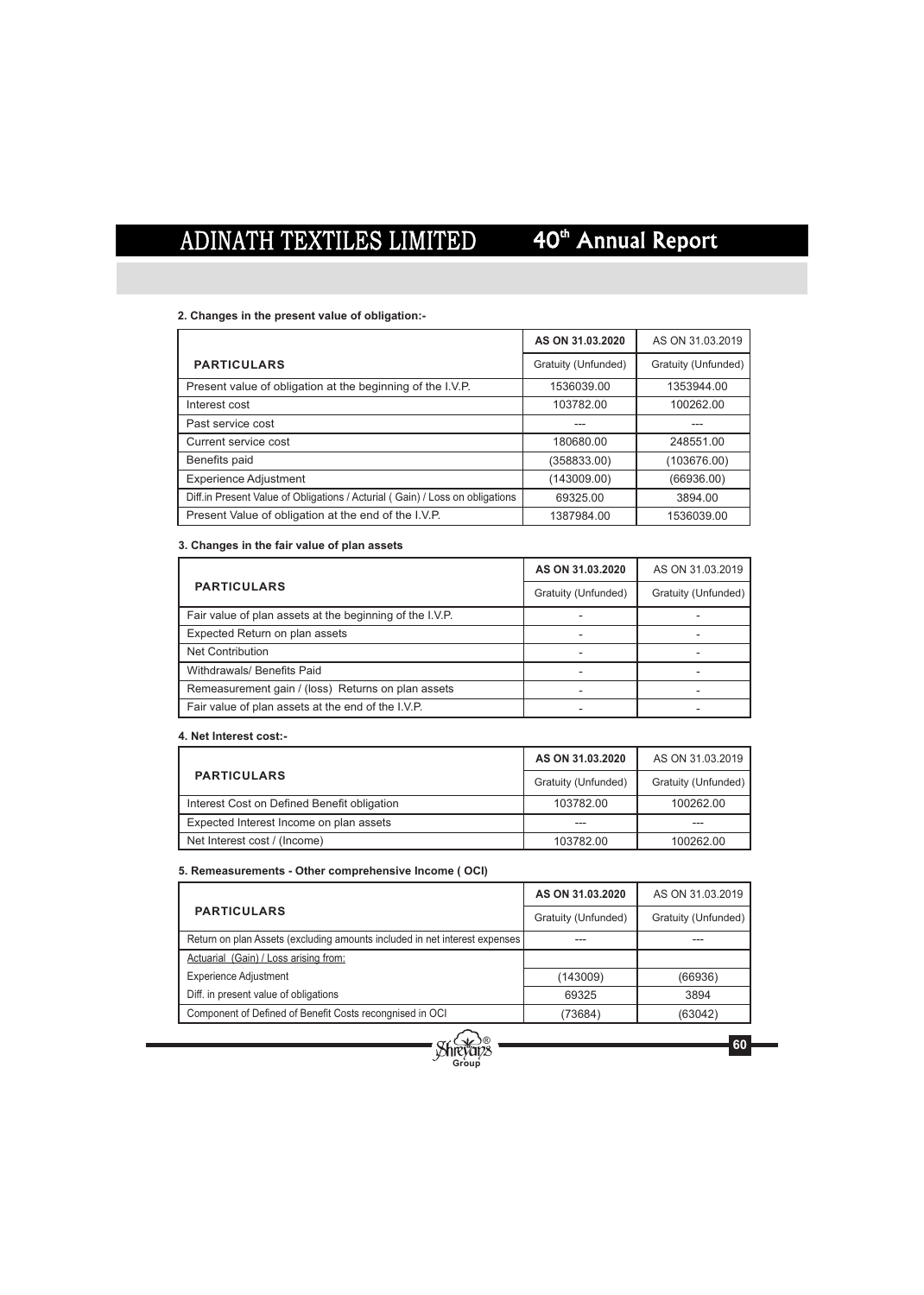**2. Changes in the present value of obligation:-**

| PARTICULARS | AS ON 31.03.2020 | AS ON 31.03.2019 |
|---|---|---|
| | Gratuity (Unfunded) | Gratuity (Unfunded) |
| Present value of obligation at the beginning of the I.V.P. | 1536039.00 | 1353944.00 |
| Interest cost | 103782.00 | 100262.00 |
| Past service cost | --- | --- |
| Current service cost | 180680.00 | 248551.00 |
| Benefits paid | (358833.00) | (103676.00) |
| Experience Adjustment | (143009.00) | (66936.00) |
| Diff.in Present Value of Obligations / Acturial ( Gain) / Loss on obligations | 69325.00 | 3894.00 |
| Present Value of obligation at the end of the I.V.P. | 1387984.00 | 1536039.00 |

**3. Changes in the fair value of plan assets**

| PARTICULARS | AS ON 31.03.2020 | AS ON 31.03.2019 |
|---|---|---|
| | Gratuity (Unfunded) | Gratuity (Unfunded) |
| Fair value of plan assets at the beginning of the I.V.P. | - | - |
| Expected Return on plan assets | - | - |
| Net Contribution | - | - |
| Withdrawals/ Benefits Paid | - | - |
| Remeasurement gain / (loss) Returns on plan assets | - | - |
| Fair value of plan assets at the end of the I.V.P. | - | - |

**4. Net Interest cost:-**

| PARTICULARS | AS ON 31.03.2020 | AS ON 31.03.2019 |
|---|---|---|
| | Gratuity (Unfunded) | Gratuity (Unfunded) |
| Interest Cost on Defined Benefit obligation | 103782.00 | 100262.00 |
| Expected Interest Income on plan assets | --- | --- |
| Net Interest cost / (Income) | 103782.00 | 100262.00 |

**5. Remeasurements - Other comprehensive Income ( OCI)**

| PARTICULARS | AS ON 31.03.2020 | AS ON 31.03.2019 |
|---|---|---|
| | Gratuity (Unfunded) | Gratuity (Unfunded) |
| Return on plan Assets (excluding amounts included in net interest expenses | --- | --- |
| Actuarial (Gain) / Loss arising from: | | |
| Experience Adjustment | (143009) | (66936) |
| Diff. in present value of obligations | 69325 | 3894 |
| Component of Defined of Benefit Costs recongnised in OCI | (73684) | (63042) |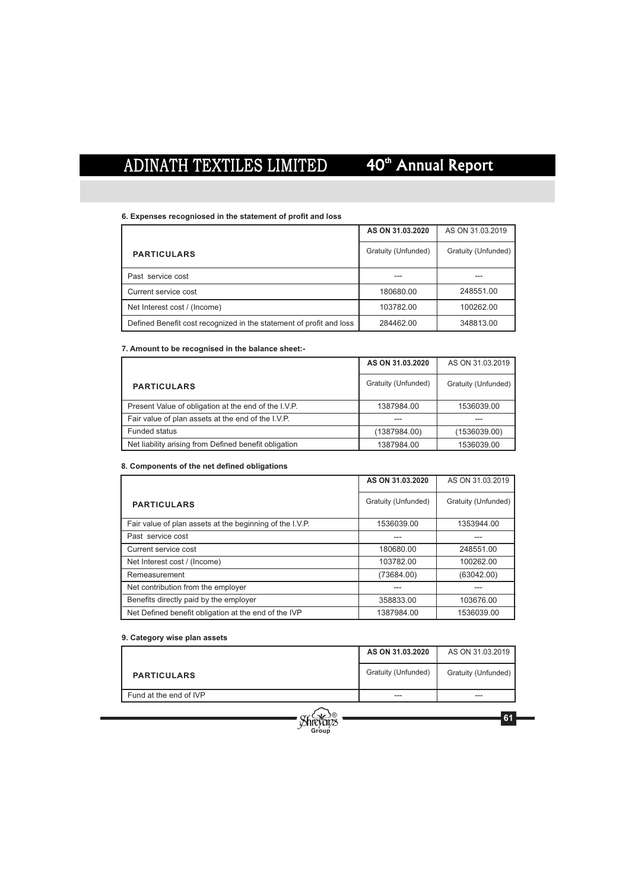#### 6. Expenses recogniosed in the statement of profit and loss

| PARTICULARS | AS ON 31.03.2020 | AS ON 31.03.2019 |
|---|---|---|
| | Gratuity (Unfunded) | Gratuity (Unfunded) |
| Past service cost | --- | --- |
| Current service cost | 180680.00 | 248551.00 |
| Net Interest cost / (Income) | 103782.00 | 100262.00 |
| Defined Benefit cost recognized in the statement of profit and loss | 284462.00 | 348813.00 |

#### 7. Amount to be recognised in the balance sheet:-

| PARTICULARS | AS ON 31.03.2020 | AS ON 31.03.2019 |
|---|---|---|
| | Gratuity (Unfunded) | Gratuity (Unfunded) |
| Present Value of obligation at the end of the I.V.P. | 1387984.00 | 1536039.00 |
| Fair value of plan assets at the end of the I.V.P. | --- | --- |
| Funded status | (1387984.00) | (1536039.00) |
| Net liability arising from Defined benefit obligation | 1387984.00 | 1536039.00 |

#### 8. Components of the net defined obligations

| PARTICULARS | AS ON 31.03.2020 | AS ON 31.03.2019 |
|---|---|---|
| | Gratuity (Unfunded) | Gratuity (Unfunded) |
| Fair value of plan assets at the beginning of the I.V.P. | 1536039.00 | 1353944.00 |
| Past service cost | --- | --- |
| Current service cost | 180680.00 | 248551.00 |
| Net Interest cost / (Income) | 103782.00 | 100262.00 |
| Remeasurement | (73684.00) | (63042.00) |
| Net contribution from the employer | --- | --- |
| Benefits directly paid by the employer | 358833.00 | 103676.00 |
| Net Defined benefit obligation at the end of the IVP | 1387984.00 | 1536039.00 |

#### 9. Category wise plan assets

| PARTICULARS | AS ON 31.03.2020 | AS ON 31.03.2019 |
|---|---|---|
| | Gratuity (Unfunded) | Gratuity (Unfunded) |
| Fund at the end of IVP | --- | --- |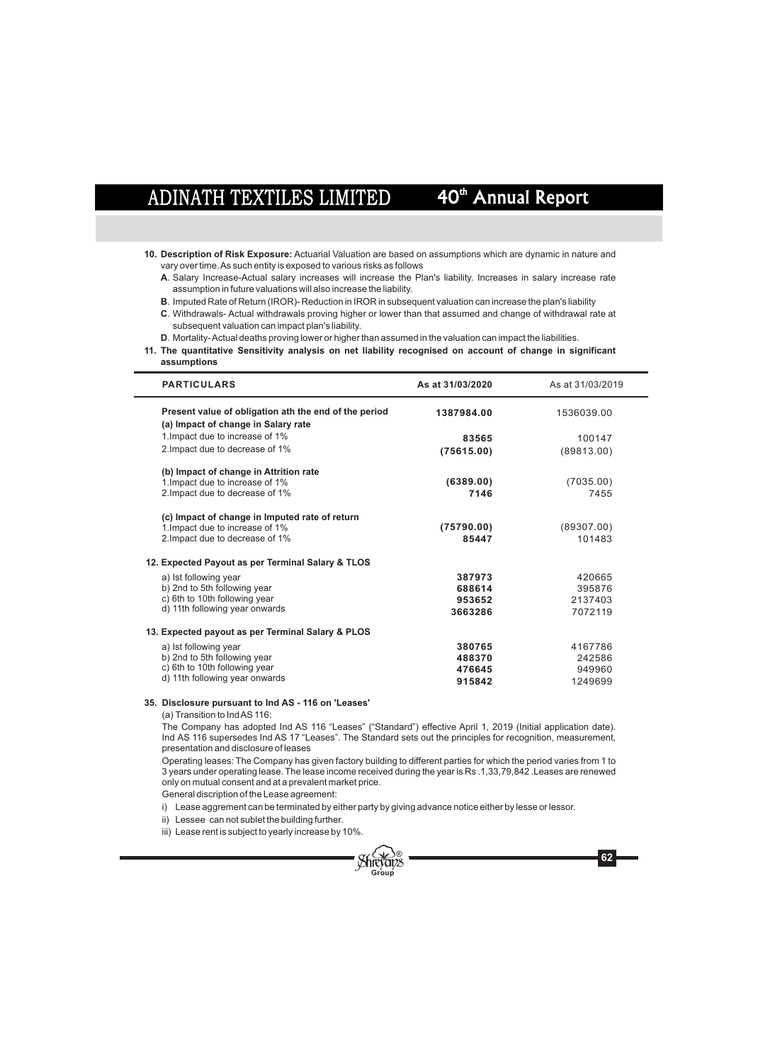**10. Description of Risk Exposure:** Actuarial Valuation are based on assumptions which are dynamic in nature and vary over time. As such entity is exposed to various risks as follows

**A**. Salary Increase-Actual salary increases will increase the Plan's liability. Increases in salary increase rate assumption in future valuations will also increase the liability.

**B**. Imputed Rate of Return (IROR)- Reduction in IROR in subsequent valuation can increase the plan's liability

**C**. Withdrawals- Actual withdrawals proving higher or lower than that assumed and change of withdrawal rate at subsequent valuation can impact plan's liability.

**D**. Mortality-Actual deaths proving lower or higher than assumed in the valuation can impact the liabilities.

**11. The quantitative Sensitivity analysis on net liability recognised on account of change in significant assumptions**

| PARTICULARS | As at 31/03/2020 | As at 31/03/2019 |
|---|---|---|
| **Present value of obligation ath the end of the period** | **1387984.00** | 1536039.00 |
| **(a) Impact of change in Salary rate** | | |
| 1.Impact due to increase of 1% | **83565** | 100147 |
| 2.Impact due to decrease of 1% | **(75615.00)** | (89813.00) |
| **(b) Impact of change in Attrition rate** | | |
| 1.Impact due to increase of 1% | **(6389.00)** | (7035.00) |
| 2.Impact due to decrease of 1% | **7146** | 7455 |
| **(c) Impact of change in Imputed rate of return** | | |
| 1.Impact due to increase of 1% | **(75790.00)** | (89307.00) |
| 2.Impact due to decrease of 1% | **85447** | 101483 |
| **12. Expected Payout as per Terminal Salary & TLOS** | | |
| a) Ist following year | **387973** | 420665 |
| b) 2nd to 5th following year | **688614** | 395876 |
| c) 6th to 10th following year | **953652** | 2137403 |
| d) 11th following year onwards | **3663286** | 7072119 |
| **13. Expected payout as per Terminal Salary & PLOS** | | |
| a) Ist following year | **380765** | 4167786 |
| b) 2nd to 5th following year | **488370** | 242586 |
| c) 6th to 10th following year | **476645** | 949960 |
| d) 11th following year onwards | **915842** | 1249699 |

**35. Disclosure pursuant to Ind AS - 116 on 'Leases'**

(a) Transition to Ind AS 116:

The Company has adopted Ind AS 116 "Leases" ("Standard") effective April 1, 2019 (Initial application date). Ind AS 116 supersedes Ind AS 17 "Leases". The Standard sets out the principles for recognition, measurement, presentation and disclosure of leases

Operating leases: The Company has given factory building to different parties for which the period varies from 1 to 3 years under operating lease. The lease income received during the year is Rs .1,33,79,842 .Leases are renewed only on mutual consent and at a prevalent market price.

General discription of the Lease agreement:

i) Lease aggrement can be terminated by either party by giving advance notice either by lesse or lessor.

ii) Lessee can not sublet the building further.

iii) Lease rent is subject to yearly increase by 10%.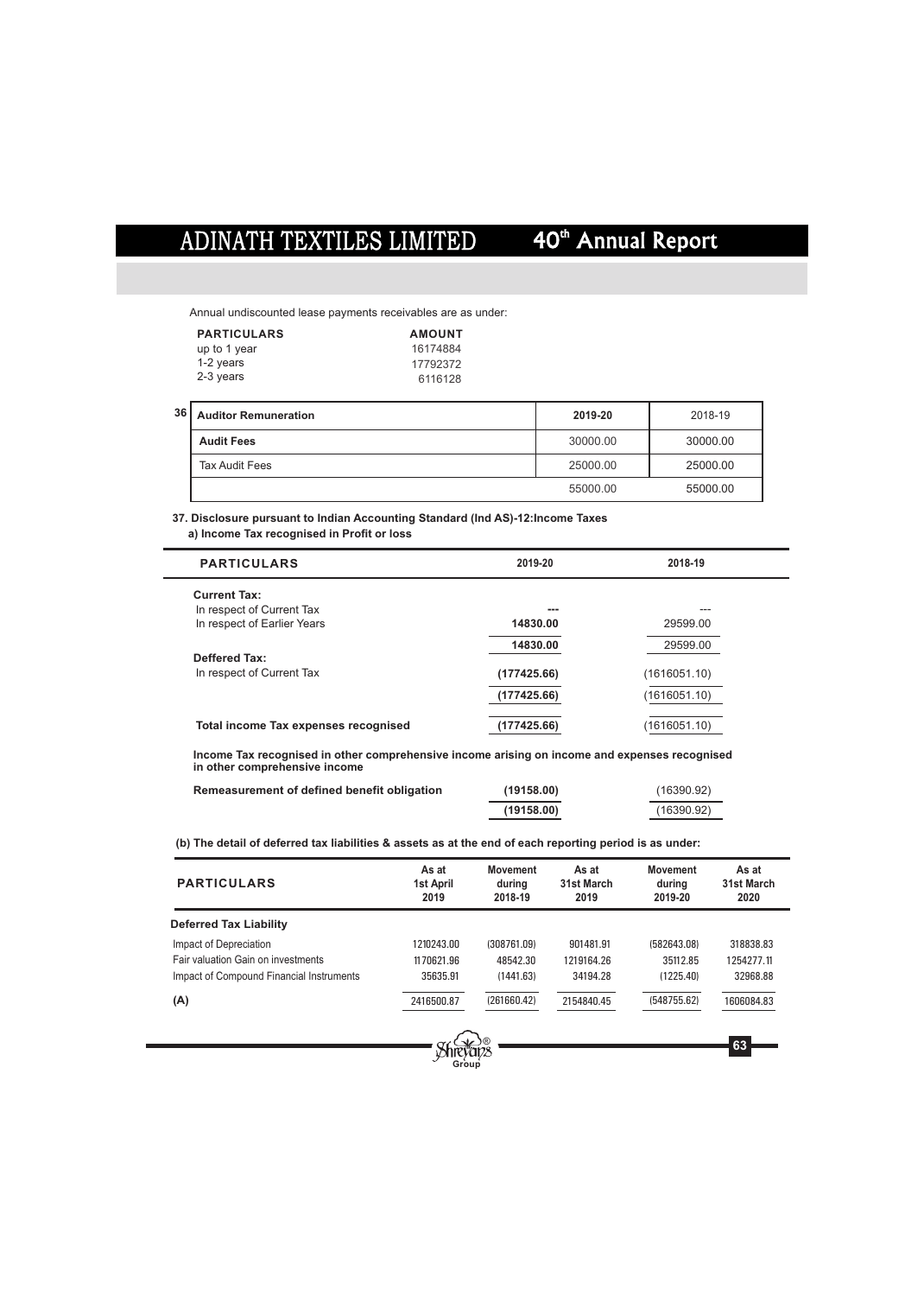Annual undiscounted lease payments receivables are as under:

| PARTICULARS | AMOUNT |
|---|---|
| up to 1 year | 16174884 |
| 1-2 years | 17792372 |
| 2-3 years | 6116128 |

**36**

| Auditor Remuneration | 2019-20 | 2018-19 |
|---|---|---|
| **Audit Fees** | 30000.00 | 30000.00 |
| Tax Audit Fees | 25000.00 | 25000.00 |
| | 55000.00 | 55000.00 |

**37. Disclosure pursuant to Indian Accounting Standard (Ind AS)-12:Income Taxes**

**a) Income Tax recognised in Profit or loss**

| PARTICULARS | 2019-20 | 2018-19 |
|---|---|---|
| **Current Tax:** | | |
| In respect of Current Tax | --- | --- |
| In respect of Earlier Years | **14830.00** | 29599.00 |
| | **14830.00** | 29599.00 |
| **Deffered Tax:** | | |
| In respect of Current Tax | **(177425.66)** | (1616051.10) |
| | **(177425.66)** | (1616051.10) |
| **Total income Tax expenses recognised** | **(177425.66)** | (1616051.10) |

**Income Tax recognised in other comprehensive income arising on income and expenses recognised in other comprehensive income**

| | 2019-20 | 2018-19 |
|---|---|---|
| **Remeasurement of defined benefit obligation** | **(19158.00)** | (16390.92) |
| | **(19158.00)** | (16390.92) |

**(b) The detail of deferred tax liabilities & assets as at the end of each reporting period is as under:**

| PARTICULARS | As at 1st April 2019 | Movement during 2018-19 | As at 31st March 2019 | Movement during 2019-20 | As at 31st March 2020 |
|---|---|---|---|---|---|
| **Deferred Tax Liability** | | | | | |
| Impact of Depreciation | 1210243.00 | (308761.09) | 901481.91 | (582643.08) | 318838.83 |
| Fair valuation Gain on investments | 1170621.96 | 48542.30 | 1219164.26 | 35112.85 | 1254277.11 |
| Impact of Compound Financial Instruments | 35635.91 | (1441.63) | 34194.28 | (1225.40) | 32968.88 |
| **(A)** | 2416500.87 | (261660.42) | 2154840.45 | (548755.62) | 1606084.83 |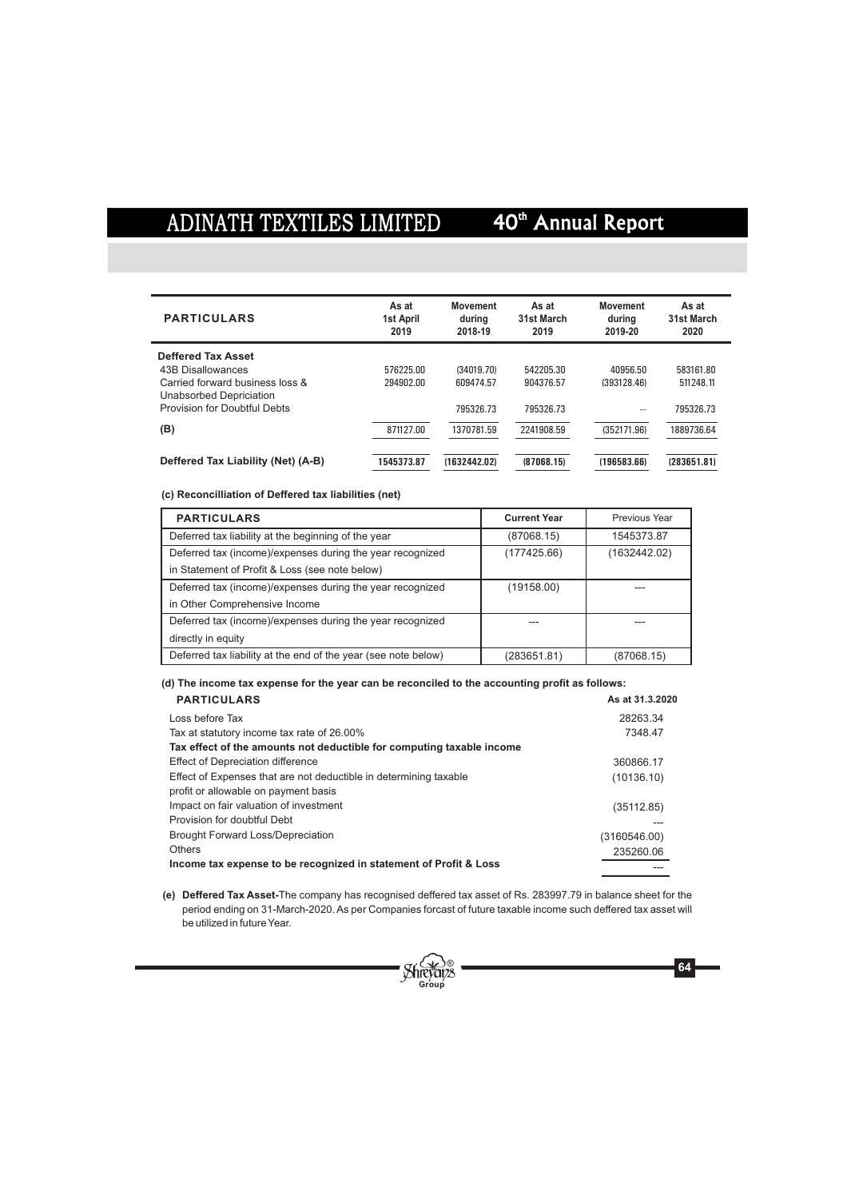| PARTICULARS | As at 1st April 2019 | Movement during 2018-19 | As at 31st March 2019 | Movement during 2019-20 | As at 31st March 2020 |
|---|---|---|---|---|---|
| **Deffered Tax Asset** | | | | | |
| 43B Disallowances | 576225.00 | (34019.70) | 542205.30 | 40956.50 | 583161.80 |
| Carried forward business loss & Unabsorbed Depriciation | 294902.00 | 609474.57 | 904376.57 | (393128.46) | 511248.11 |
| Provision for Doubtful Debts | | 795326.73 | 795326.73 | --- | 795326.73 |
| **(B)** | 871127.00 | 1370781.59 | 2241908.59 | (352171.96) | 1889736.64 |
| **Deffered Tax Liability (Net) (A-B)** | 1545373.87 | (1632442.02) | (87068.15) | (196583.66) | (283651.81) |

**(c) Reconcilliation of Deffered tax liabilities (net)**

| PARTICULARS | Current Year | Previous Year |
|---|---|---|
| Deferred tax liability at the beginning of the year | (87068.15) | 1545373.87 |
| Deferred tax (income)/expenses during the year recognized in Statement of Profit & Loss (see note below) | (177425.66) | (1632442.02) |
| Deferred tax (income)/expenses during the year recognized in Other Comprehensive Income | (19158.00) | --- |
| Deferred tax (income)/expenses during the year recognized directly in equity | --- | --- |
| Deferred tax liability at the end of the year (see note below) | (283651.81) | (87068.15) |

**(d) The income tax expense for the year can be reconciled to the accounting profit as follows:**

| PARTICULARS | As at 31.3.2020 |
|---|---|
| Loss before Tax | 28263.34 |
| Tax at statutory income tax rate of 26.00% | 7348.47 |
| **Tax effect of the amounts not deductible for computing taxable income** | |
| Effect of Depreciation difference | 360866.17 |
| Effect of Expenses that are not deductible in determining taxable profit or allowable on payment basis | (10136.10) |
| Impact on fair valuation of investment | (35112.85) |
| Provision for doubtful Debt | --- |
| Brought Forward Loss/Depreciation | (3160546.00) |
| Others | 235260.06 |
| **Income tax expense to be recognized in statement of Profit & Loss** | --- |

**(e) Deffered Tax Asset-**The company has recognised deffered tax asset of Rs. 283997.79 in balance sheet for the period ending on 31-March-2020. As per Companies forcast of future taxable income such deffered tax asset will be utilized in future Year.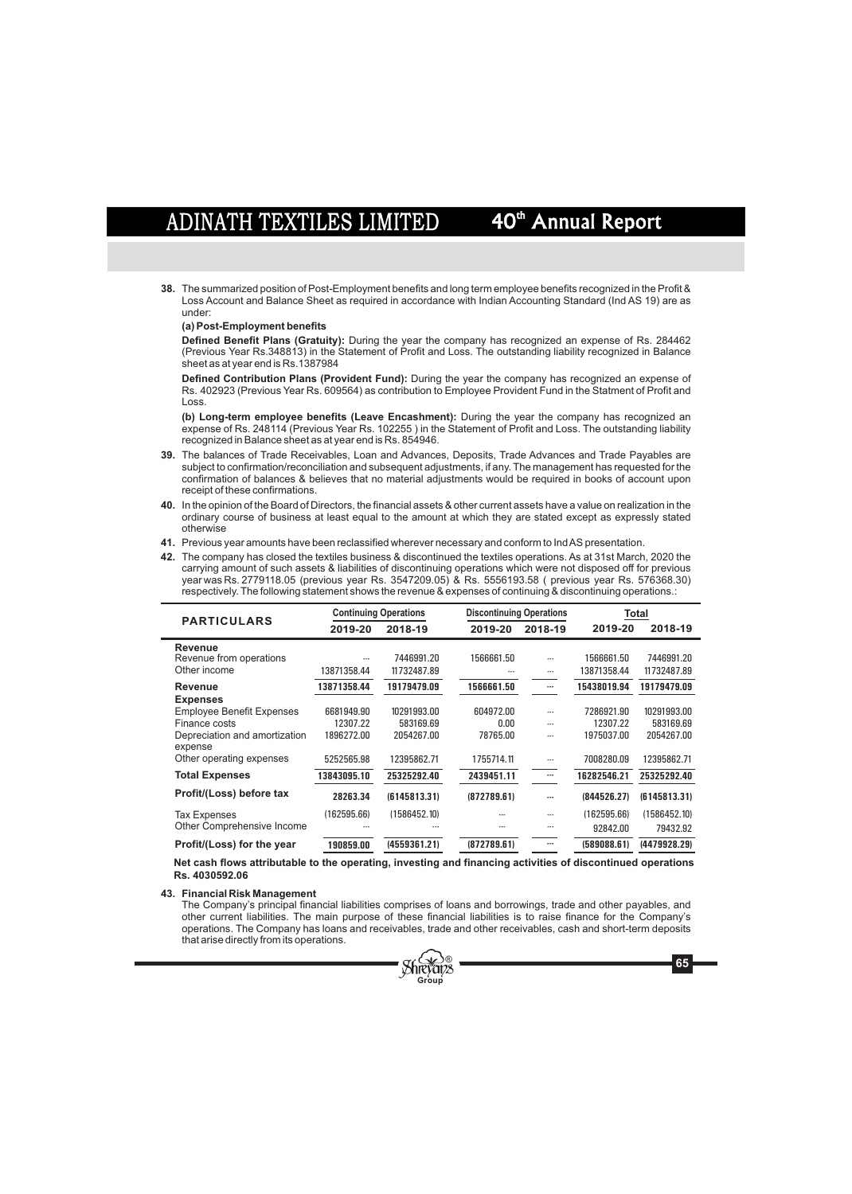**38.** The summarized position of Post-Employment benefits and long term employee benefits recognized in the Profit & Loss Account and Balance Sheet as required in accordance with Indian Accounting Standard (Ind AS 19) are as under:

**(a) Post-Employment benefits**

**Defined Benefit Plans (Gratuity):** During the year the company has recognized an expense of Rs. 284462 (Previous Year Rs.348813) in the Statement of Profit and Loss. The outstanding liability recognized in Balance sheet as at year end is Rs.1387984

**Defined Contribution Plans (Provident Fund):** During the year the company has recognized an expense of Rs. 402923 (Previous Year Rs. 609564) as contribution to Employee Provident Fund in the Statment of Profit and Loss.

**(b) Long-term employee benefits (Leave Encashment):** During the year the company has recognized an expense of Rs. 248114 (Previous Year Rs. 102255 ) in the Statement of Profit and Loss. The outstanding liability recognized in Balance sheet as at year end is Rs. 854946.

**39.** The balances of Trade Receivables, Loan and Advances, Deposits, Trade Advances and Trade Payables are subject to confirmation/reconciliation and subsequent adjustments, if any. The management has requested for the confirmation of balances & believes that no material adjustments would be required in books of account upon receipt of these confirmations.

**40.** In the opinion of the Board of Directors, the financial assets & other current assets have a value on realization in the ordinary course of business at least equal to the amount at which they are stated except as expressly stated otherwise

**41.** Previous year amounts have been reclassified wherever necessary and conform to Ind AS presentation.

**42.** The company has closed the textiles business & discontinued the textiles operations. As at 31st March, 2020 the carrying amount of such assets & liabilities of discontinuing operations which were not disposed off for previous year was Rs. 2779118.05 (previous year Rs. 3547209.05) & Rs. 5556193.58 ( previous year Rs. 576368.30) respectively. The following statement shows the revenue & expenses of continuing & discontinuing operations.:

| PARTICULARS | Continuing Operations | | Discontinuing Operations | | Total | |
|---|---|---|---|---|---|---|
| | 2019-20 | 2018-19 | 2019-20 | 2018-19 | 2019-20 | 2018-19 |
| **Revenue** | | | | | | |
| Revenue from operations | --- | 7446991.20 | 1566661.50 | --- | 1566661.50 | 7446991.20 |
| Other income | 13871358.44 | 11732487.89 | --- | --- | 13871358.44 | 11732487.89 |
| **Revenue** | **13871358.44** | **19179479.09** | **1566661.50** | **---** | **15438019.94** | **19179479.09** |
| **Expenses** | | | | | | |
| Employee Benefit Expenses | 6681949.90 | 10291993.00 | 604972.00 | --- | 7286921.90 | 10291993.00 |
| Finance costs | 12307.22 | 583169.69 | 0.00 | --- | 12307.22 | 583169.69 |
| Depreciation and amortization expense | 1896272.00 | 2054267.00 | 78765.00 | --- | 1975037.00 | 2054267.00 |
| Other operating expenses | 5252565.98 | 12395862.71 | 1755714.11 | --- | 7008280.09 | 12395862.71 |
| **Total Expenses** | **13843095.10** | **25325292.40** | **2439451.11** | **---** | **16282546.21** | **25325292.40** |
| **Profit/(Loss) before tax** | **28263.34** | **(6145813.31)** | **(872789.61)** | **---** | **(844526.27)** | **(6145813.31)** |
| Tax Expenses | (162595.66) | (1586452.10) | --- | --- | (162595.66) | (1586452.10) |
| Other Comprehensive Income | --- | --- | --- | --- | 92842.00 | 79432.92 |
| **Profit/(Loss) for the year** | **190859.00** | **(4559361.21)** | **(872789.61)** | **---** | **(589088.61)** | **(4479928.29)** |

**Net cash flows attributable to the operating, investing and financing activities of discontinued operations Rs. 4030592.06**

**43. Financial Risk Management**

The Company's principal financial liabilities comprises of loans and borrowings, trade and other payables, and other current liabilities. The main purpose of these financial liabilities is to raise finance for the Company's operations. The Company has loans and receivables, trade and other receivables, cash and short-term deposits that arise directly from its operations.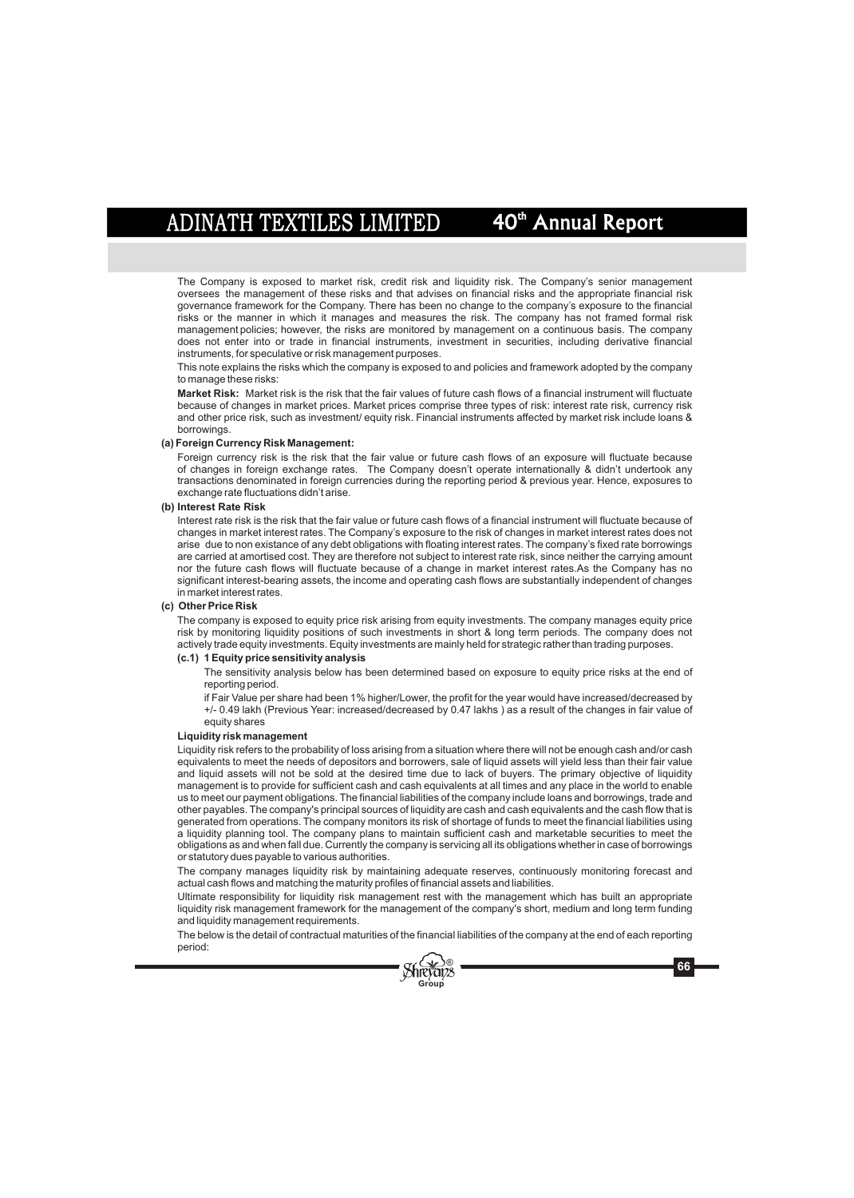The Company is exposed to market risk, credit risk and liquidity risk. The Company's senior management oversees the management of these risks and that advises on financial risks and the appropriate financial risk governance framework for the Company. There has been no change to the company's exposure to the financial risks or the manner in which it manages and measures the risk. The company has not framed formal risk management policies; however, the risks are monitored by management on a continuous basis. The company does not enter into or trade in financial instruments, investment in securities, including derivative financial instruments, for speculative or risk management purposes.

This note explains the risks which the company is exposed to and policies and framework adopted by the company to manage these risks:

**Market Risk:** Market risk is the risk that the fair values of future cash flows of a financial instrument will fluctuate because of changes in market prices. Market prices comprise three types of risk: interest rate risk, currency risk and other price risk, such as investment/ equity risk. Financial instruments affected by market risk include loans & borrowings.

**(a) Foreign Currency Risk Management:**

Foreign currency risk is the risk that the fair value or future cash flows of an exposure will fluctuate because of changes in foreign exchange rates. The Company doesn't operate internationally & didn't undertook any transactions denominated in foreign currencies during the reporting period & previous year. Hence, exposures to exchange rate fluctuations didn't arise.

**(b) Interest Rate Risk**

Interest rate risk is the risk that the fair value or future cash flows of a financial instrument will fluctuate because of changes in market interest rates. The Company's exposure to the risk of changes in market interest rates does not arise due to non existance of any debt obligations with floating interest rates. The company's fixed rate borrowings are carried at amortised cost. They are therefore not subject to interest rate risk, since neither the carrying amount nor the future cash flows will fluctuate because of a change in market interest rates.As the Company has no significant interest-bearing assets, the income and operating cash flows are substantially independent of changes in market interest rates.

**(c) Other Price Risk**

The company is exposed to equity price risk arising from equity investments. The company manages equity price risk by monitoring liquidity positions of such investments in short & long term periods. The company does not actively trade equity investments. Equity investments are mainly held for strategic rather than trading purposes.

**(c.1) 1 Equity price sensitivity analysis**

The sensitivity analysis below has been determined based on exposure to equity price risks at the end of reporting period.

if Fair Value per share had been 1% higher/Lower, the profit for the year would have increased/decreased by +/- 0.49 lakh (Previous Year: increased/decreased by 0.47 lakhs ) as a result of the changes in fair value of equity shares

**Liquidity risk management**

Liquidity risk refers to the probability of loss arising from a situation where there will not be enough cash and/or cash equivalents to meet the needs of depositors and borrowers, sale of liquid assets will yield less than their fair value and liquid assets will not be sold at the desired time due to lack of buyers. The primary objective of liquidity management is to provide for sufficient cash and cash equivalents at all times and any place in the world to enable us to meet our payment obligations. The financial liabilities of the company include loans and borrowings, trade and other payables. The company's principal sources of liquidity are cash and cash equivalents and the cash flow that is generated from operations. The company monitors its risk of shortage of funds to meet the financial liabilities using a liquidity planning tool. The company plans to maintain sufficient cash and marketable securities to meet the obligations as and when fall due. Currently the company is servicing all its obligations whether in case of borrowings or statutory dues payable to various authorities.

The company manages liquidity risk by maintaining adequate reserves, continuously monitoring forecast and actual cash flows and matching the maturity profiles of financial assets and liabilities.

Ultimate responsibility for liquidity risk management rest with the management which has built an appropriate liquidity risk management framework for the management of the company's short, medium and long term funding and liquidity management requirements.

The below is the detail of contractual maturities of the financial liabilities of the company at the end of each reporting period: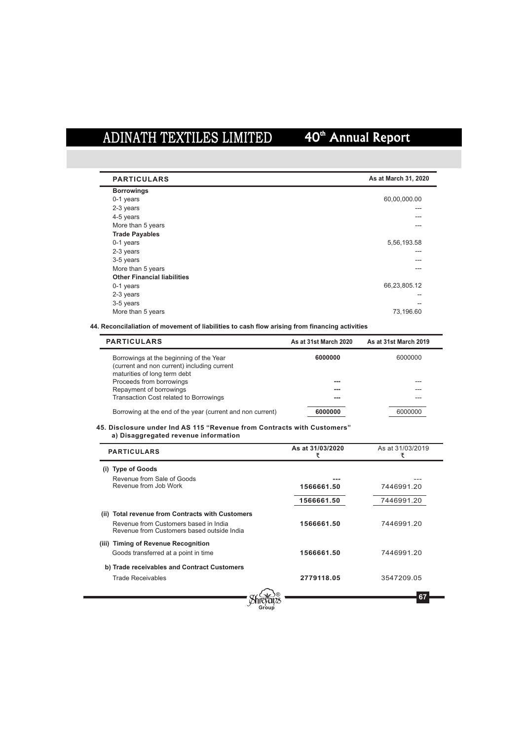| PARTICULARS | As at March 31, 2020 |
|---|---|
| **Borrowings** | |
| 0-1 years | 60,00,000.00 |
| 2-3 years | --- |
| 4-5 years | --- |
| More than 5 years | --- |
| **Trade Payables** | |
| 0-1 years | 5,56,193.58 |
| 2-3 years | --- |
| 3-5 years | --- |
| More than 5 years | --- |
| **Other Financial liabilities** | |
| 0-1 years | 66,23,805.12 |
| 2-3 years | -- |
| 3-5 years | -- |
| More than 5 years | 73,196.60 |

**44. Reconcilaliation of movement of liabilities to cash flow arising from financing activities**

| PARTICULARS | As at 31st March 2020 | As at 31st March 2019 |
|---|---|---|
| Borrowings at the beginning of the Year (current and non current) including current maturities of long term debt | **6000000** | 6000000 |
| Proceeds from borrowings | **---** | --- |
| Repayment of borrowings | **---** | --- |
| Transaction Cost related to Borrowings | **---** | --- |
| Borrowing at the end of the year (current and non current) | **6000000** | 6000000 |

**45. Disclosure under Ind AS 115 "Revenue from Contracts with Customers"**

**a) Disaggregated revenue information**

| PARTICULARS | As at 31/03/2020 ₹ | As at 31/03/2019 ₹ |
|---|---|---|
| **(i) Type of Goods** | | |
| Revenue from Sale of Goods | **---** | --- |
| Revenue from Job Work | **1566661.50** | 7446991.20 |
| | **1566661.50** | 7446991.20 |
| **(ii) Total revenue from Contracts with Customers** | | |
| Revenue from Customers based in India | **1566661.50** | 7446991.20 |
| Revenue from Customers based outside India | | |
| **(iii) Timing of Revenue Recognition** | | |
| Goods transferred at a point in time | **1566661.50** | 7446991.20 |
| **b) Trade receivables and Contract Customers** | | |
| Trade Receivables | **2779118.05** | 3547209.05 |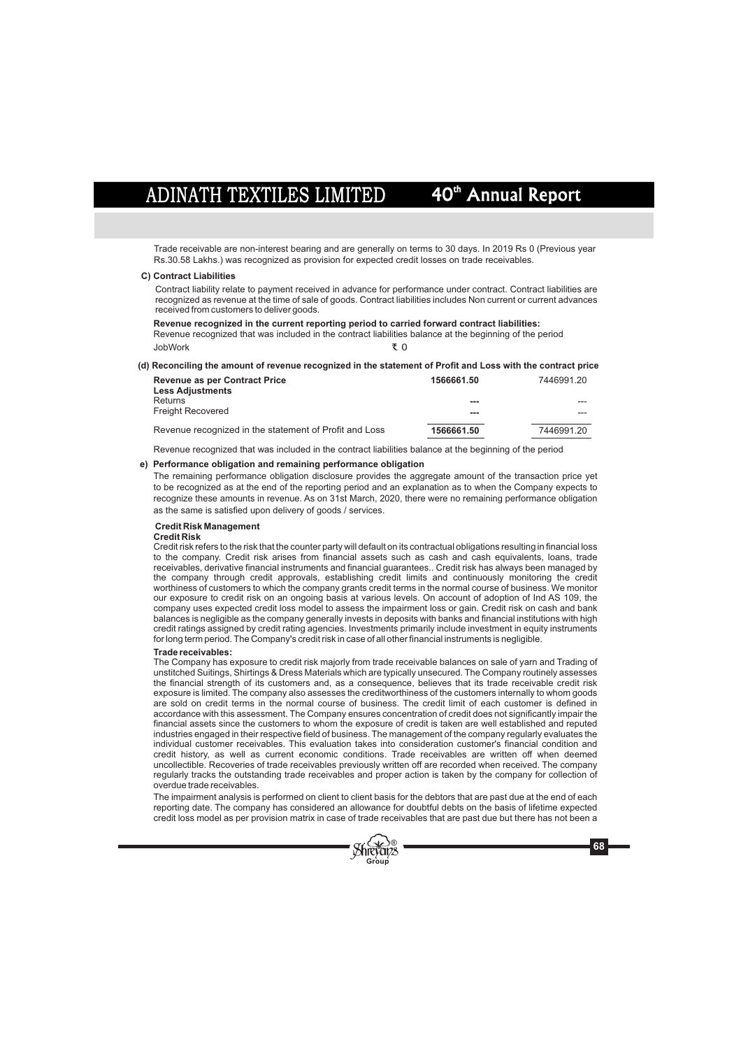Trade receivable are non-interest bearing and are generally on terms to 30 days. In 2019 Rs 0 (Previous year Rs.30.58 Lakhs.) was recognized as provision for expected credit losses on trade receivables.

**C) Contract Liabilities**

Contract liability relate to payment received in advance for performance under contract. Contract liabilities are recognized as revenue at the time of sale of goods. Contract liabilities includes Non current or current advances received from customers to deliver goods.

**Revenue recognized in the current reporting period to carried forward contract liabilities:**

Revenue recognized that was included in the contract liabilities balance at the beginning of the period

JobWork ₹ 0

**(d) Reconciling the amount of revenue recognized in the statement of Profit and Loss with the contract price**

| | | |
|---|---|---|
| **Revenue as per Contract Price** | **1566661.50** | 7446991.20 |
| **Less Adjustments** | | |
| Returns | --- | --- |
| Freight Recovered | --- | --- |
| Revenue recognized in the statement of Profit and Loss | **1566661.50** | 7446991.20 |

Revenue recognized that was included in the contract liabilities balance at the beginning of the period

**e) Performance obligation and remaining performance obligation**

The remaining performance obligation disclosure provides the aggregate amount of the transaction price yet to be recognized as at the end of the reporting period and an explanation as to when the Company expects to recognize these amounts in revenue. As on 31st March, 2020, there were no remaining performance obligation as the same is satisfied upon delivery of goods / services.

**Credit Risk Management**

**Credit Risk**

Credit risk refers to the risk that the counter party will default on its contractual obligations resulting in financial loss to the company. Credit risk arises from financial assets such as cash and cash equivalents, loans, trade receivables, derivative financial instruments and financial guarantees.. Credit risk has always been managed by the company through credit approvals, establishing credit limits and continuously monitoring the credit worthiness of customers to which the company grants credit terms in the normal course of business. We monitor our exposure to credit risk on an ongoing basis at various levels. On account of adoption of Ind AS 109, the company uses expected credit loss model to assess the impairment loss or gain. Credit risk on cash and bank balances is negligible as the company generally invests in deposits with banks and financial institutions with high credit ratings assigned by credit rating agencies. Investments primarily include investment in equity instruments for long term period. The Company's credit risk in case of all other financial instruments is negligible.

**Trade receivables:**

The Company has exposure to credit risk majorly from trade receivable balances on sale of yarn and Trading of unstitched Suitings, Shirtings & Dress Materials which are typically unsecured. The Company routinely assesses the financial strength of its customers and, as a consequence, believes that its trade receivable credit risk exposure is limited. The company also assesses the creditworthiness of the customers internally to whom goods are sold on credit terms in the normal course of business. The credit limit of each customer is defined in accordance with this assessment. The Company ensures concentration of credit does not significantly impair the financial assets since the customers to whom the exposure of credit is taken are well established and reputed industries engaged in their respective field of business. The management of the company regularly evaluates the individual customer receivables. This evaluation takes into consideration customer's financial condition and credit history, as well as current economic conditions. Trade receivables are written off when deemed uncollectible. Recoveries of trade receivables previously written off are recorded when received. The company regularly tracks the outstanding trade receivables and proper action is taken by the company for collection of overdue trade receivables.

The impairment analysis is performed on client to client basis for the debtors that are past due at the end of each reporting date. The company has considered an allowance for doubtful debts on the basis of lifetime expected credit loss model as per provision matrix in case of trade receivables that are past due but there has not been a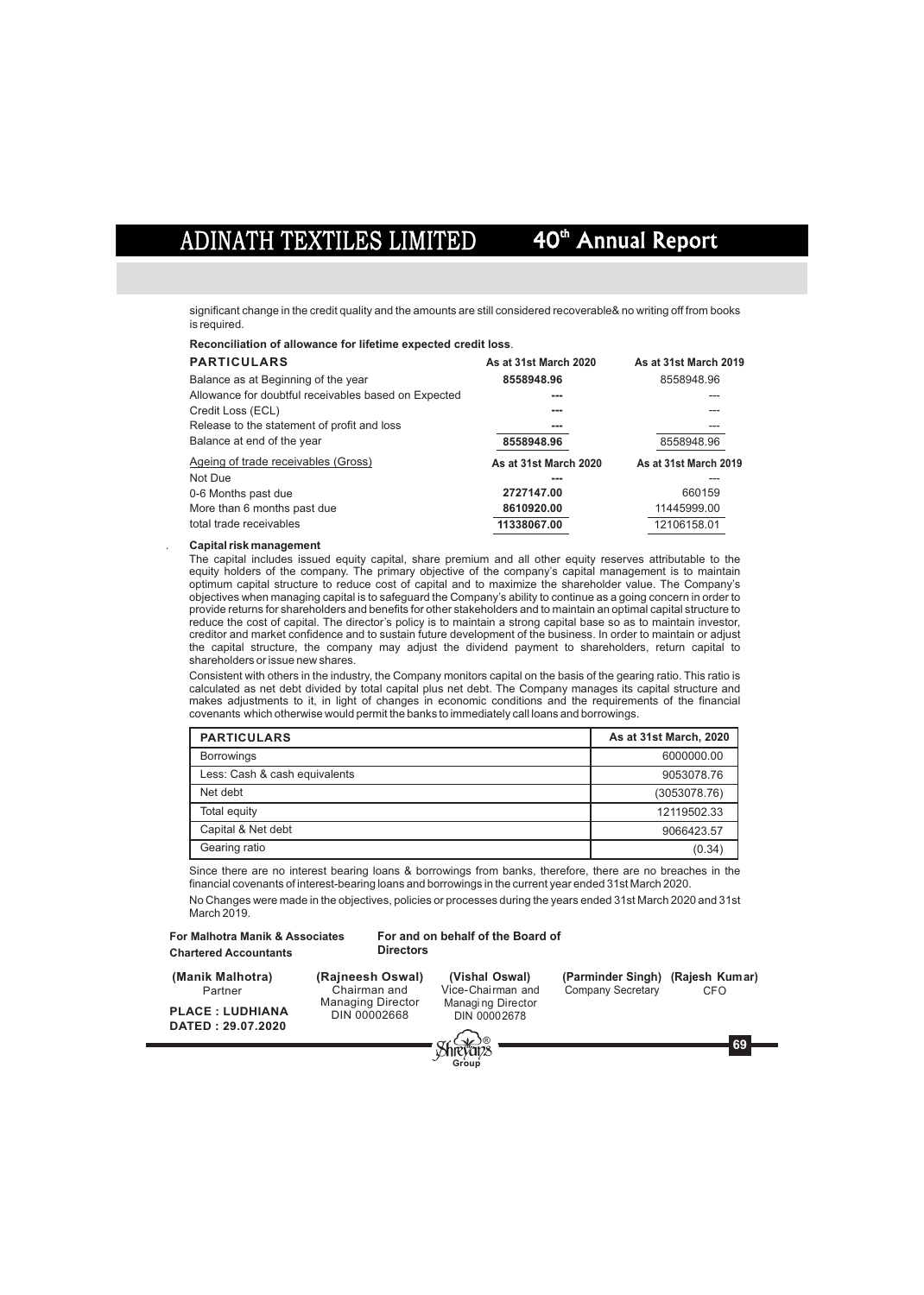significant change in the credit quality and the amounts are still considered recoverable& no writing off from books is required.

**Reconciliation of allowance for lifetime expected credit loss**.

| PARTICULARS | As at 31st March 2020 | As at 31st March 2019 |
|---|---|---|
| Balance as at Beginning of the year | 8558948.96 | 8558948.96 |
| Allowance for doubtful receivables based on Expected Credit Loss (ECL) | --- | --- |
| Release to the statement of profit and loss | --- | --- |
| Balance at end of the year | 8558948.96 | 8558948.96 |

| Ageing of trade receivables (Gross) | As at 31st March 2020 | As at 31st March 2019 |
|---|---|---|
| Not Due | --- | --- |
| 0-6 Months past due | 2727147.00 | 660159 |
| More than 6 months past due | 8610920.00 | 11445999.00 |
| total trade receivables | 11338067.00 | 12106158.01 |

**Capital risk management**

The capital includes issued equity capital, share premium and all other equity reserves attributable to the equity holders of the company. The primary objective of the company's capital management is to maintain optimum capital structure to reduce cost of capital and to maximize the shareholder value. The Company's objectives when managing capital is to safeguard the Company's ability to continue as a going concern in order to provide returns for shareholders and benefits for other stakeholders and to maintain an optimal capital structure to reduce the cost of capital. The director's policy is to maintain a strong capital base so as to maintain investor, creditor and market confidence and to sustain future development of the business. In order to maintain or adjust the capital structure, the company may adjust the dividend payment to shareholders, return capital to shareholders or issue new shares.

Consistent with others in the industry, the Company monitors capital on the basis of the gearing ratio. This ratio is calculated as net debt divided by total capital plus net debt. The Company manages its capital structure and makes adjustments to it, in light of changes in economic conditions and the requirements of the financial covenants which otherwise would permit the banks to immediately call loans and borrowings.

| PARTICULARS | As at 31st March, 2020 |
|---|---|
| Borrowings | 6000000.00 |
| Less: Cash & cash equivalents | 9053078.76 |
| Net debt | (3053078.76) |
| Total equity | 12119502.33 |
| Capital & Net debt | 9066423.57 |
| Gearing ratio | (0.34) |

Since there are no interest bearing loans & borrowings from banks, therefore, there are no breaches in the financial covenants of interest-bearing loans and borrowings in the current year ended 31st March 2020.

No Changes were made in the objectives, policies or processes during the years ended 31st March 2020 and 31st March 2019.

**For Malhotra Manik & Associates**
**Chartered Accountants**

**For and on behalf of the Board of Directors**

| **(Manik Malhotra)** Partner | **(Rajneesh Oswal)** Chairman and Managing Director DIN 00002668 | **(Vishal Oswal)** Vice-Chairman and Managing Director DIN 00002678 | **(Parminder Singh)** Company Secretary | **(Rajesh Kumar)** CFO |
|---|---|---|---|---|

**PLACE : LUDHIANA**
**DATED : 29.07.2020**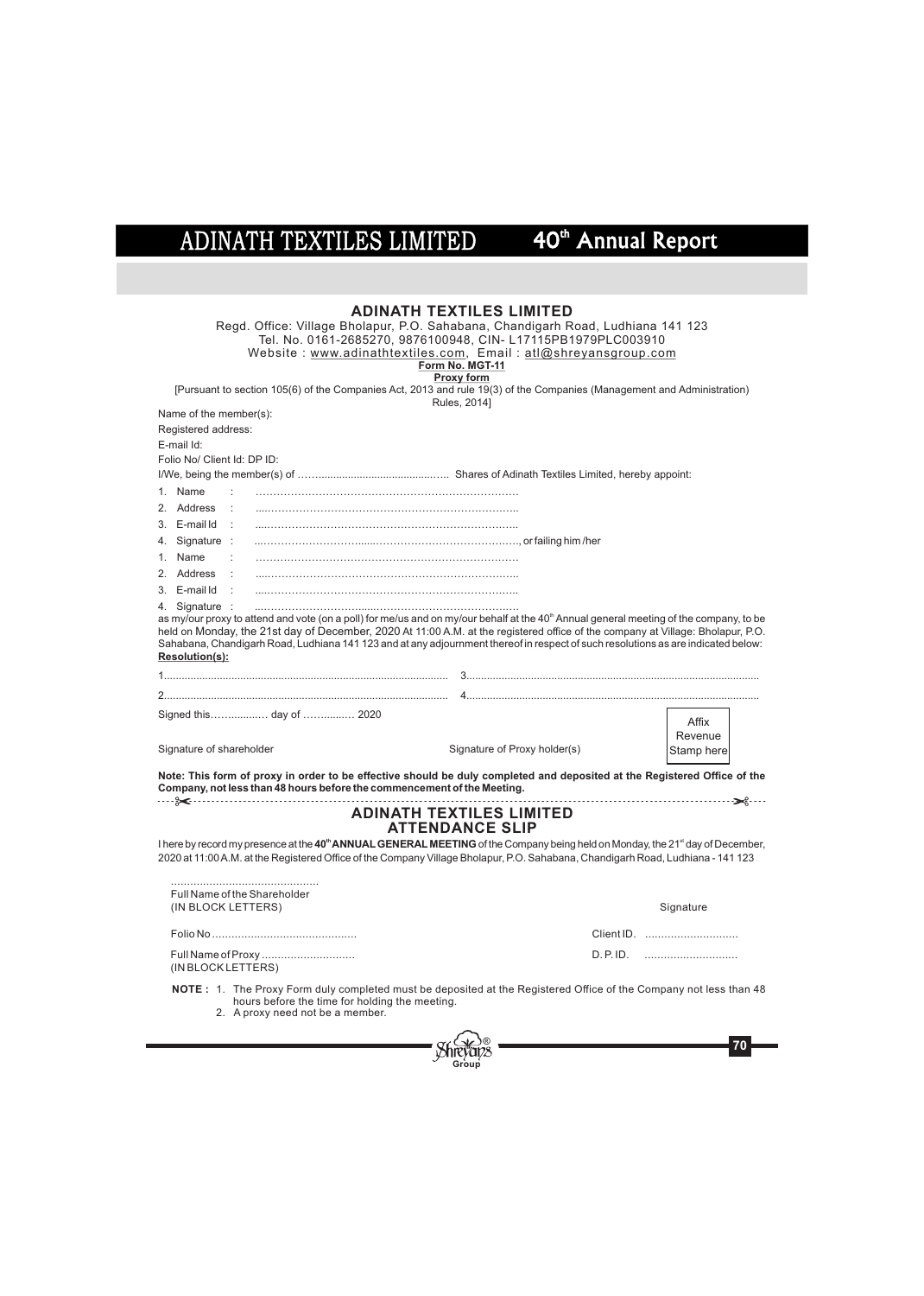# ADINATH TEXTILES LIMITED

Regd. Office: Village Bholapur, P.O. Sahabana, Chandigarh Road, Ludhiana 141 123
Tel. No. 0161-2685270, 9876100948, CIN- L17115PB1979PLC003910
Website : www.adinathtextiles.com, Email : atl@shreyansgroup.com

**Form No. MGT-11**

**Proxy form**

[Pursuant to section 105(6) of the Companies Act, 2013 and rule 19(3) of the Companies (Management and Administration) Rules, 2014]

Name of the member(s):

Registered address:

E-mail Id:

Folio No/ Client Id: DP ID:

I/We, being the member(s) of ……......................................…. Shares of Adinath Textiles Limited, hereby appoint:

1. Name : ………………………………………………………………
2. Address : ....…………………………………………………………..
3. E-mail Id : ....…………………………………………………………..
4. Signature : ....………………………....……………………………….., or failing him /her

1. Name : ………………………………………………………………
2. Address : ....…………………………………………………………..
3. E-mail Id : ....…………………………………………………………..
4. Signature : ....………………………....……………………………….

as my/our proxy to attend and vote (on a poll) for me/us and on my/our behalf at the 40th Annual general meeting of the company, to be held on Monday, the 21st day of December, 2020 At 11:00 A.M. at the registered office of the company at Village: Bholapur, P.O. Sahabana, Chandigarh Road, Ludhiana 141 123 and at any adjournment thereof in respect of such resolutions as are indicated below:

**Resolution(s):**

1.................................................................................. 3..................................................................................

2.................................................................................. 4..................................................................................

Signed this……......…. day of …….....…. 2020

Signature of shareholder

Signature of Proxy holder(s)

Affix Revenue Stamp here

**Note: This form of proxy in order to be effective should be duly completed and deposited at the Registered Office of the Company, not less than 48 hours before the commencement of the Meeting.**

---

## ADINATH TEXTILES LIMITED
## ATTENDANCE SLIP

I here by record my presence at the **40th ANNUAL GENERAL MEETING** of the Company being held on Monday, the 21st day of December, 2020 at 11:00 A.M. at the Registered Office of the Company Village Bholapur, P.O. Sahabana, Chandigarh Road, Ludhiana - 141 123

..............................................
Full Name of the Shareholder
(IN BLOCK LETTERS)

Signature

Folio No .............................................

Client ID. .............................

Full Name of Proxy .............................
(IN BLOCK LETTERS)

D. P. ID. .............................

**NOTE :**
1. The Proxy Form duly completed must be deposited at the Registered Office of the Company not less than 48 hours before the time for holding the meeting.
2. A proxy need not be a member.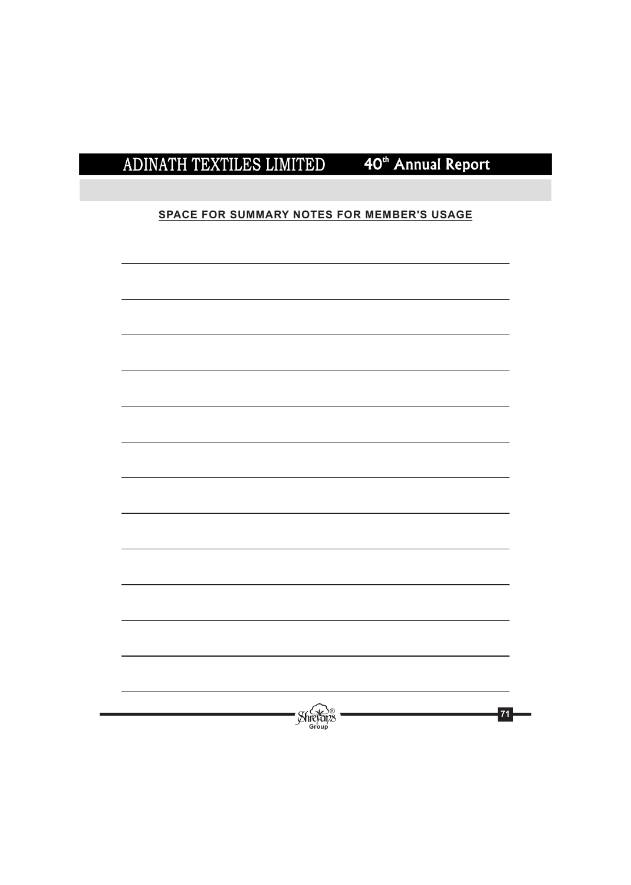**SPACE FOR SUMMARY NOTES FOR MEMBER'S USAGE**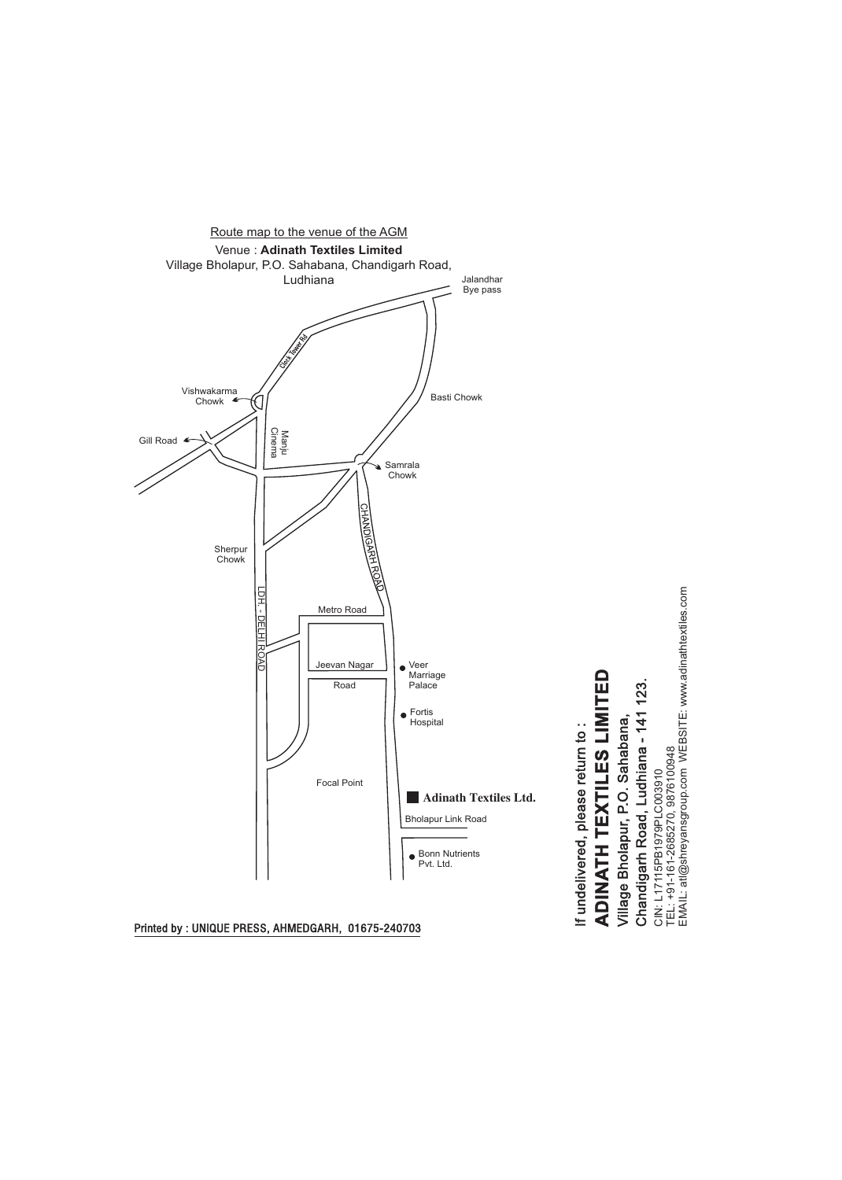Route map to the venue of the AGM

Venue : **Adinath Textiles Limited**
Village Bholapur, P.O. Sahabana, Chandigarh Road, Ludhiana

Jalandhar Bye pass

Clock Tower Rd

Vishwakarma Chowk

Basti Chowk

Manju Cinema

Gill Road

Samrala Chowk

CHANDIGARH ROAD

Sherpur Chowk

LDH. - DELHI ROAD

Metro Road

Jeevan Nagar Road

Veer Marriage Palace

Fortis Hospital

Focal Point

**Adinath Textiles Ltd.**

Bholapur Link Road

Bonn Nutrients Pvt. Ltd.

Printed by : UNIQUE PRESS, AHMEDGARH, 01675-240703

If undelivered, please return to :

**ADINATH TEXTILES LIMITED**

**Village Bholapur, P.O. Sahabana,**

**Chandigarh Road, Ludhiana - 141 123.**

CIN: L17115PB1979PLC003910
TEL: +91-161-2685270, 9876100948
EMAIL: atl@shreyansgroup.com WEBSITE: www.adinathtextiles.com